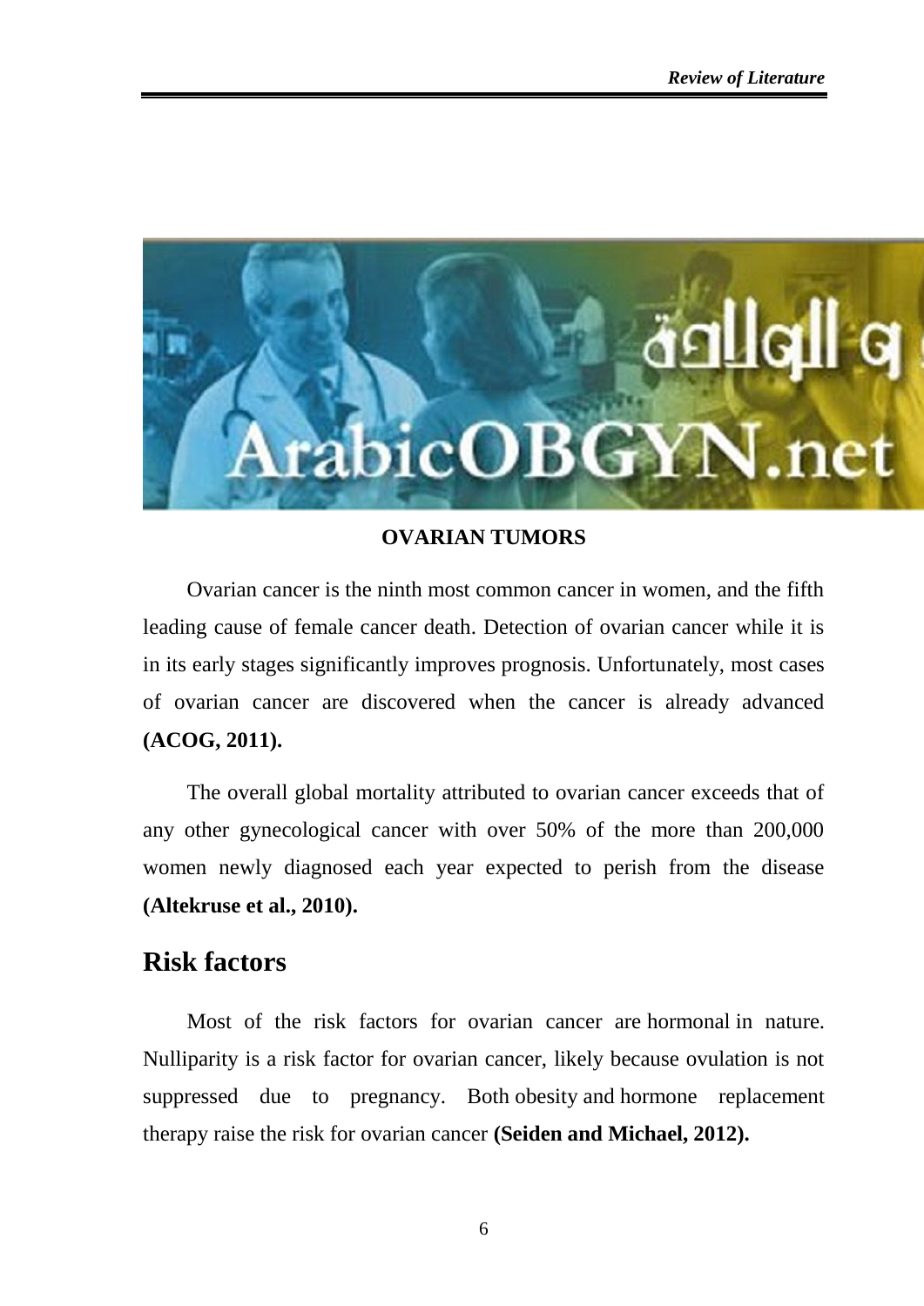**OVARIAN TUMORS**

Ovarian cancer is the ninth most common cancer in women, and the fifth leading cause of female cancer death. Detection of ovarian cancer while it is in its early stages significantly improves prognosis. Unfortunately, most cases of ovarian cancer are discovered when the cancer is already advanced **(ACOG, 2011).**

The overall global mortality attributed to ovarian cancer exceeds that of any other gynecological cancer with over 50% of the more than 200,000 women newly diagnosed each year expected to perish from the disease **(Altekruse et al., 2010).**

## Risk factors

Most of the risk factors for ovarian cancer are hormonal in nature. Nulliparity is a risk factor for ovarian cancer, likely because ovulation is not suppressed due to pregnancy. Both obesity and hormone replacement therapy raise the risk for ovarian cancer **(Seiden and Michael, 2012).**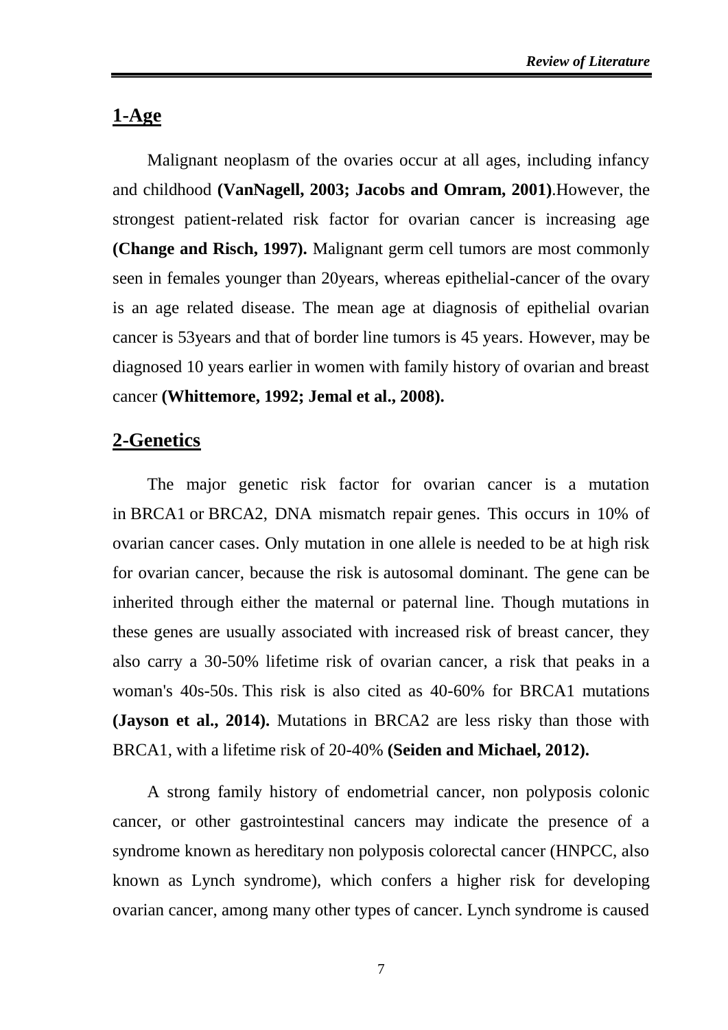## 1-Age

Malignant neoplasm of the ovaries occur at all ages, including infancy and childhood **(VanNagell, 2003; Jacobs and Omram, 2001)**.However, the strongest patient-related risk factor for ovarian cancer is increasing age **(Change and Risch, 1997).** Malignant germ cell tumors are most commonly seen in females younger than 20years, whereas epithelial-cancer of the ovary is an age related disease. The mean age at diagnosis of epithelial ovarian cancer is 53years and that of border line tumors is 45 years. However, may be diagnosed 10 years earlier in women with family history of ovarian and breast cancer **(Whittemore, 1992; Jemal et al., 2008).**

## 2-Genetics

The major genetic risk factor for ovarian cancer is a mutation in BRCA1 or BRCA2, DNA mismatch repair genes. This occurs in 10% of ovarian cancer cases. Only mutation in one allele is needed to be at high risk for ovarian cancer, because the risk is autosomal dominant. The gene can be inherited through either the maternal or paternal line. Though mutations in these genes are usually associated with increased risk of breast cancer, they also carry a 30-50% lifetime risk of ovarian cancer, a risk that peaks in a woman's 40s-50s. This risk is also cited as 40-60% for BRCA1 mutations **(Jayson et al., 2014).** Mutations in BRCA2 are less risky than those with BRCA1, with a lifetime risk of 20-40% **(Seiden and Michael, 2012).**

A strong family history of endometrial cancer, non polyposis colonic cancer, or other gastrointestinal cancers may indicate the presence of a syndrome known as hereditary non polyposis colorectal cancer (HNPCC, also known as Lynch syndrome), which confers a higher risk for developing ovarian cancer, among many other types of cancer. Lynch syndrome is caused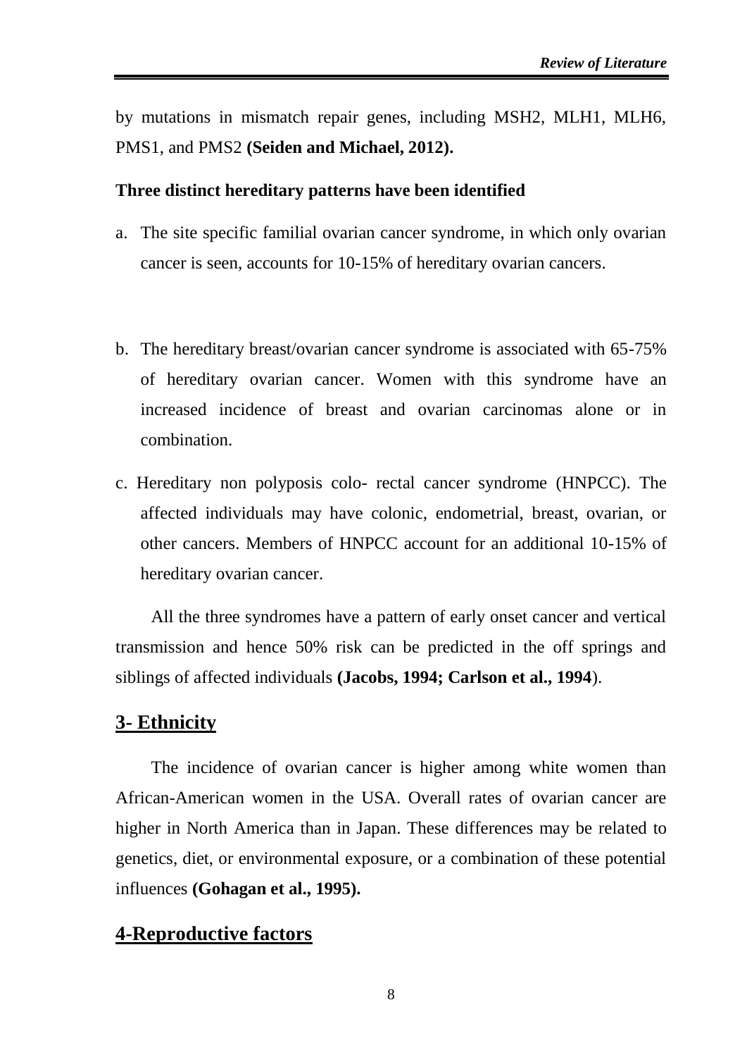by mutations in mismatch repair genes, including MSH2, MLH1, MLH6, PMS1, and PMS2 **(Seiden and Michael, 2012).**

**Three distinct hereditary patterns have been identified**

a. The site specific familial ovarian cancer syndrome, in which only ovarian cancer is seen, accounts for 10-15% of hereditary ovarian cancers.

b. The hereditary breast/ovarian cancer syndrome is associated with 65-75% of hereditary ovarian cancer. Women with this syndrome have an increased incidence of breast and ovarian carcinomas alone or in combination.

c. Hereditary non polyposis colo- rectal cancer syndrome (HNPCC). The affected individuals may have colonic, endometrial, breast, ovarian, or other cancers. Members of HNPCC account for an additional 10-15% of hereditary ovarian cancer.

All the three syndromes have a pattern of early onset cancer and vertical transmission and hence 50% risk can be predicted in the off springs and siblings of affected individuals **(Jacobs, 1994; Carlson et al., 1994**).

## 3- Ethnicity

The incidence of ovarian cancer is higher among white women than African-American women in the USA. Overall rates of ovarian cancer are higher in North America than in Japan. These differences may be related to genetics, diet, or environmental exposure, or a combination of these potential influences **(Gohagan et al., 1995).**

## 4-Reproductive factors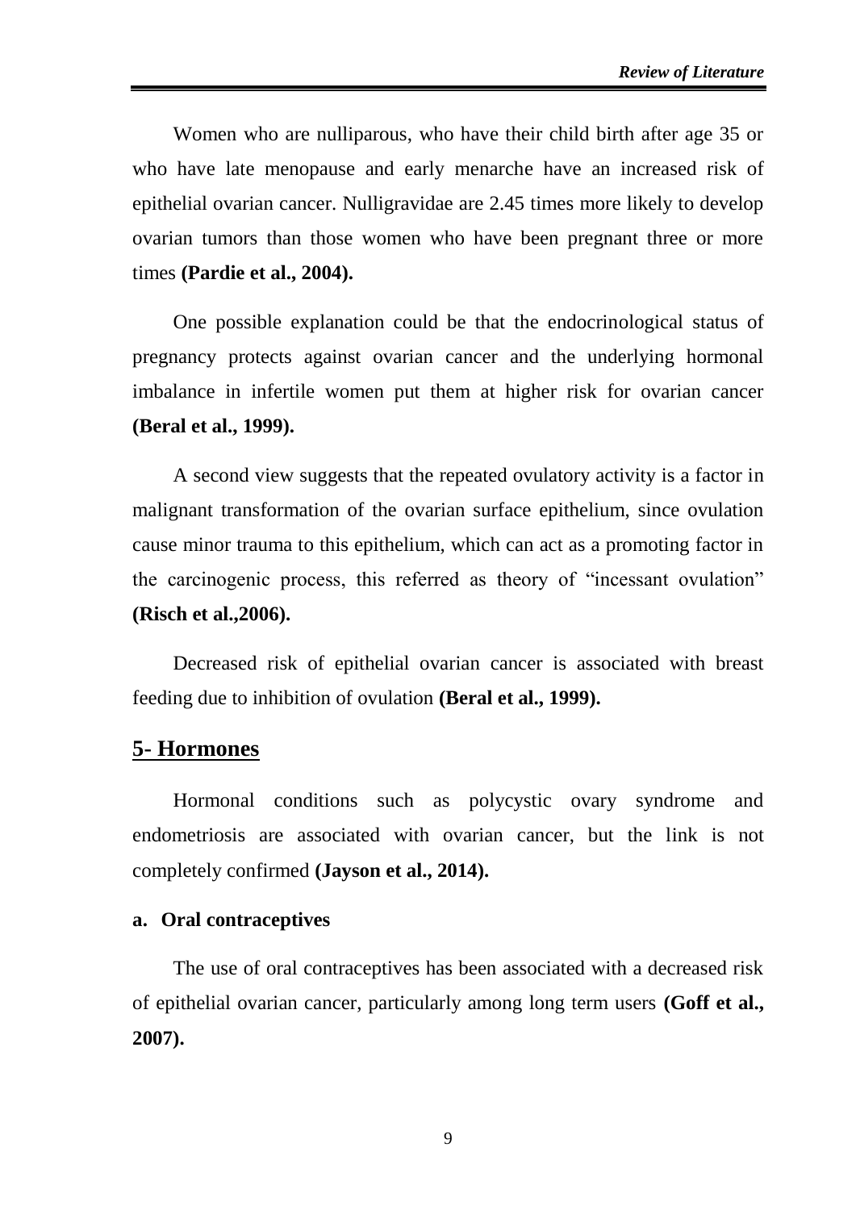Women who are nulliparous, who have their child birth after age 35 or who have late menopause and early menarche have an increased risk of epithelial ovarian cancer. Nulligravidae are 2.45 times more likely to develop ovarian tumors than those women who have been pregnant three or more times **(Pardie et al., 2004).**

One possible explanation could be that the endocrinological status of pregnancy protects against ovarian cancer and the underlying hormonal imbalance in infertile women put them at higher risk for ovarian cancer **(Beral et al., 1999).**

A second view suggests that the repeated ovulatory activity is a factor in malignant transformation of the ovarian surface epithelium, since ovulation cause minor trauma to this epithelium, which can act as a promoting factor in the carcinogenic process, this referred as theory of "incessant ovulation" **(Risch et al.,2006).**

Decreased risk of epithelial ovarian cancer is associated with breast feeding due to inhibition of ovulation **(Beral et al., 1999).**

## 5- Hormones

Hormonal conditions such as polycystic ovary syndrome and endometriosis are associated with ovarian cancer, but the link is not completely confirmed **(Jayson et al., 2014).**

### a. Oral contraceptives

The use of oral contraceptives has been associated with a decreased risk of epithelial ovarian cancer, particularly among long term users **(Goff et al., 2007).**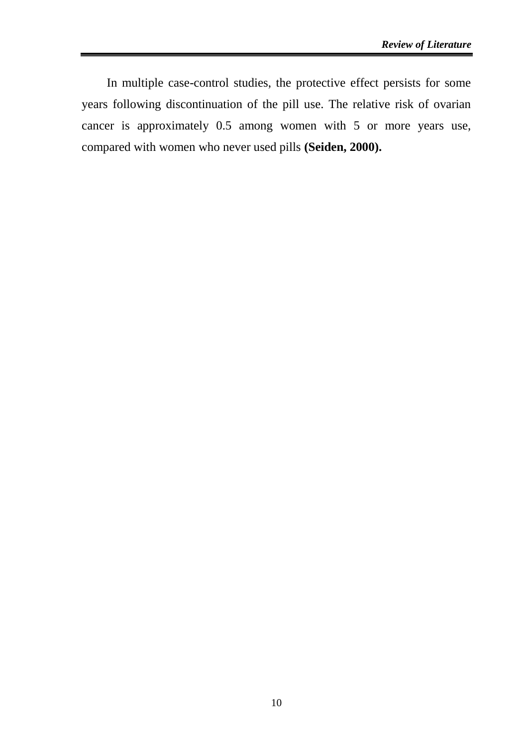In multiple case-control studies, the protective effect persists for some years following discontinuation of the pill use. The relative risk of ovarian cancer is approximately 0.5 among women with 5 or more years use, compared with women who never used pills **(Seiden, 2000).**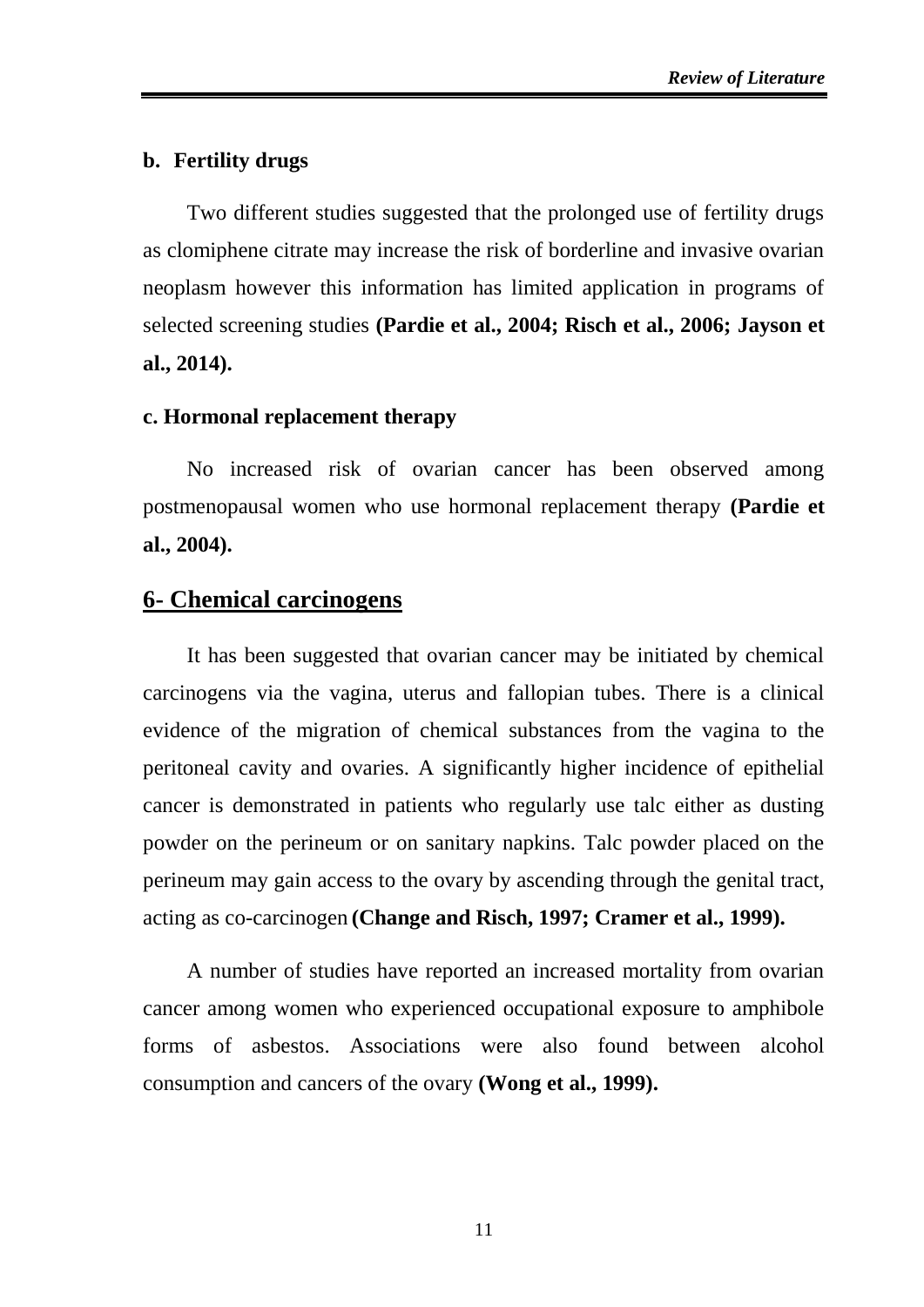### b. Fertility drugs

Two different studies suggested that the prolonged use of fertility drugs as clomiphene citrate may increase the risk of borderline and invasive ovarian neoplasm however this information has limited application in programs of selected screening studies **(Pardie et al., 2004; Risch et al., 2006; Jayson et al., 2014).**

### c. Hormonal replacement therapy

No increased risk of ovarian cancer has been observed among postmenopausal women who use hormonal replacement therapy **(Pardie et al., 2004).**

## 6- Chemical carcinogens

It has been suggested that ovarian cancer may be initiated by chemical carcinogens via the vagina, uterus and fallopian tubes. There is a clinical evidence of the migration of chemical substances from the vagina to the peritoneal cavity and ovaries. A significantly higher incidence of epithelial cancer is demonstrated in patients who regularly use talc either as dusting powder on the perineum or on sanitary napkins. Talc powder placed on the perineum may gain access to the ovary by ascending through the genital tract, acting as co-carcinogen **(Change and Risch, 1997; Cramer et al., 1999).**

A number of studies have reported an increased mortality from ovarian cancer among women who experienced occupational exposure to amphibole forms of asbestos. Associations were also found between alcohol consumption and cancers of the ovary **(Wong et al., 1999).**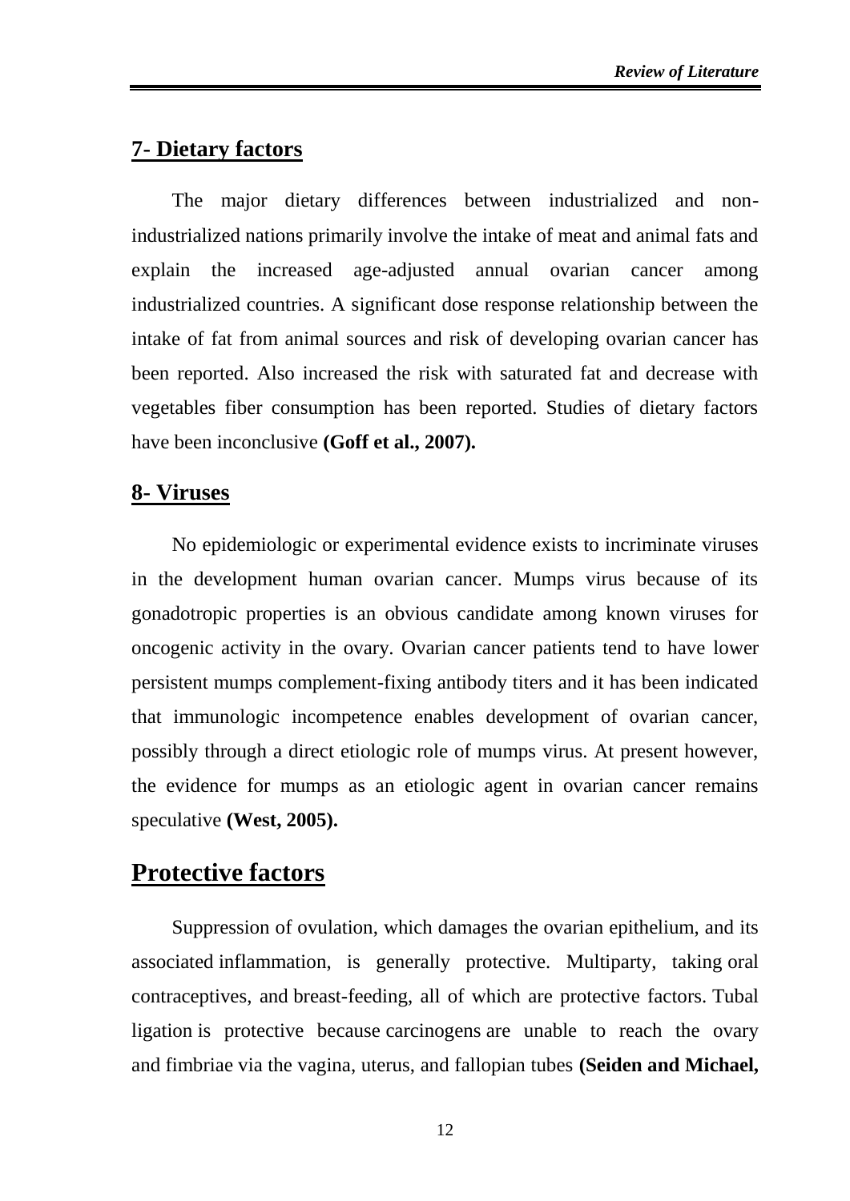## 7- Dietary factors

The major dietary differences between industrialized and non-industrialized nations primarily involve the intake of meat and animal fats and explain the increased age-adjusted annual ovarian cancer among industrialized countries. A significant dose response relationship between the intake of fat from animal sources and risk of developing ovarian cancer has been reported. Also increased the risk with saturated fat and decrease with vegetables fiber consumption has been reported. Studies of dietary factors have been inconclusive **(Goff et al., 2007).**

## 8- Viruses

No epidemiologic or experimental evidence exists to incriminate viruses in the development human ovarian cancer. Mumps virus because of its gonadotropic properties is an obvious candidate among known viruses for oncogenic activity in the ovary. Ovarian cancer patients tend to have lower persistent mumps complement-fixing antibody titers and it has been indicated that immunologic incompetence enables development of ovarian cancer, possibly through a direct etiologic role of mumps virus. At present however, the evidence for mumps as an etiologic agent in ovarian cancer remains speculative **(West, 2005).**

# Protective factors

Suppression of ovulation, which damages the ovarian epithelium, and its associated inflammation, is generally protective. Multiparty, taking oral contraceptives, and breast-feeding, all of which are protective factors. Tubal ligation is protective because carcinogens are unable to reach the ovary and fimbriae via the vagina, uterus, and fallopian tubes **(Seiden and Michael,**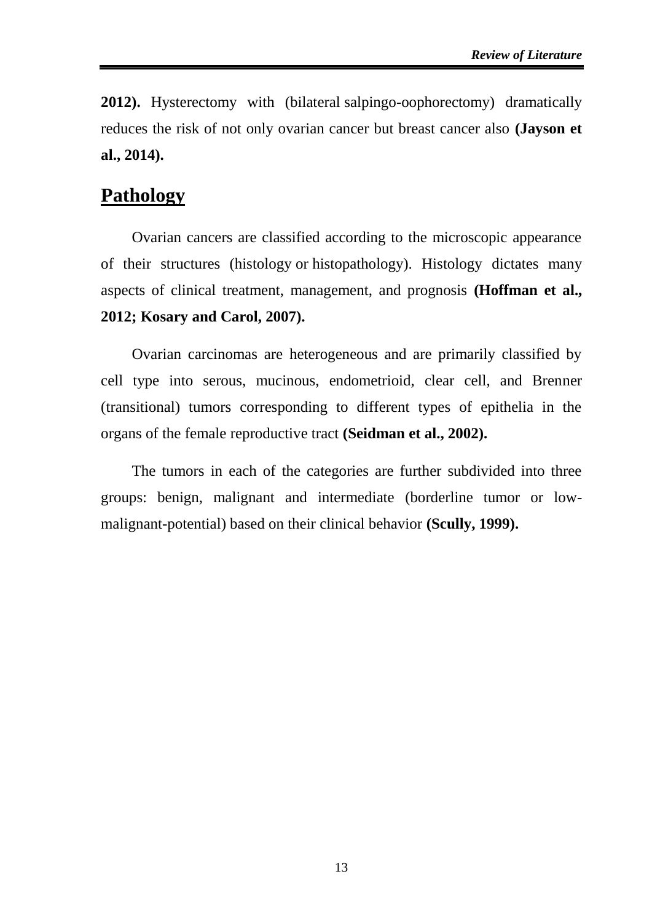**2012).** Hysterectomy with (bilateral salpingo-oophorectomy) dramatically reduces the risk of not only ovarian cancer but breast cancer also **(Jayson et al., 2014).**

## Pathology

Ovarian cancers are classified according to the microscopic appearance of their structures (histology or histopathology). Histology dictates many aspects of clinical treatment, management, and prognosis **(Hoffman et al., 2012; Kosary and Carol, 2007).**

Ovarian carcinomas are heterogeneous and are primarily classified by cell type into serous, mucinous, endometrioid, clear cell, and Brenner (transitional) tumors corresponding to different types of epithelia in the organs of the female reproductive tract **(Seidman et al., 2002).**

The tumors in each of the categories are further subdivided into three groups: benign, malignant and intermediate (borderline tumor or low-malignant-potential) based on their clinical behavior **(Scully, 1999).**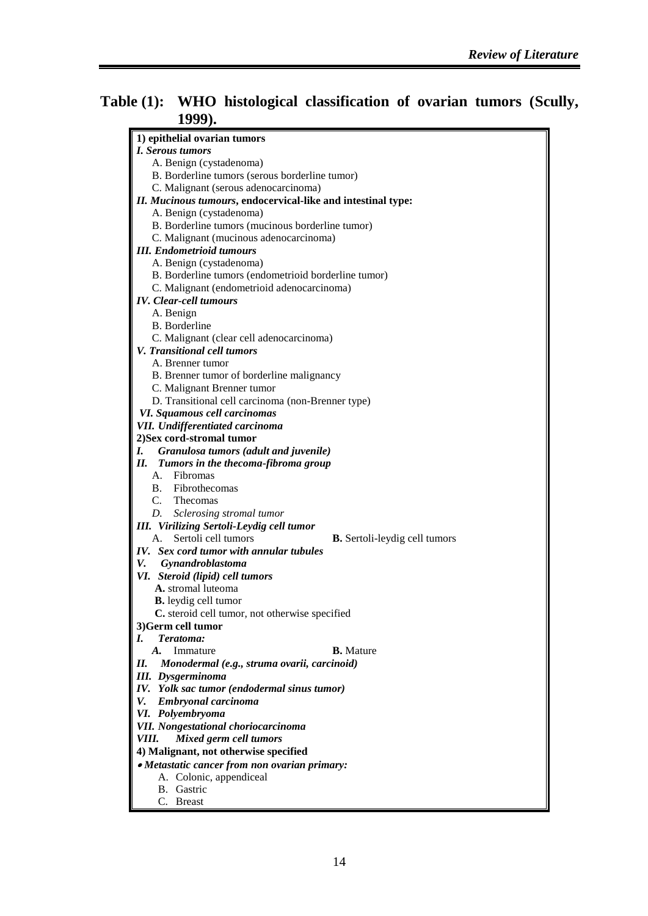**Table (1): WHO histological classification of ovarian tumors (Scully, 1999).**

**1) epithelial ovarian tumors**

***I. Serous tumors***

A. Benign (cystadenoma)
B. Borderline tumors (serous borderline tumor)
C. Malignant (serous adenocarcinoma)

***II. Mucinous tumours*, endocervical-like and intestinal type:**

A. Benign (cystadenoma)
B. Borderline tumors (mucinous borderline tumor)
C. Malignant (mucinous adenocarcinoma)

***III. Endometrioid tumours***

A. Benign (cystadenoma)
B. Borderline tumors (endometrioid borderline tumor)
C. Malignant (endometrioid adenocarcinoma)

***IV. Clear-cell tumours***

A. Benign
B. Borderline
C. Malignant (clear cell adenocarcinoma)

***V. Transitional cell tumors***

A. Brenner tumor
B. Brenner tumor of borderline malignancy
C. Malignant Brenner tumor
D. Transitional cell carcinoma (non-Brenner type)

***VI. Squamous cell carcinomas***

***VII. Undifferentiated carcinoma***

**2)Sex cord-stromal tumor**

***I. Granulosa tumors (adult and juvenile)***

***II. Tumors in the thecoma-fibroma group***

A. Fibromas
B. Fibrothecomas
C. Thecomas
*D. Sclerosing stromal tumor*

***III. Virilizing Sertoli-Leydig cell tumor***

A. Sertoli cell tumors
**B.** Sertoli-leydig cell tumors

***IV. Sex cord tumor with annular tubules***

***V. Gynandroblastoma***

***VI. Steroid (lipid) cell tumors***

**A.** stromal luteoma
**B.** leydig cell tumor
**C.** steroid cell tumor, not otherwise specified

**3)Germ cell tumor**

***I. Teratoma:***

***A.*** Immature
**B.** Mature

***II. Monodermal (e.g., struma ovarii, carcinoid)***

***III. Dysgerminoma***

***IV. Yolk sac tumor (endodermal sinus tumor)***

***V. Embryonal carcinoma***

***VI. Polyembryoma***

***VII. Nongestational choriocarcinoma***

***VIII. Mixed germ cell tumors***

**4) Malignant, not otherwise specified**

- ***Metastatic cancer from non ovarian primary:***

A. Colonic, appendiceal
B. Gastric
C. Breast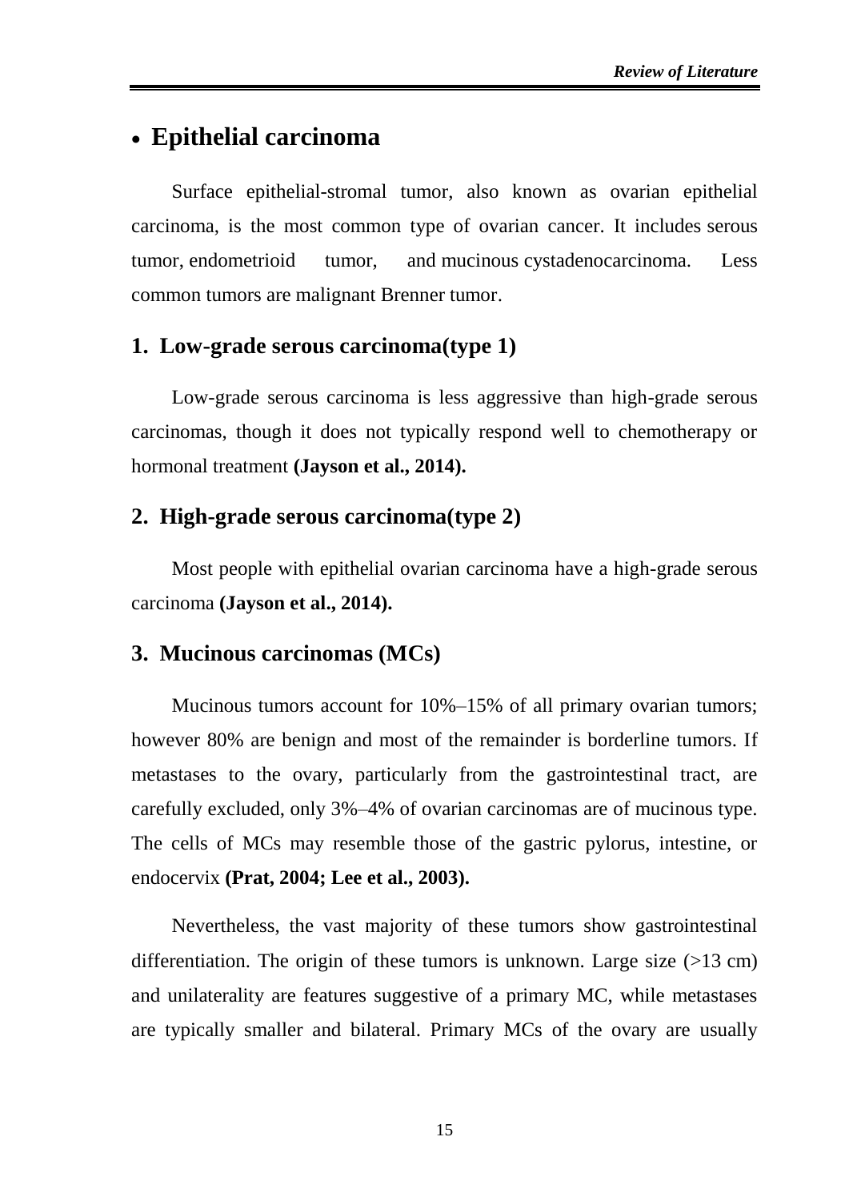## • Epithelial carcinoma

Surface epithelial-stromal tumor, also known as ovarian epithelial carcinoma, is the most common type of ovarian cancer. It includes serous tumor, endometrioid tumor, and mucinous cystadenocarcinoma. Less common tumors are malignant Brenner tumor.

### 1. Low-grade serous carcinoma(type 1)

Low-grade serous carcinoma is less aggressive than high-grade serous carcinomas, though it does not typically respond well to chemotherapy or hormonal treatment **(Jayson et al., 2014).**

### 2. High-grade serous carcinoma(type 2)

Most people with epithelial ovarian carcinoma have a high-grade serous carcinoma **(Jayson et al., 2014).**

### 3. Mucinous carcinomas (MCs)

Mucinous tumors account for 10%–15% of all primary ovarian tumors; however 80% are benign and most of the remainder is borderline tumors. If metastases to the ovary, particularly from the gastrointestinal tract, are carefully excluded, only 3%–4% of ovarian carcinomas are of mucinous type. The cells of MCs may resemble those of the gastric pylorus, intestine, or endocervix **(Prat, 2004; Lee et al., 2003).**

Nevertheless, the vast majority of these tumors show gastrointestinal differentiation. The origin of these tumors is unknown. Large size (>13 cm) and unilaterality are features suggestive of a primary MC, while metastases are typically smaller and bilateral. Primary MCs of the ovary are usually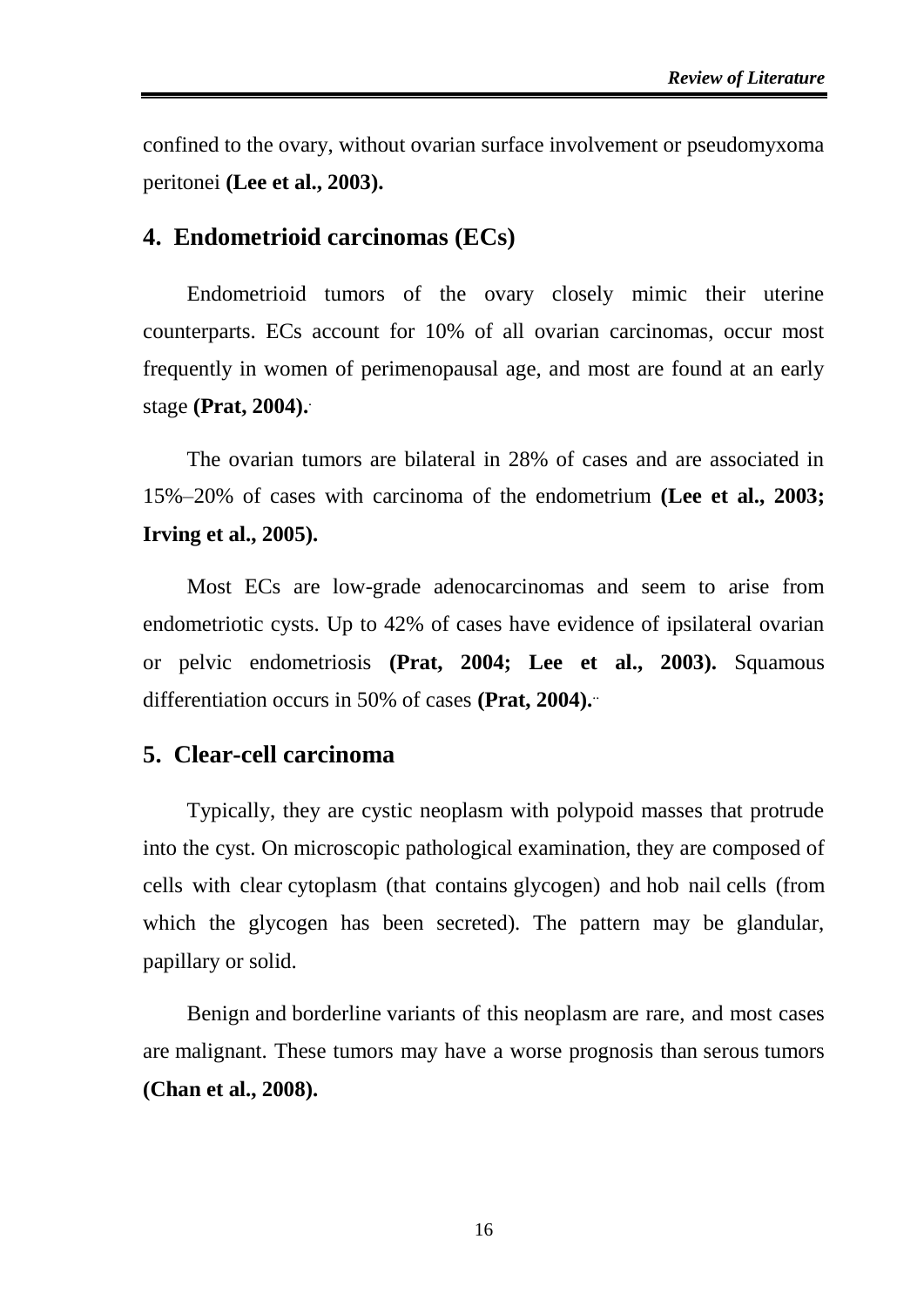confined to the ovary, without ovarian surface involvement or pseudomyxoma peritonei **(Lee et al., 2003).**

## 4. Endometrioid carcinomas (ECs)

Endometrioid tumors of the ovary closely mimic their uterine counterparts. ECs account for 10% of all ovarian carcinomas, occur most frequently in women of perimenopausal age, and most are found at an early stage **(Prat, 2004).**

The ovarian tumors are bilateral in 28% of cases and are associated in 15%–20% of cases with carcinoma of the endometrium **(Lee et al., 2003; Irving et al., 2005).**

Most ECs are low-grade adenocarcinomas and seem to arise from endometriotic cysts. Up to 42% of cases have evidence of ipsilateral ovarian or pelvic endometriosis **(Prat, 2004; Lee et al., 2003).** Squamous differentiation occurs in 50% of cases **(Prat, 2004).**

## 5. Clear-cell carcinoma

Typically, they are cystic neoplasm with polypoid masses that protrude into the cyst. On microscopic pathological examination, they are composed of cells with clear cytoplasm (that contains glycogen) and hob nail cells (from which the glycogen has been secreted). The pattern may be glandular, papillary or solid.

Benign and borderline variants of this neoplasm are rare, and most cases are malignant. These tumors may have a worse prognosis than serous tumors **(Chan et al., 2008).**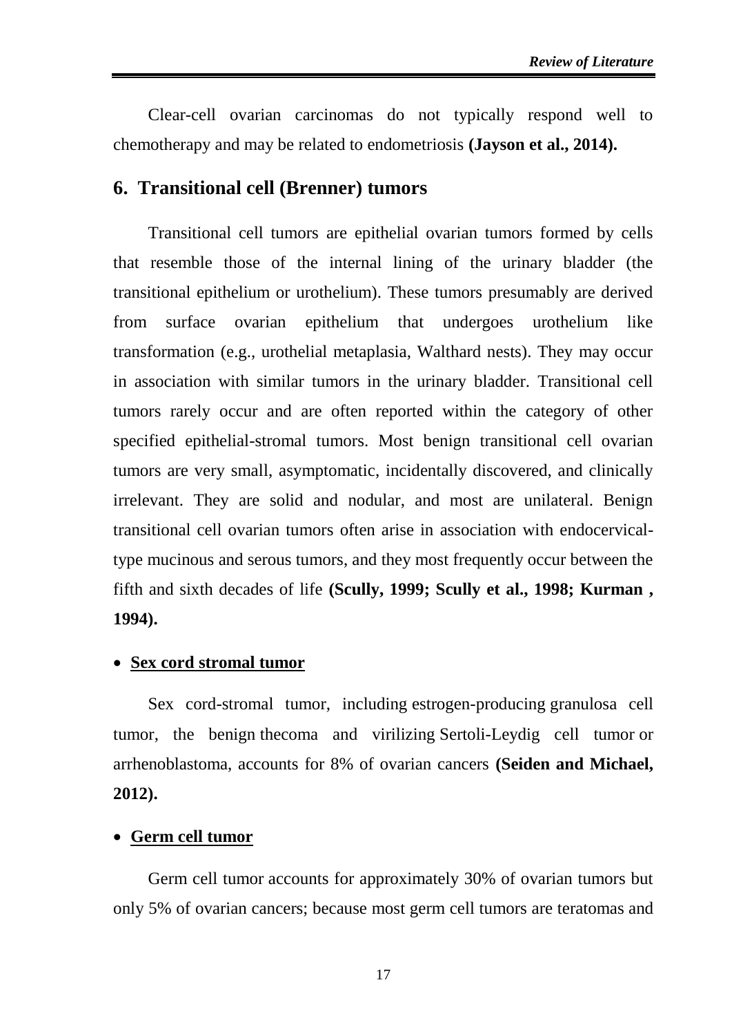Clear-cell ovarian carcinomas do not typically respond well to chemotherapy and may be related to endometriosis **(Jayson et al., 2014).**

## 6. Transitional cell (Brenner) tumors

Transitional cell tumors are epithelial ovarian tumors formed by cells that resemble those of the internal lining of the urinary bladder (the transitional epithelium or urothelium). These tumors presumably are derived from surface ovarian epithelium that undergoes urothelium like transformation (e.g., urothelial metaplasia, Walthard nests). They may occur in association with similar tumors in the urinary bladder. Transitional cell tumors rarely occur and are often reported within the category of other specified epithelial-stromal tumors. Most benign transitional cell ovarian tumors are very small, asymptomatic, incidentally discovered, and clinically irrelevant. They are solid and nodular, and most are unilateral. Benign transitional cell ovarian tumors often arise in association with endocervical-type mucinous and serous tumors, and they most frequently occur between the fifth and sixth decades of life **(Scully, 1999; Scully et al., 1998; Kurman , 1994).**

- **<u>Sex cord stromal tumor</u>**

Sex cord-stromal tumor, including estrogen-producing granulosa cell tumor, the benign thecoma and virilizing Sertoli-Leydig cell tumor or arrhenoblastoma, accounts for 8% of ovarian cancers **(Seiden and Michael, 2012).**

- **<u>Germ cell tumor</u>**

Germ cell tumor accounts for approximately 30% of ovarian tumors but only 5% of ovarian cancers; because most germ cell tumors are teratomas and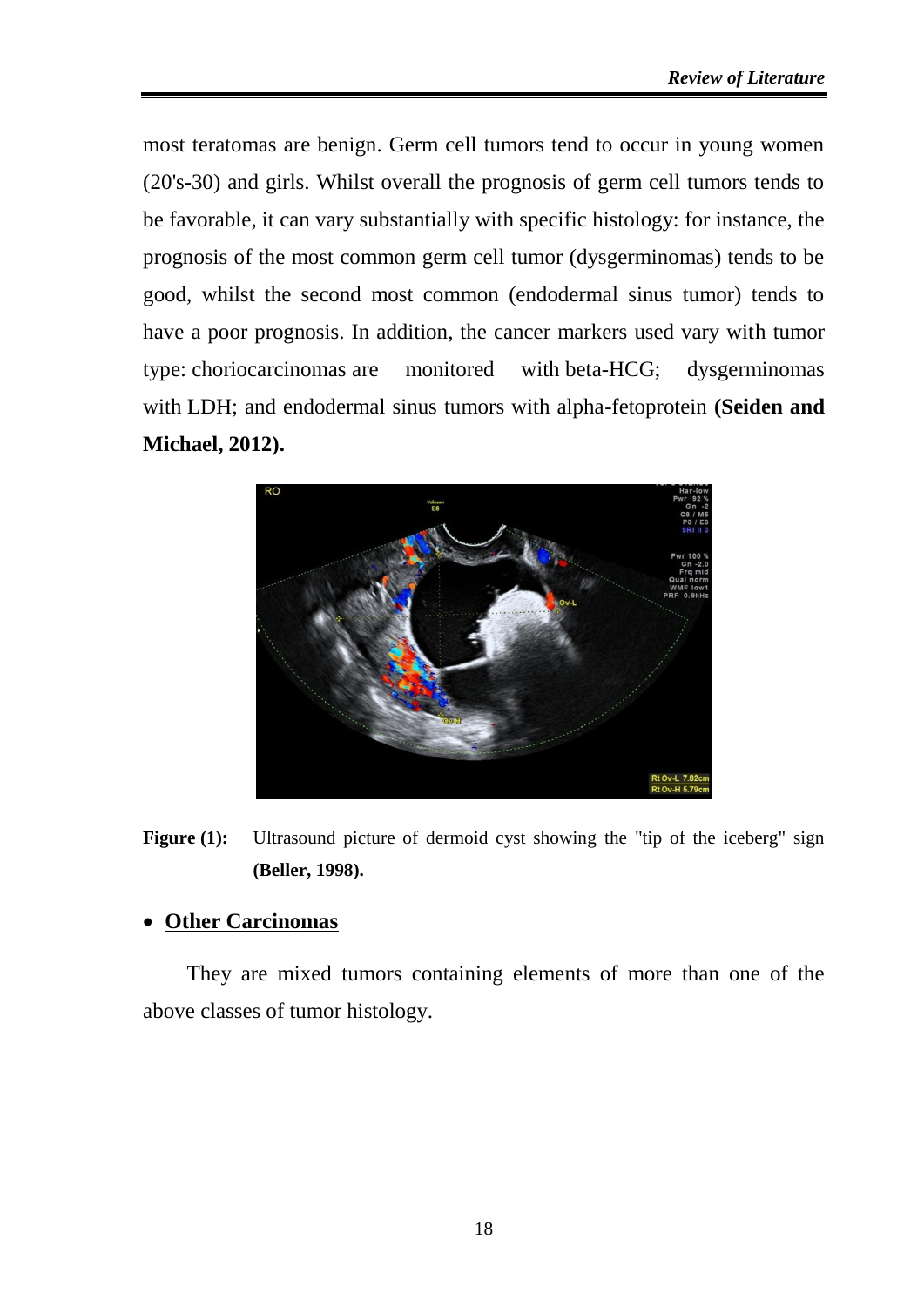most teratomas are benign. Germ cell tumors tend to occur in young women (20's-30) and girls. Whilst overall the prognosis of germ cell tumors tends to be favorable, it can vary substantially with specific histology: for instance, the prognosis of the most common germ cell tumor (dysgerminomas) tends to be good, whilst the second most common (endodermal sinus tumor) tends to have a poor prognosis. In addition, the cancer markers used vary with tumor type: choriocarcinomas are monitored with beta-HCG; dysgerminomas with LDH; and endodermal sinus tumors with alpha-fetoprotein **(Seiden and Michael, 2012).**

**Figure (1):** Ultrasound picture of dermoid cyst showing the "tip of the iceberg" sign **(Beller, 1998).**

- **Other Carcinomas**

They are mixed tumors containing elements of more than one of the above classes of tumor histology.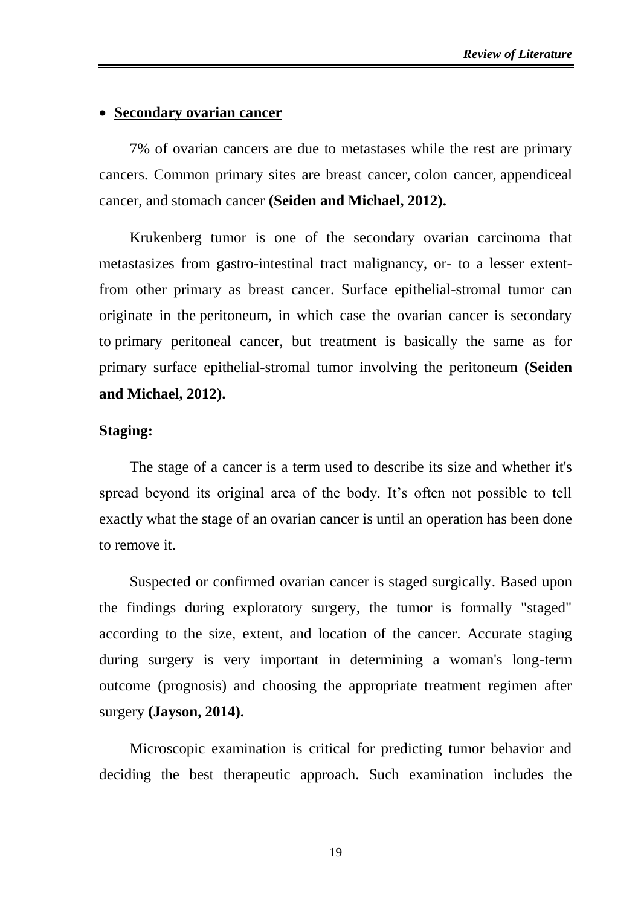- **Secondary ovarian cancer**

7% of ovarian cancers are due to metastases while the rest are primary cancers. Common primary sites are breast cancer, colon cancer, appendiceal cancer, and stomach cancer **(Seiden and Michael, 2012).**

Krukenberg tumor is one of the secondary ovarian carcinoma that metastasizes from gastro-intestinal tract malignancy, or- to a lesser extent- from other primary as breast cancer. Surface epithelial-stromal tumor can originate in the peritoneum, in which case the ovarian cancer is secondary to primary peritoneal cancer, but treatment is basically the same as for primary surface epithelial-stromal tumor involving the peritoneum **(Seiden and Michael, 2012).**

**Staging:**

The stage of a cancer is a term used to describe its size and whether it's spread beyond its original area of the body. It's often not possible to tell exactly what the stage of an ovarian cancer is until an operation has been done to remove it.

Suspected or confirmed ovarian cancer is staged surgically. Based upon the findings during exploratory surgery, the tumor is formally "staged" according to the size, extent, and location of the cancer. Accurate staging during surgery is very important in determining a woman's long-term outcome (prognosis) and choosing the appropriate treatment regimen after surgery **(Jayson, 2014).**

Microscopic examination is critical for predicting tumor behavior and deciding the best therapeutic approach. Such examination includes the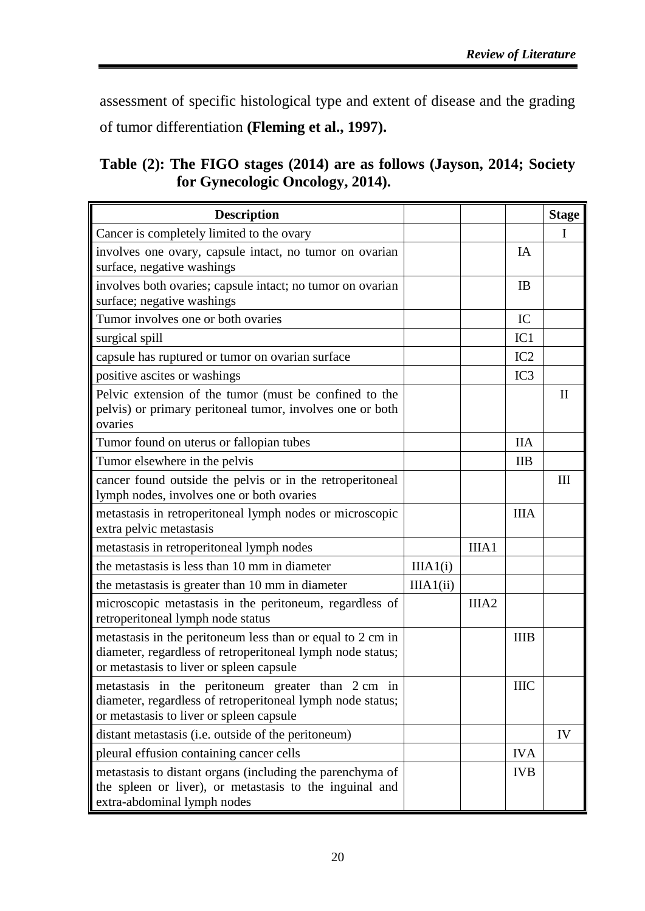assessment of specific histological type and extent of disease and the grading of tumor differentiation **(Fleming et al., 1997).**

**Table (2): The FIGO stages (2014) are as follows (Jayson, 2014; Society for Gynecologic Oncology, 2014).**

| Description | | | | Stage |
|---|---|---|---|---|
| Cancer is completely limited to the ovary | | | | I |
| involves one ovary, capsule intact, no tumor on ovarian surface, negative washings | | | IA | |
| involves both ovaries; capsule intact; no tumor on ovarian surface; negative washings | | | IB | |
| Tumor involves one or both ovaries | | | IC | |
| surgical spill | | | IC1 | |
| capsule has ruptured or tumor on ovarian surface | | | IC2 | |
| positive ascites or washings | | | IC3 | |
| Pelvic extension of the tumor (must be confined to the pelvis) or primary peritoneal tumor, involves one or both ovaries | | | | II |
| Tumor found on uterus or fallopian tubes | | | IIA | |
| Tumor elsewhere in the pelvis | | | IIB | |
| cancer found outside the pelvis or in the retroperitoneal lymph nodes, involves one or both ovaries | | | | III |
| metastasis in retroperitoneal lymph nodes or microscopic extra pelvic metastasis | | | IIIA | |
| metastasis in retroperitoneal lymph nodes | | IIIA1 | | |
| the metastasis is less than 10 mm in diameter | IIIA1(i) | | | |
| the metastasis is greater than 10 mm in diameter | IIIA1(ii) | | | |
| microscopic metastasis in the peritoneum, regardless of retroperitoneal lymph node status | | IIIA2 | | |
| metastasis in the peritoneum less than or equal to 2 cm in diameter, regardless of retroperitoneal lymph node status; or metastasis to liver or spleen capsule | | | IIIB | |
| metastasis in the peritoneum greater than 2 cm in diameter, regardless of retroperitoneal lymph node status; or metastasis to liver or spleen capsule | | | IIIC | |
| distant metastasis (i.e. outside of the peritoneum) | | | | IV |
| pleural effusion containing cancer cells | | | IVA | |
| metastasis to distant organs (including the parenchyma of the spleen or liver), or metastasis to the inguinal and extra-abdominal lymph nodes | | | IVB | |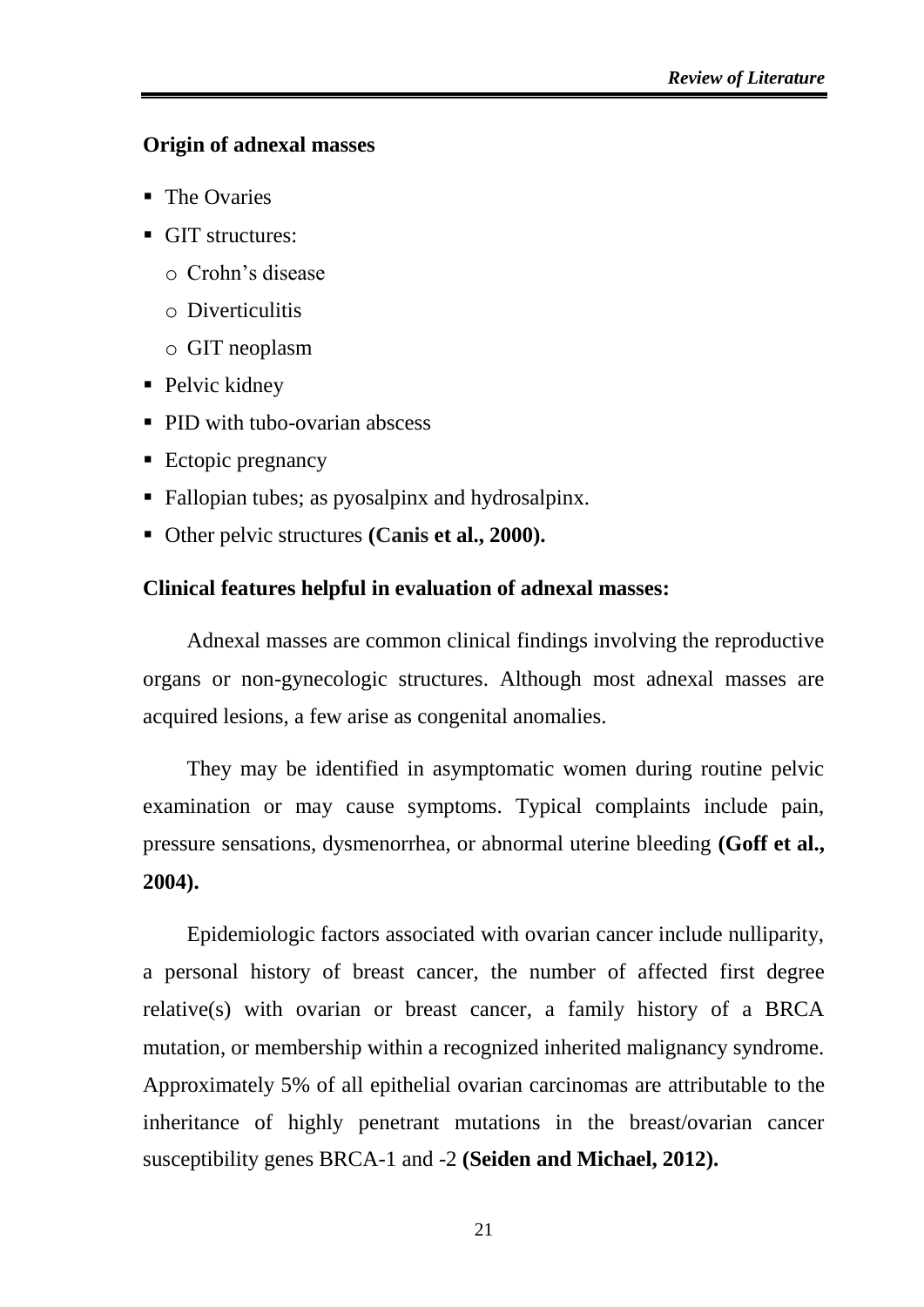**Origin of adnexal masses**

- The Ovaries
- GIT structures:
    - Crohn's disease
    - Diverticulitis
    - GIT neoplasm
- Pelvic kidney
- PID with tubo-ovarian abscess
- Ectopic pregnancy
- Fallopian tubes; as pyosalpinx and hydrosalpinx.
- Other pelvic structures **(Canis et al., 2000).**

**Clinical features helpful in evaluation of adnexal masses:**

Adnexal masses are common clinical findings involving the reproductive organs or non-gynecologic structures. Although most adnexal masses are acquired lesions, a few arise as congenital anomalies.

They may be identified in asymptomatic women during routine pelvic examination or may cause symptoms. Typical complaints include pain, pressure sensations, dysmenorrhea, or abnormal uterine bleeding **(Goff et al., 2004).**

Epidemiologic factors associated with ovarian cancer include nulliparity, a personal history of breast cancer, the number of affected first degree relative(s) with ovarian or breast cancer, a family history of a BRCA mutation, or membership within a recognized inherited malignancy syndrome. Approximately 5% of all epithelial ovarian carcinomas are attributable to the inheritance of highly penetrant mutations in the breast/ovarian cancer susceptibility genes BRCA-1 and -2 **(Seiden and Michael, 2012).**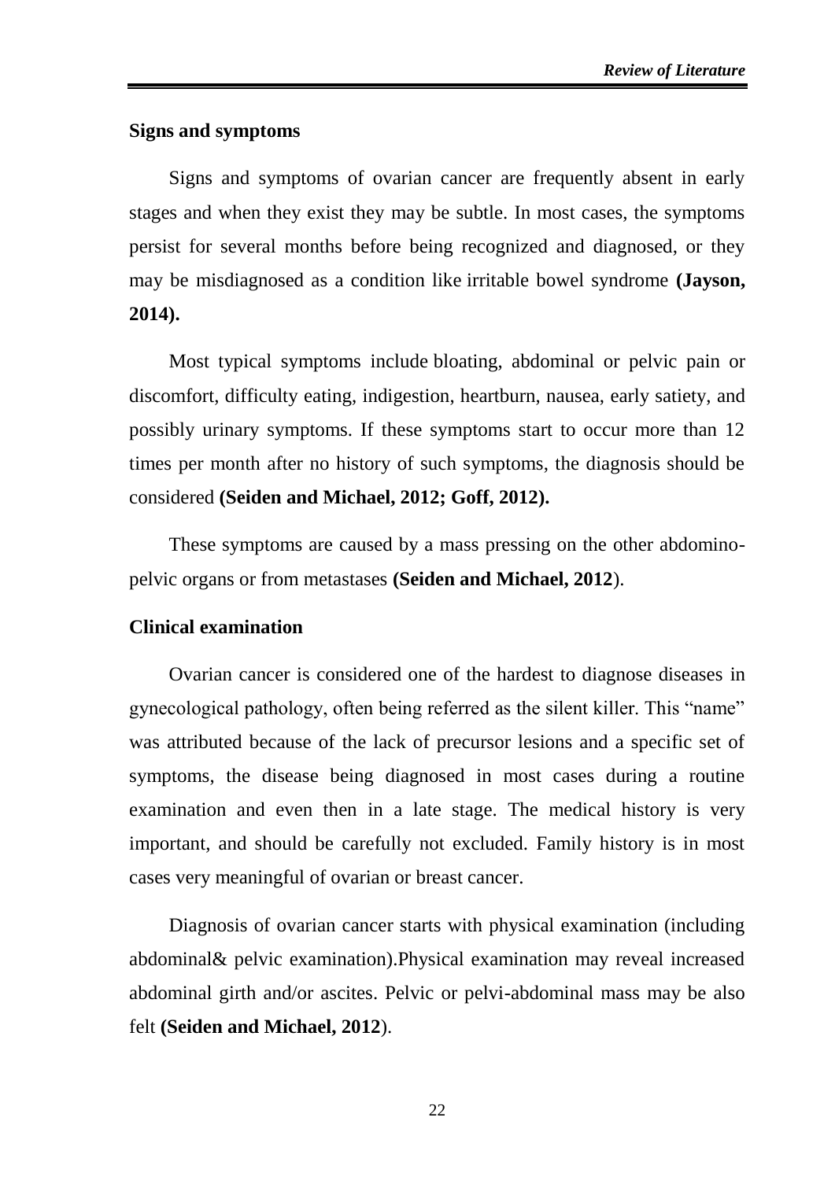## Signs and symptoms

Signs and symptoms of ovarian cancer are frequently absent in early stages and when they exist they may be subtle. In most cases, the symptoms persist for several months before being recognized and diagnosed, or they may be misdiagnosed as a condition like irritable bowel syndrome **(Jayson, 2014).**

Most typical symptoms include bloating, abdominal or pelvic pain or discomfort, difficulty eating, indigestion, heartburn, nausea, early satiety, and possibly urinary symptoms. If these symptoms start to occur more than 12 times per month after no history of such symptoms, the diagnosis should be considered **(Seiden and Michael, 2012; Goff, 2012).**

These symptoms are caused by a mass pressing on the other abdomino-pelvic organs or from metastases **(Seiden and Michael, 2012**).

## Clinical examination

Ovarian cancer is considered one of the hardest to diagnose diseases in gynecological pathology, often being referred as the silent killer. This "name" was attributed because of the lack of precursor lesions and a specific set of symptoms, the disease being diagnosed in most cases during a routine examination and even then in a late stage. The medical history is very important, and should be carefully not excluded. Family history is in most cases very meaningful of ovarian or breast cancer.

Diagnosis of ovarian cancer starts with physical examination (including abdominal& pelvic examination).Physical examination may reveal increased abdominal girth and/or ascites. Pelvic or pelvi-abdominal mass may be also felt **(Seiden and Michael, 2012**).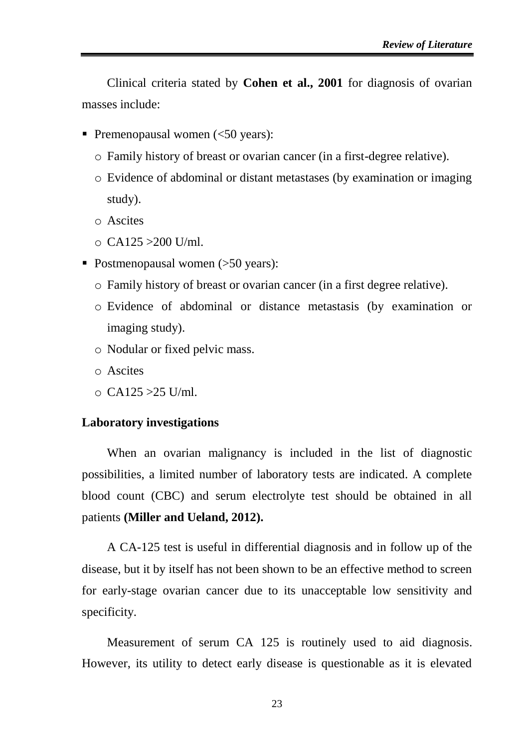Clinical criteria stated by **Cohen et al., 2001** for diagnosis of ovarian masses include:

- Premenopausal women (<50 years):
  - Family history of breast or ovarian cancer (in a first-degree relative).
  - Evidence of abdominal or distant metastases (by examination or imaging study).
  - Ascites
  - CA125 >200 U/ml.
- Postmenopausal women (>50 years):
  - Family history of breast or ovarian cancer (in a first degree relative).
  - Evidence of abdominal or distance metastasis (by examination or imaging study).
  - Nodular or fixed pelvic mass.
  - Ascites
  - CA125 >25 U/ml.

**Laboratory investigations**

When an ovarian malignancy is included in the list of diagnostic possibilities, a limited number of laboratory tests are indicated. A complete blood count (CBC) and serum electrolyte test should be obtained in all patients **(Miller and Ueland, 2012).**

A CA-125 test is useful in differential diagnosis and in follow up of the disease, but it by itself has not been shown to be an effective method to screen for early-stage ovarian cancer due to its unacceptable low sensitivity and specificity.

Measurement of serum CA 125 is routinely used to aid diagnosis. However, its utility to detect early disease is questionable as it is elevated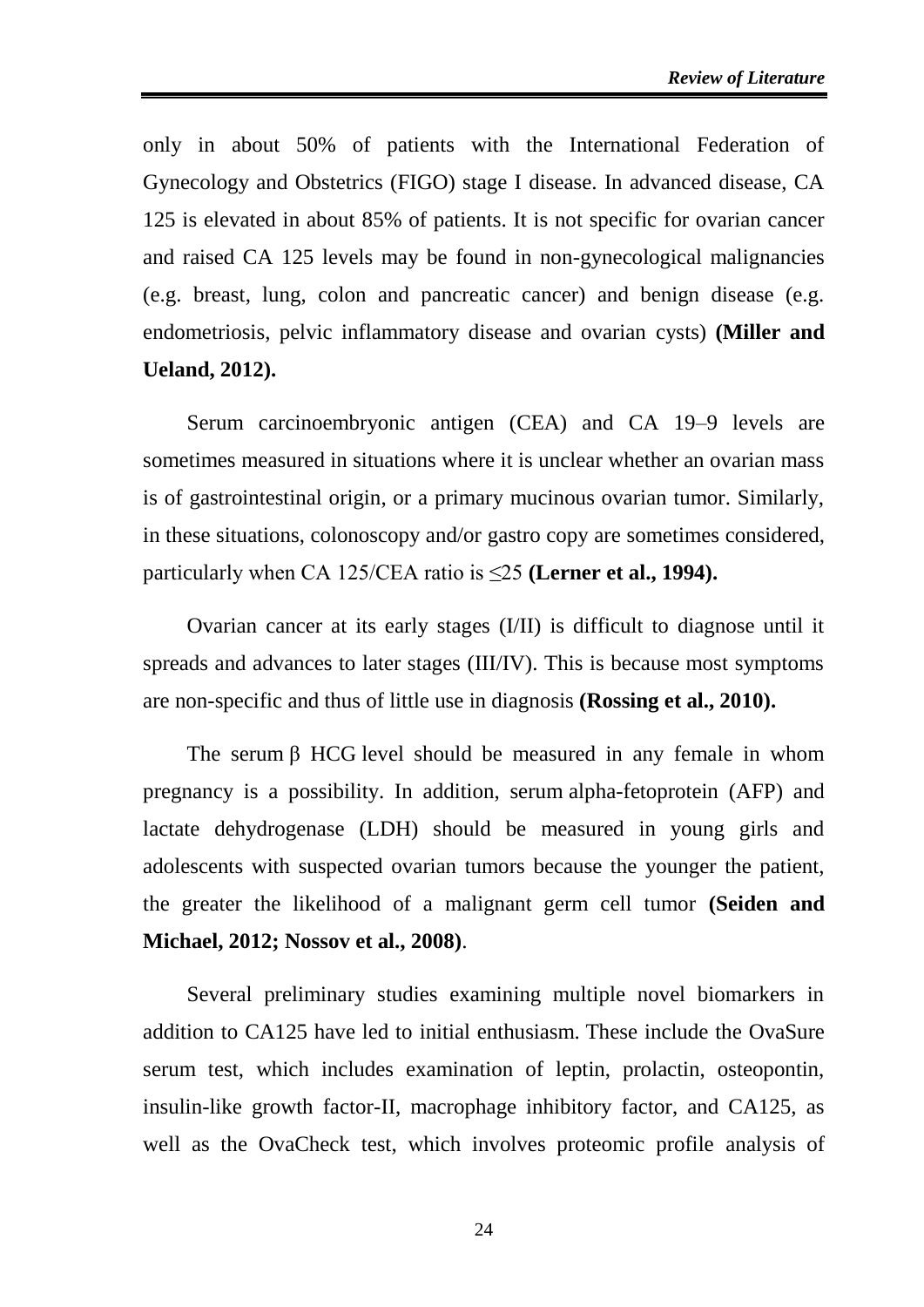only in about 50% of patients with the International Federation of Gynecology and Obstetrics (FIGO) stage I disease. In advanced disease, CA 125 is elevated in about 85% of patients. It is not specific for ovarian cancer and raised CA 125 levels may be found in non-gynecological malignancies (e.g. breast, lung, colon and pancreatic cancer) and benign disease (e.g. endometriosis, pelvic inflammatory disease and ovarian cysts) **(Miller and Ueland, 2012).**

Serum carcinoembryonic antigen (CEA) and CA 19–9 levels are sometimes measured in situations where it is unclear whether an ovarian mass is of gastrointestinal origin, or a primary mucinous ovarian tumor. Similarly, in these situations, colonoscopy and/or gastro copy are sometimes considered, particularly when CA 125/CEA ratio is $\leq 25$ **(Lerner et al., 1994).**

Ovarian cancer at its early stages (I/II) is difficult to diagnose until it spreads and advances to later stages (III/IV). This is because most symptoms are non-specific and thus of little use in diagnosis **(Rossing et al., 2010).**

The serum β HCG level should be measured in any female in whom pregnancy is a possibility. In addition, serum alpha-fetoprotein (AFP) and lactate dehydrogenase (LDH) should be measured in young girls and adolescents with suspected ovarian tumors because the younger the patient, the greater the likelihood of a malignant germ cell tumor **(Seiden and Michael, 2012; Nossov et al., 2008)**.

Several preliminary studies examining multiple novel biomarkers in addition to CA125 have led to initial enthusiasm. These include the OvaSure serum test, which includes examination of leptin, prolactin, osteopontin, insulin-like growth factor-II, macrophage inhibitory factor, and CA125, as well as the OvaCheck test, which involves proteomic profile analysis of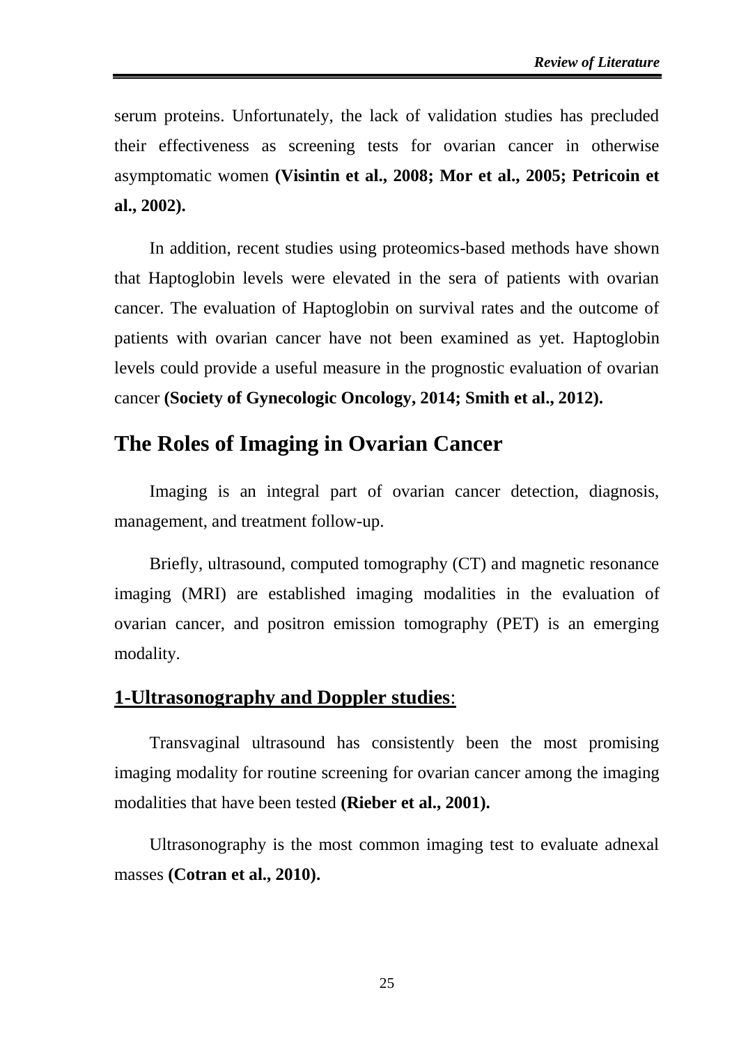serum proteins. Unfortunately, the lack of validation studies has precluded their effectiveness as screening tests for ovarian cancer in otherwise asymptomatic women **(Visintin et al., 2008; Mor et al., 2005; Petricoin et al., 2002).**

In addition, recent studies using proteomics-based methods have shown that Haptoglobin levels were elevated in the sera of patients with ovarian cancer. The evaluation of Haptoglobin on survival rates and the outcome of patients with ovarian cancer have not been examined as yet. Haptoglobin levels could provide a useful measure in the prognostic evaluation of ovarian cancer **(Society of Gynecologic Oncology, 2014; Smith et al., 2012).**

## The Roles of Imaging in Ovarian Cancer

Imaging is an integral part of ovarian cancer detection, diagnosis, management, and treatment follow-up.

Briefly, ultrasound, computed tomography (CT) and magnetic resonance imaging (MRI) are established imaging modalities in the evaluation of ovarian cancer, and positron emission tomography (PET) is an emerging modality.

### **1-Ultrasonography and Doppler studies**:

Transvaginal ultrasound has consistently been the most promising imaging modality for routine screening for ovarian cancer among the imaging modalities that have been tested **(Rieber et al., 2001).**

Ultrasonography is the most common imaging test to evaluate adnexal masses **(Cotran et al., 2010).**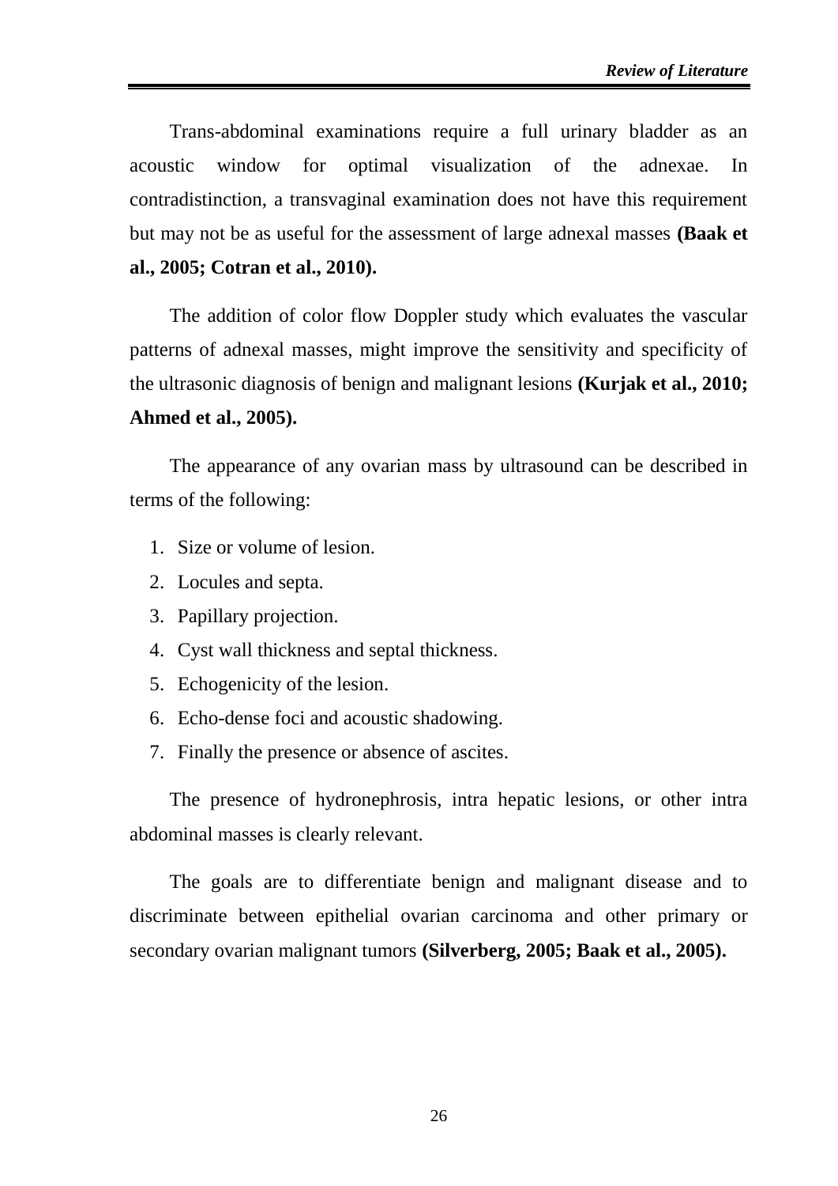Trans-abdominal examinations require a full urinary bladder as an acoustic window for optimal visualization of the adnexae. In contradistinction, a transvaginal examination does not have this requirement but may not be as useful for the assessment of large adnexal masses **(Baak et al., 2005; Cotran et al., 2010).**

The addition of color flow Doppler study which evaluates the vascular patterns of adnexal masses, might improve the sensitivity and specificity of the ultrasonic diagnosis of benign and malignant lesions **(Kurjak et al., 2010; Ahmed et al., 2005).**

The appearance of any ovarian mass by ultrasound can be described in terms of the following:

1. Size or volume of lesion.
2. Locules and septa.
3. Papillary projection.
4. Cyst wall thickness and septal thickness.
5. Echogenicity of the lesion.
6. Echo-dense foci and acoustic shadowing.
7. Finally the presence or absence of ascites.

The presence of hydronephrosis, intra hepatic lesions, or other intra abdominal masses is clearly relevant.

The goals are to differentiate benign and malignant disease and to discriminate between epithelial ovarian carcinoma and other primary or secondary ovarian malignant tumors **(Silverberg, 2005; Baak et al., 2005).**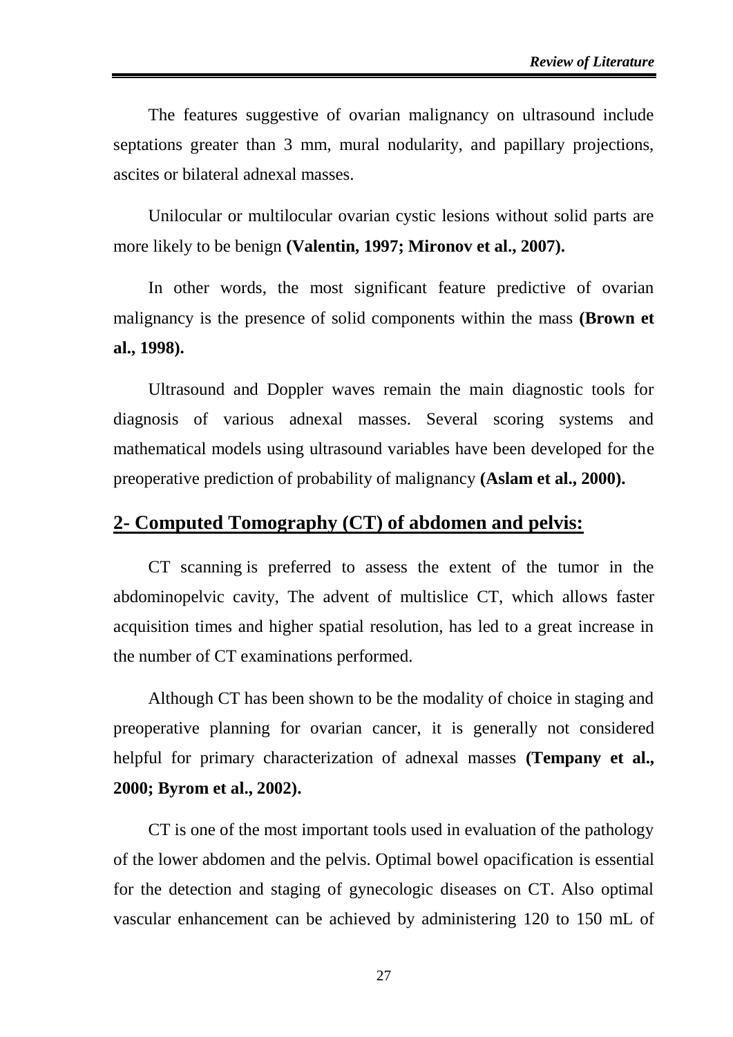The features suggestive of ovarian malignancy on ultrasound include septations greater than 3 mm, mural nodularity, and papillary projections, ascites or bilateral adnexal masses.

Unilocular or multilocular ovarian cystic lesions without solid parts are more likely to be benign **(Valentin, 1997; Mironov et al., 2007).**

In other words, the most significant feature predictive of ovarian malignancy is the presence of solid components within the mass **(Brown et al., 1998).**

Ultrasound and Doppler waves remain the main diagnostic tools for diagnosis of various adnexal masses. Several scoring systems and mathematical models using ultrasound variables have been developed for the preoperative prediction of probability of malignancy **(Aslam et al., 2000).**

## 2- Computed Tomography (CT) of abdomen and pelvis:

CT scanning is preferred to assess the extent of the tumor in the abdominopelvic cavity, The advent of multislice CT, which allows faster acquisition times and higher spatial resolution, has led to a great increase in the number of CT examinations performed.

Although CT has been shown to be the modality of choice in staging and preoperative planning for ovarian cancer, it is generally not considered helpful for primary characterization of adnexal masses **(Tempany et al., 2000; Byrom et al., 2002).**

CT is one of the most important tools used in evaluation of the pathology of the lower abdomen and the pelvis. Optimal bowel opacification is essential for the detection and staging of gynecologic diseases on CT. Also optimal vascular enhancement can be achieved by administering 120 to 150 mL of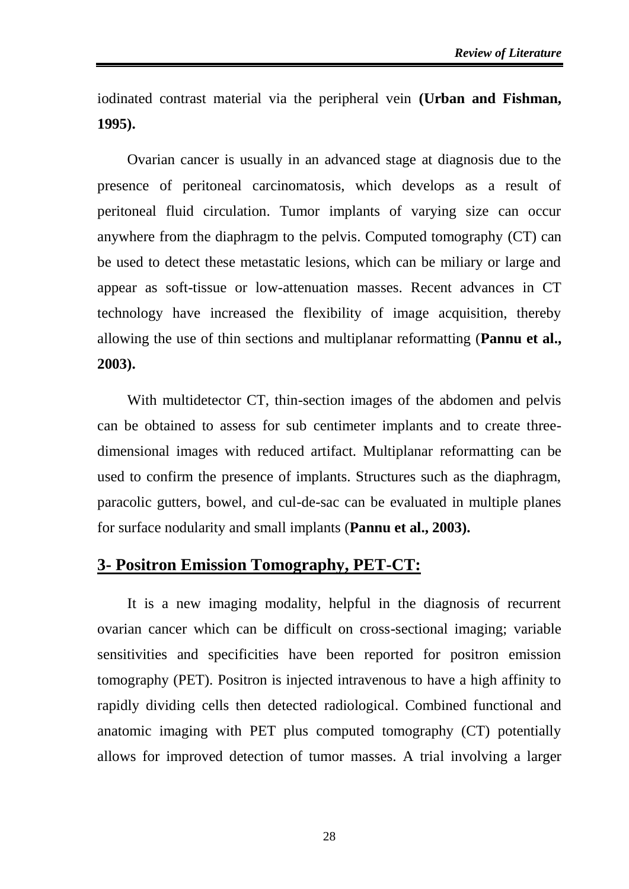iodinated contrast material via the peripheral vein **(Urban and Fishman, 1995).**

Ovarian cancer is usually in an advanced stage at diagnosis due to the presence of peritoneal carcinomatosis, which develops as a result of peritoneal fluid circulation. Tumor implants of varying size can occur anywhere from the diaphragm to the pelvis. Computed tomography (CT) can be used to detect these metastatic lesions, which can be miliary or large and appear as soft-tissue or low-attenuation masses. Recent advances in CT technology have increased the flexibility of image acquisition, thereby allowing the use of thin sections and multiplanar reformatting (**Pannu et al., 2003).**

With multidetector CT, thin-section images of the abdomen and pelvis can be obtained to assess for sub centimeter implants and to create three-dimensional images with reduced artifact. Multiplanar reformatting can be used to confirm the presence of implants. Structures such as the diaphragm, paracolic gutters, bowel, and cul-de-sac can be evaluated in multiple planes for surface nodularity and small implants (**Pannu et al., 2003).**

## 3- Positron Emission Tomography, PET-CT:

It is a new imaging modality, helpful in the diagnosis of recurrent ovarian cancer which can be difficult on cross-sectional imaging; variable sensitivities and specificities have been reported for positron emission tomography (PET). Positron is injected intravenous to have a high affinity to rapidly dividing cells then detected radiological. Combined functional and anatomic imaging with PET plus computed tomography (CT) potentially allows for improved detection of tumor masses. A trial involving a larger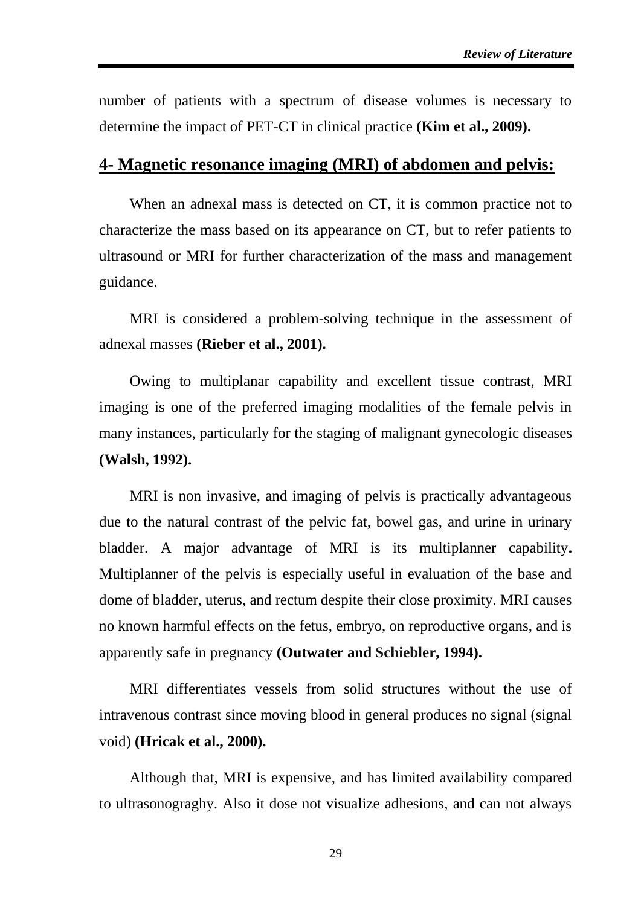number of patients with a spectrum of disease volumes is necessary to determine the impact of PET-CT in clinical practice **(Kim et al., 2009).**

## 4- Magnetic resonance imaging (MRI) of abdomen and pelvis:

When an adnexal mass is detected on CT, it is common practice not to characterize the mass based on its appearance on CT, but to refer patients to ultrasound or MRI for further characterization of the mass and management guidance.

MRI is considered a problem-solving technique in the assessment of adnexal masses **(Rieber et al., 2001).**

Owing to multiplanar capability and excellent tissue contrast, MRI imaging is one of the preferred imaging modalities of the female pelvis in many instances, particularly for the staging of malignant gynecologic diseases **(Walsh, 1992).**

MRI is non invasive, and imaging of pelvis is practically advantageous due to the natural contrast of the pelvic fat, bowel gas, and urine in urinary bladder. A major advantage of MRI is its multiplanner capability**.** Multiplanner of the pelvis is especially useful in evaluation of the base and dome of bladder, uterus, and rectum despite their close proximity. MRI causes no known harmful effects on the fetus, embryo, on reproductive organs, and is apparently safe in pregnancy **(Outwater and Schiebler, 1994).**

MRI differentiates vessels from solid structures without the use of intravenous contrast since moving blood in general produces no signal (signal void) **(Hricak et al., 2000).**

Although that, MRI is expensive, and has limited availability compared to ultrasonograghy. Also it dose not visualize adhesions, and can not always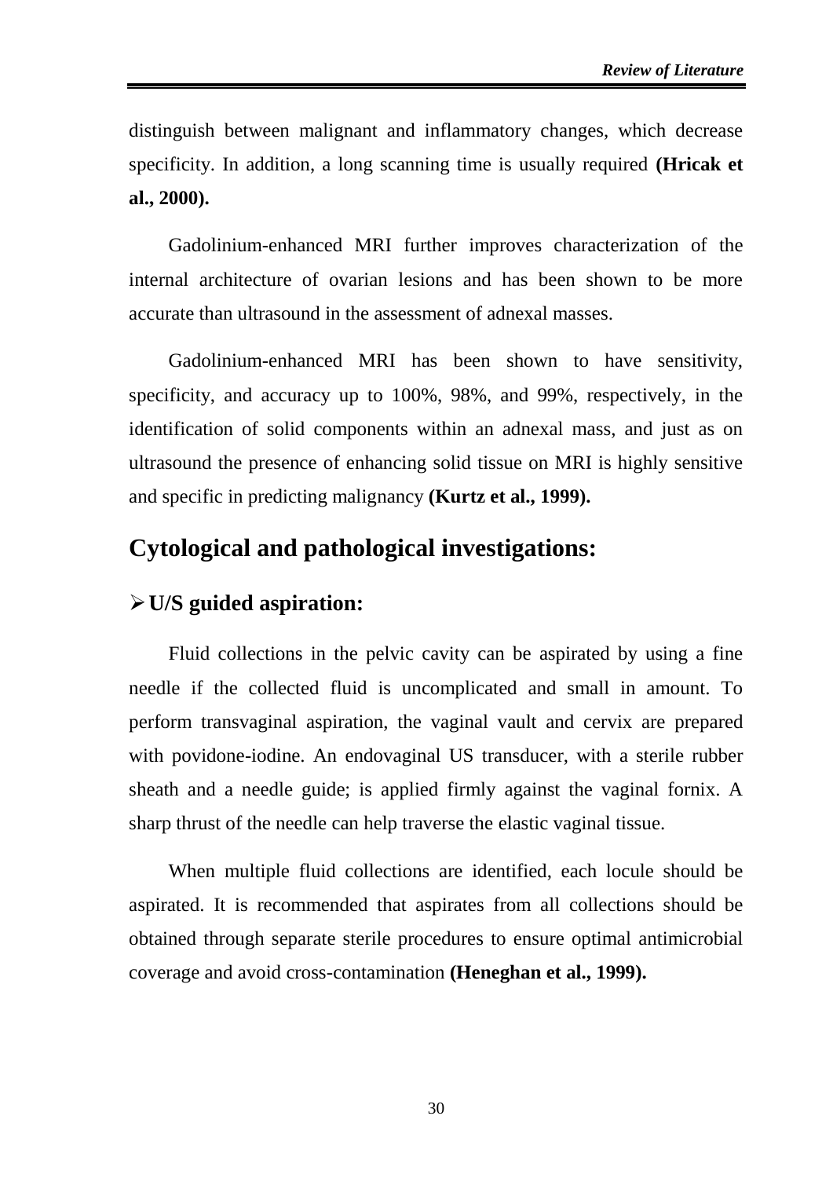distinguish between malignant and inflammatory changes, which decrease specificity. In addition, a long scanning time is usually required **(Hricak et al., 2000).**

Gadolinium-enhanced MRI further improves characterization of the internal architecture of ovarian lesions and has been shown to be more accurate than ultrasound in the assessment of adnexal masses.

Gadolinium-enhanced MRI has been shown to have sensitivity, specificity, and accuracy up to 100%, 98%, and 99%, respectively, in the identification of solid components within an adnexal mass, and just as on ultrasound the presence of enhancing solid tissue on MRI is highly sensitive and specific in predicting malignancy **(Kurtz et al., 1999).**

## Cytological and pathological investigations:

### ➢ U/S guided aspiration:

Fluid collections in the pelvic cavity can be aspirated by using a fine needle if the collected fluid is uncomplicated and small in amount. To perform transvaginal aspiration, the vaginal vault and cervix are prepared with povidone-iodine. An endovaginal US transducer, with a sterile rubber sheath and a needle guide; is applied firmly against the vaginal fornix. A sharp thrust of the needle can help traverse the elastic vaginal tissue.

When multiple fluid collections are identified, each locule should be aspirated. It is recommended that aspirates from all collections should be obtained through separate sterile procedures to ensure optimal antimicrobial coverage and avoid cross-contamination **(Heneghan et al., 1999).**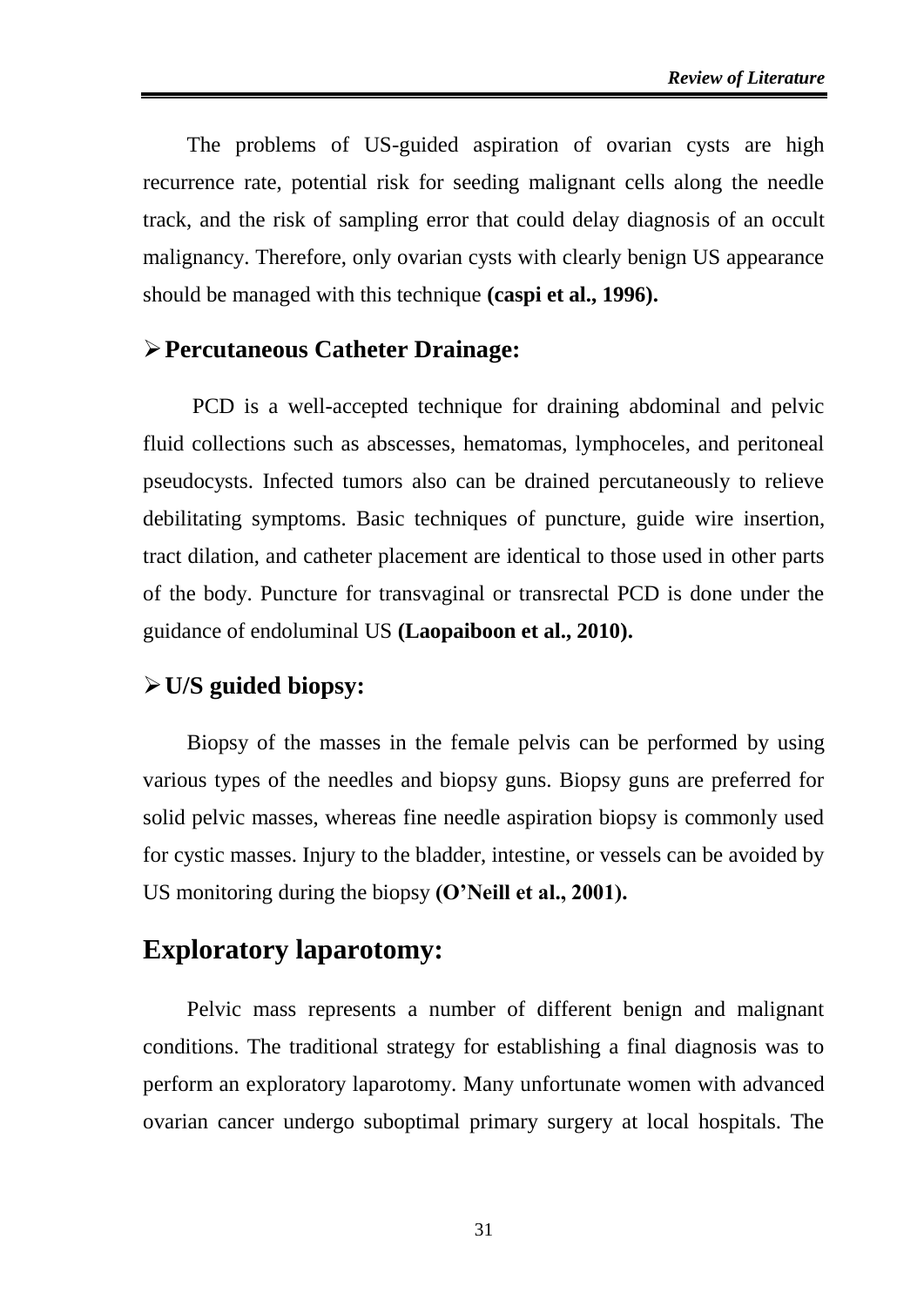The problems of US-guided aspiration of ovarian cysts are high recurrence rate, potential risk for seeding malignant cells along the needle track, and the risk of sampling error that could delay diagnosis of an occult malignancy. Therefore, only ovarian cysts with clearly benign US appearance should be managed with this technique **(caspi et al., 1996).**

### ➢ Percutaneous Catheter Drainage:

PCD is a well-accepted technique for draining abdominal and pelvic fluid collections such as abscesses, hematomas, lymphoceles, and peritoneal pseudocysts. Infected tumors also can be drained percutaneously to relieve debilitating symptoms. Basic techniques of puncture, guide wire insertion, tract dilation, and catheter placement are identical to those used in other parts of the body. Puncture for transvaginal or transrectal PCD is done under the guidance of endoluminal US **(Laopaiboon et al., 2010).**

### ➢ U/S guided biopsy:

Biopsy of the masses in the female pelvis can be performed by using various types of the needles and biopsy guns. Biopsy guns are preferred for solid pelvic masses, whereas fine needle aspiration biopsy is commonly used for cystic masses. Injury to the bladder, intestine, or vessels can be avoided by US monitoring during the biopsy **(O'Neill et al., 2001).**

## Exploratory laparotomy:

Pelvic mass represents a number of different benign and malignant conditions. The traditional strategy for establishing a final diagnosis was to perform an exploratory laparotomy. Many unfortunate women with advanced ovarian cancer undergo suboptimal primary surgery at local hospitals. The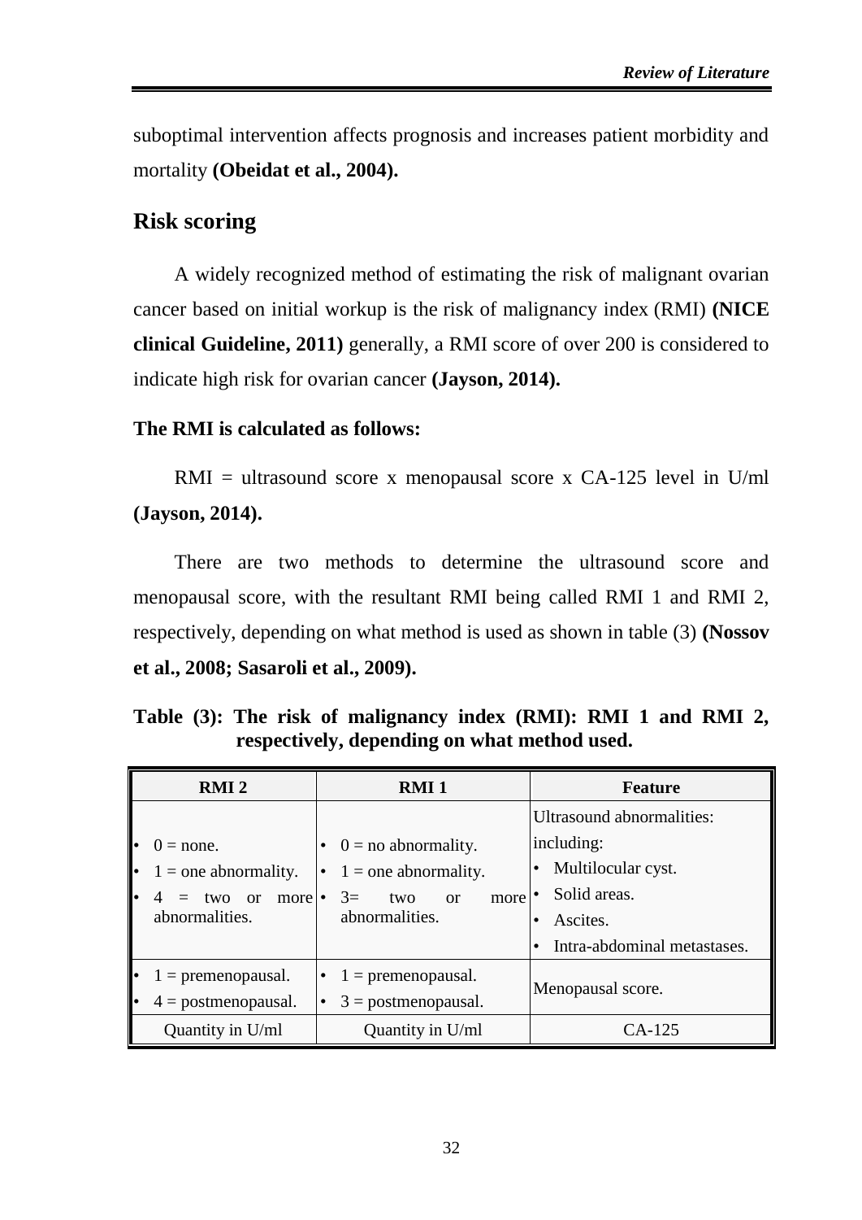suboptimal intervention affects prognosis and increases patient morbidity and mortality **(Obeidat et al., 2004).**

## Risk scoring

A widely recognized method of estimating the risk of malignant ovarian cancer based on initial workup is the risk of malignancy index (RMI) **(NICE clinical Guideline, 2011)** generally, a RMI score of over 200 is considered to indicate high risk for ovarian cancer **(Jayson, 2014).**

**The RMI is calculated as follows:**

RMI = ultrasound score x menopausal score x CA-125 level in U/ml **(Jayson, 2014).**

There are two methods to determine the ultrasound score and menopausal score, with the resultant RMI being called RMI 1 and RMI 2, respectively, depending on what method is used as shown in table (3) **(Nossov et al., 2008; Sasaroli et al., 2009).**

**Table (3): The risk of malignancy index (RMI): RMI 1 and RMI 2, respectively, depending on what method used.**

| RMI 2 | RMI 1 | Feature |
|---|---|---|
| • 0 = none.<br>• 1 = one abnormality.<br>• 4 = two or more abnormalities. | • 0 = no abnormality.<br>• 1 = one abnormality.<br>• 3= two or more abnormalities. | Ultrasound abnormalities: including:<br>• Multilocular cyst.<br>• Solid areas.<br>• Ascites.<br>• Intra-abdominal metastases. |
| • 1 = premenopausal.<br>• 4 = postmenopausal. | • 1 = premenopausal.<br>• 3 = postmenopausal. | Menopausal score. |
| Quantity in U/ml | Quantity in U/ml | CA-125 |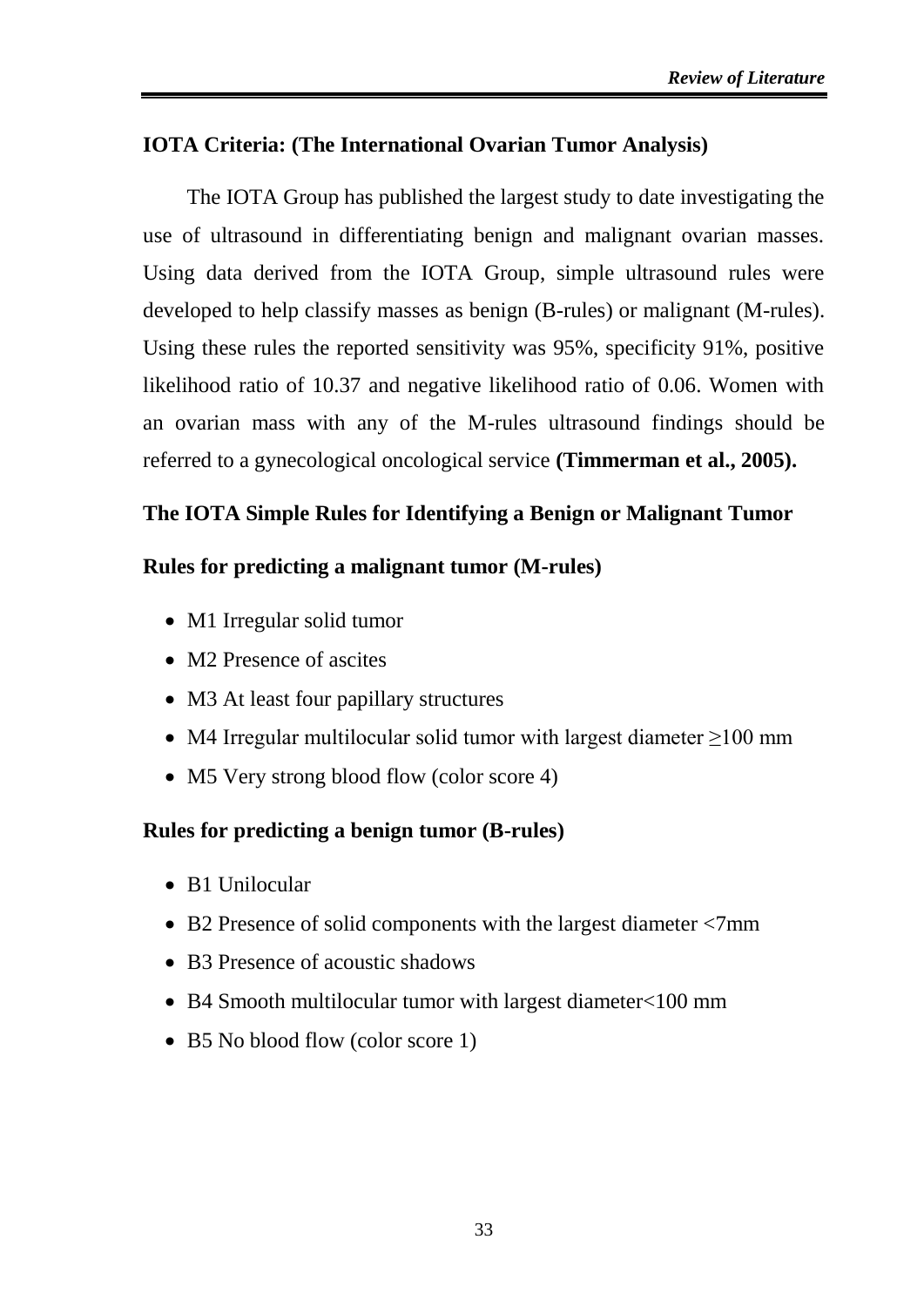## IOTA Criteria: (The International Ovarian Tumor Analysis)

The IOTA Group has published the largest study to date investigating the use of ultrasound in differentiating benign and malignant ovarian masses. Using data derived from the IOTA Group, simple ultrasound rules were developed to help classify masses as benign (B-rules) or malignant (M-rules). Using these rules the reported sensitivity was 95%, specificity 91%, positive likelihood ratio of 10.37 and negative likelihood ratio of 0.06. Women with an ovarian mass with any of the M-rules ultrasound findings should be referred to a gynecological oncological service **(Timmerman et al., 2005).**

### The IOTA Simple Rules for Identifying a Benign or Malignant Tumor

### Rules for predicting a malignant tumor (M-rules)

- M1 Irregular solid tumor
- M2 Presence of ascites
- M3 At least four papillary structures
- M4 Irregular multilocular solid tumor with largest diameter ≥100 mm
- M5 Very strong blood flow (color score 4)

### Rules for predicting a benign tumor (B-rules)

- B1 Unilocular
- B2 Presence of solid components with the largest diameter <7mm
- B3 Presence of acoustic shadows
- B4 Smooth multilocular tumor with largest diameter<100 mm
- B5 No blood flow (color score 1)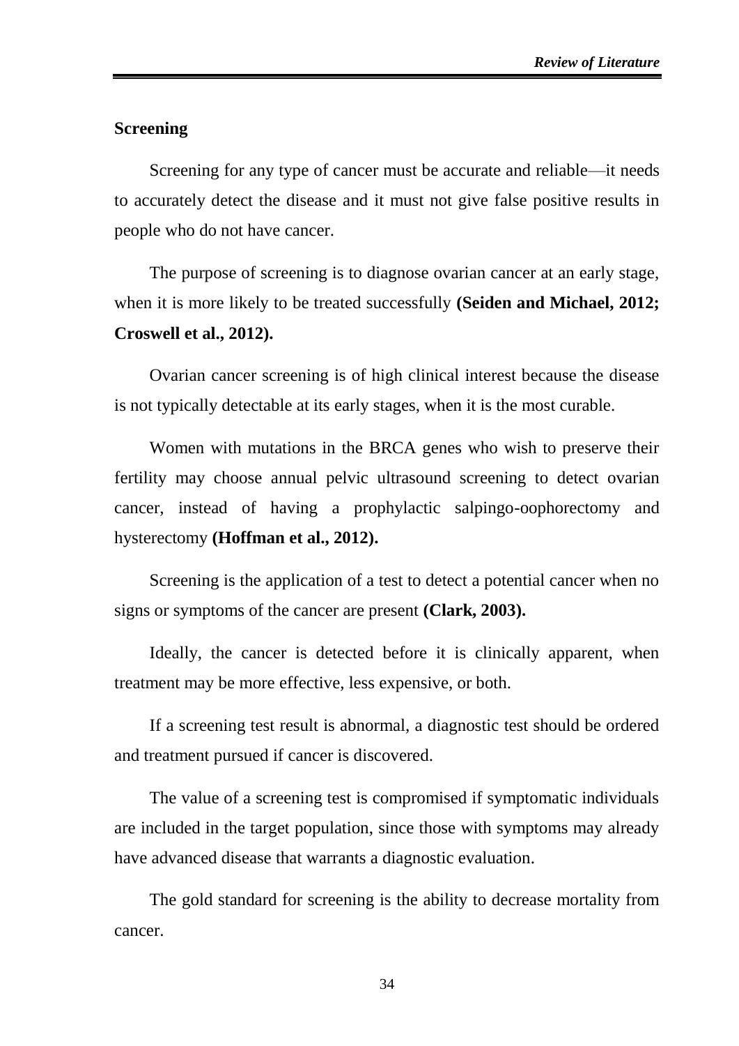## Screening

Screening for any type of cancer must be accurate and reliable—it needs to accurately detect the disease and it must not give false positive results in people who do not have cancer.

The purpose of screening is to diagnose ovarian cancer at an early stage, when it is more likely to be treated successfully **(Seiden and Michael, 2012; Croswell et al., 2012).**

Ovarian cancer screening is of high clinical interest because the disease is not typically detectable at its early stages, when it is the most curable.

Women with mutations in the BRCA genes who wish to preserve their fertility may choose annual pelvic ultrasound screening to detect ovarian cancer, instead of having a prophylactic salpingo-oophorectomy and hysterectomy **(Hoffman et al., 2012).**

Screening is the application of a test to detect a potential cancer when no signs or symptoms of the cancer are present **(Clark, 2003).**

Ideally, the cancer is detected before it is clinically apparent, when treatment may be more effective, less expensive, or both.

If a screening test result is abnormal, a diagnostic test should be ordered and treatment pursued if cancer is discovered.

The value of a screening test is compromised if symptomatic individuals are included in the target population, since those with symptoms may already have advanced disease that warrants a diagnostic evaluation.

The gold standard for screening is the ability to decrease mortality from cancer.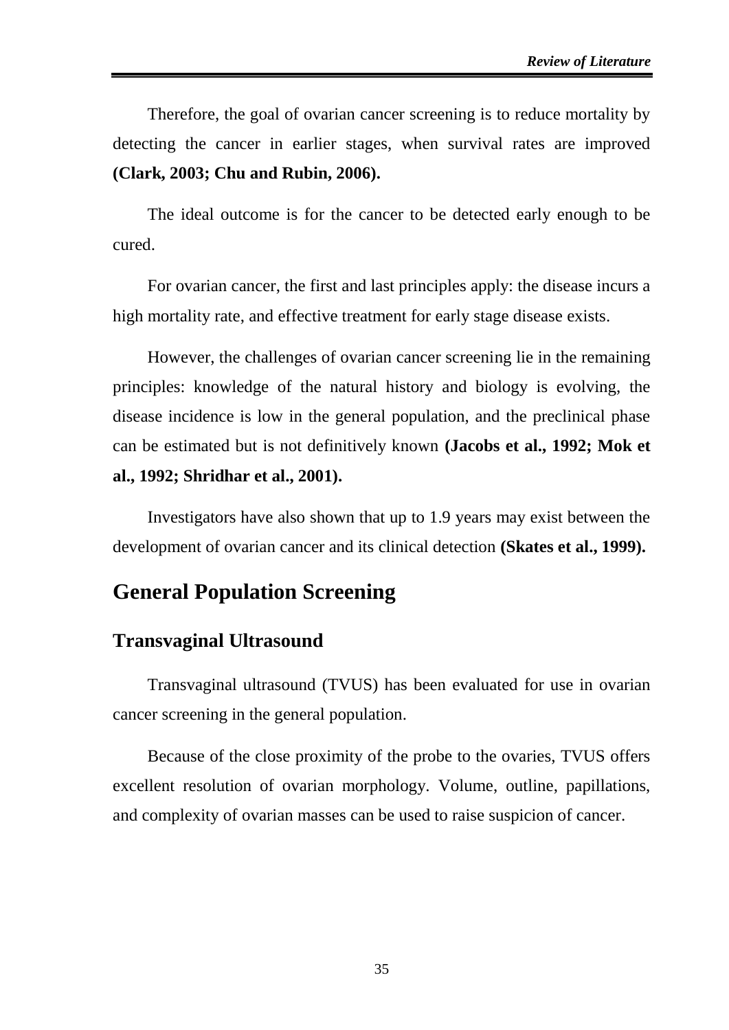Therefore, the goal of ovarian cancer screening is to reduce mortality by detecting the cancer in earlier stages, when survival rates are improved **(Clark, 2003; Chu and Rubin, 2006).**

The ideal outcome is for the cancer to be detected early enough to be cured.

For ovarian cancer, the first and last principles apply: the disease incurs a high mortality rate, and effective treatment for early stage disease exists.

However, the challenges of ovarian cancer screening lie in the remaining principles: knowledge of the natural history and biology is evolving, the disease incidence is low in the general population, and the preclinical phase can be estimated but is not definitively known **(Jacobs et al., 1992; Mok et al., 1992; Shridhar et al., 2001).**

Investigators have also shown that up to 1.9 years may exist between the development of ovarian cancer and its clinical detection **(Skates et al., 1999).**

## General Population Screening

### Transvaginal Ultrasound

Transvaginal ultrasound (TVUS) has been evaluated for use in ovarian cancer screening in the general population.

Because of the close proximity of the probe to the ovaries, TVUS offers excellent resolution of ovarian morphology. Volume, outline, papillations, and complexity of ovarian masses can be used to raise suspicion of cancer.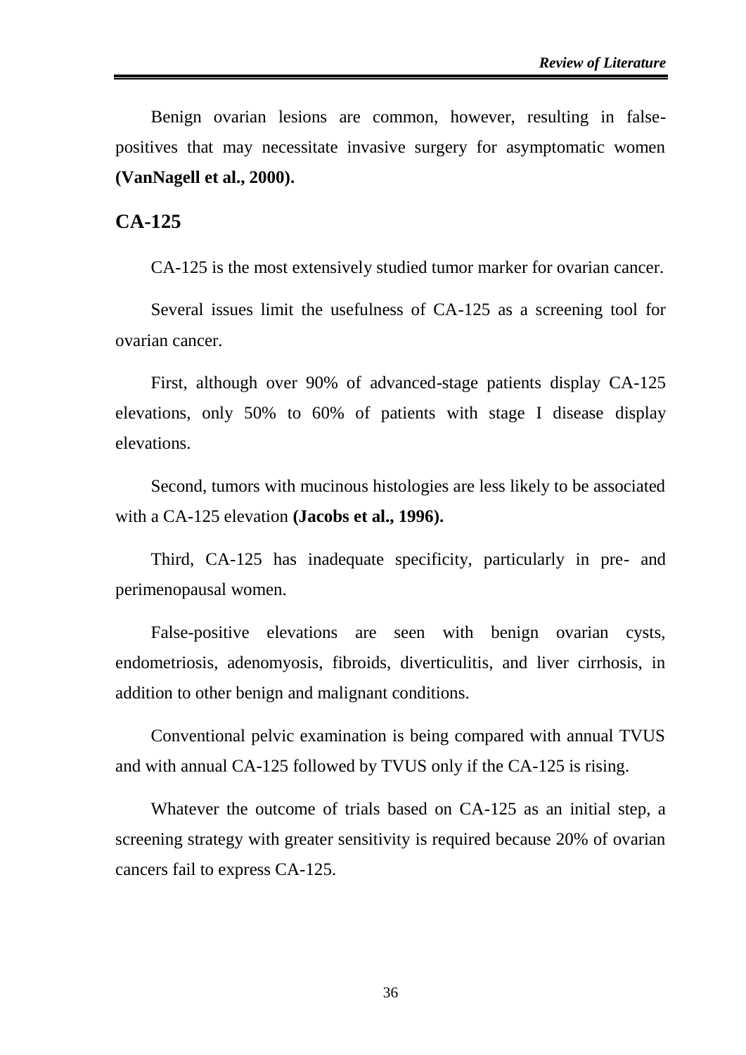Benign ovarian lesions are common, however, resulting in false-positives that may necessitate invasive surgery for asymptomatic women **(VanNagell et al., 2000).**

## CA-125

CA-125 is the most extensively studied tumor marker for ovarian cancer.

Several issues limit the usefulness of CA-125 as a screening tool for ovarian cancer.

First, although over 90% of advanced-stage patients display CA-125 elevations, only 50% to 60% of patients with stage I disease display elevations.

Second, tumors with mucinous histologies are less likely to be associated with a CA-125 elevation **(Jacobs et al., 1996).**

Third, CA-125 has inadequate specificity, particularly in pre- and perimenopausal women.

False-positive elevations are seen with benign ovarian cysts, endometriosis, adenomyosis, fibroids, diverticulitis, and liver cirrhosis, in addition to other benign and malignant conditions.

Conventional pelvic examination is being compared with annual TVUS and with annual CA-125 followed by TVUS only if the CA-125 is rising.

Whatever the outcome of trials based on CA-125 as an initial step, a screening strategy with greater sensitivity is required because 20% of ovarian cancers fail to express CA-125.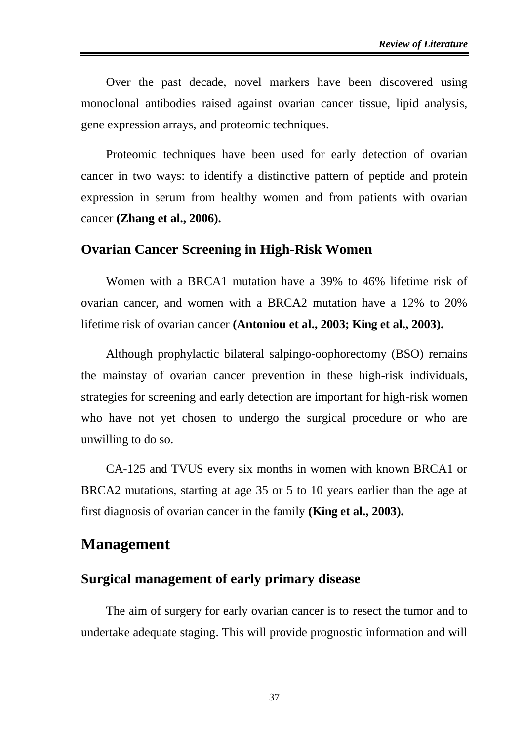Over the past decade, novel markers have been discovered using monoclonal antibodies raised against ovarian cancer tissue, lipid analysis, gene expression arrays, and proteomic techniques.

Proteomic techniques have been used for early detection of ovarian cancer in two ways: to identify a distinctive pattern of peptide and protein expression in serum from healthy women and from patients with ovarian cancer **(Zhang et al., 2006).**

### Ovarian Cancer Screening in High-Risk Women

Women with a BRCA1 mutation have a 39% to 46% lifetime risk of ovarian cancer, and women with a BRCA2 mutation have a 12% to 20% lifetime risk of ovarian cancer **(Antoniou et al., 2003; King et al., 2003).**

Although prophylactic bilateral salpingo-oophorectomy (BSO) remains the mainstay of ovarian cancer prevention in these high-risk individuals, strategies for screening and early detection are important for high-risk women who have not yet chosen to undergo the surgical procedure or who are unwilling to do so.

CA-125 and TVUS every six months in women with known BRCA1 or BRCA2 mutations, starting at age 35 or 5 to 10 years earlier than the age at first diagnosis of ovarian cancer in the family **(King et al., 2003).**

## Management

### Surgical management of early primary disease

The aim of surgery for early ovarian cancer is to resect the tumor and to undertake adequate staging. This will provide prognostic information and will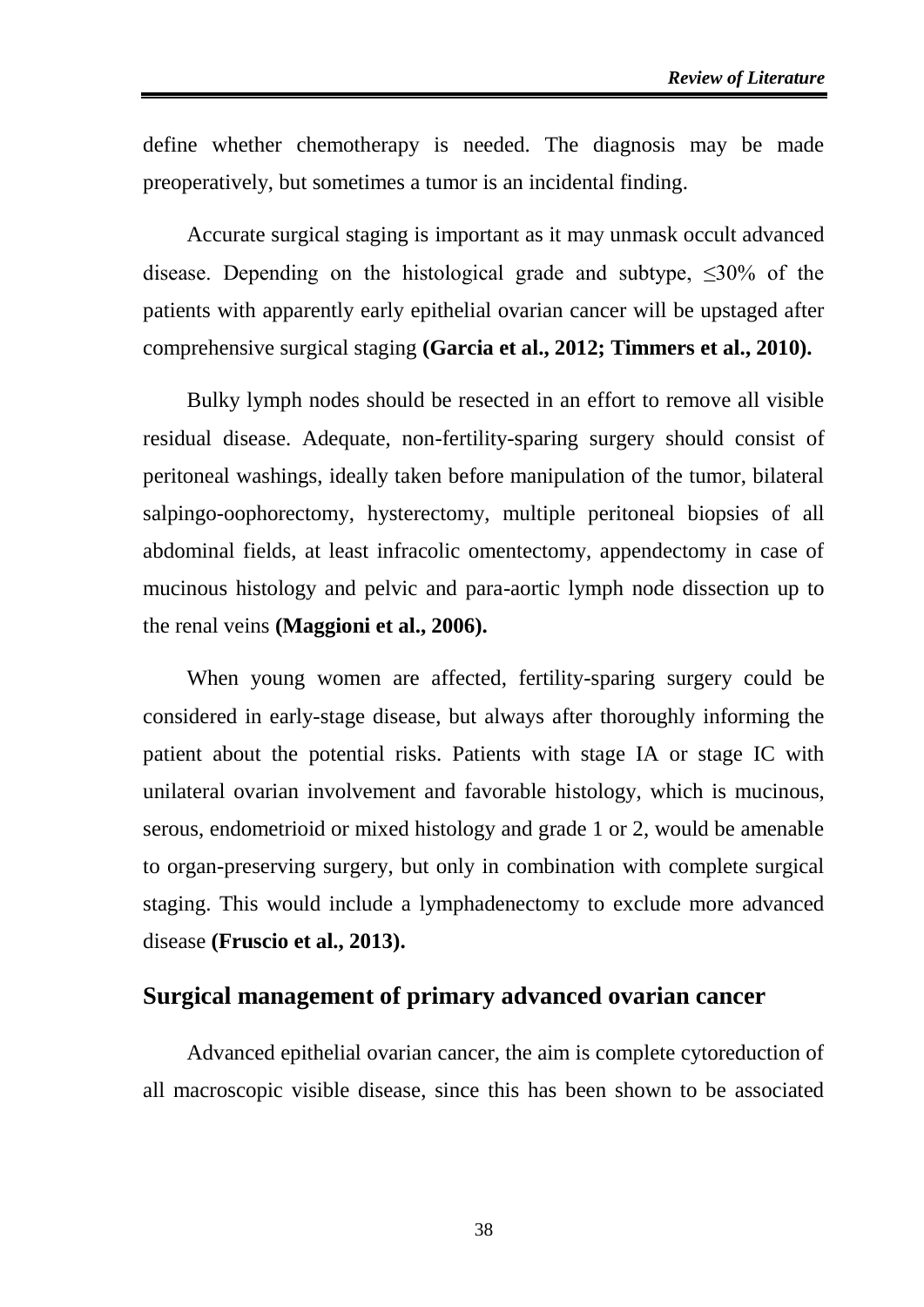define whether chemotherapy is needed. The diagnosis may be made preoperatively, but sometimes a tumor is an incidental finding.

Accurate surgical staging is important as it may unmask occult advanced disease. Depending on the histological grade and subtype, ≤30% of the patients with apparently early epithelial ovarian cancer will be upstaged after comprehensive surgical staging **(Garcia et al., 2012; Timmers et al., 2010).**

Bulky lymph nodes should be resected in an effort to remove all visible residual disease. Adequate, non-fertility-sparing surgery should consist of peritoneal washings, ideally taken before manipulation of the tumor, bilateral salpingo-oophorectomy, hysterectomy, multiple peritoneal biopsies of all abdominal fields, at least infracolic omentectomy, appendectomy in case of mucinous histology and pelvic and para-aortic lymph node dissection up to the renal veins **(Maggioni et al., 2006).**

When young women are affected, fertility-sparing surgery could be considered in early-stage disease, but always after thoroughly informing the patient about the potential risks. Patients with stage IA or stage IC with unilateral ovarian involvement and favorable histology, which is mucinous, serous, endometrioid or mixed histology and grade 1 or 2, would be amenable to organ-preserving surgery, but only in combination with complete surgical staging. This would include a lymphadenectomy to exclude more advanced disease **(Fruscio et al., 2013).**

## Surgical management of primary advanced ovarian cancer

Advanced epithelial ovarian cancer, the aim is complete cytoreduction of all macroscopic visible disease, since this has been shown to be associated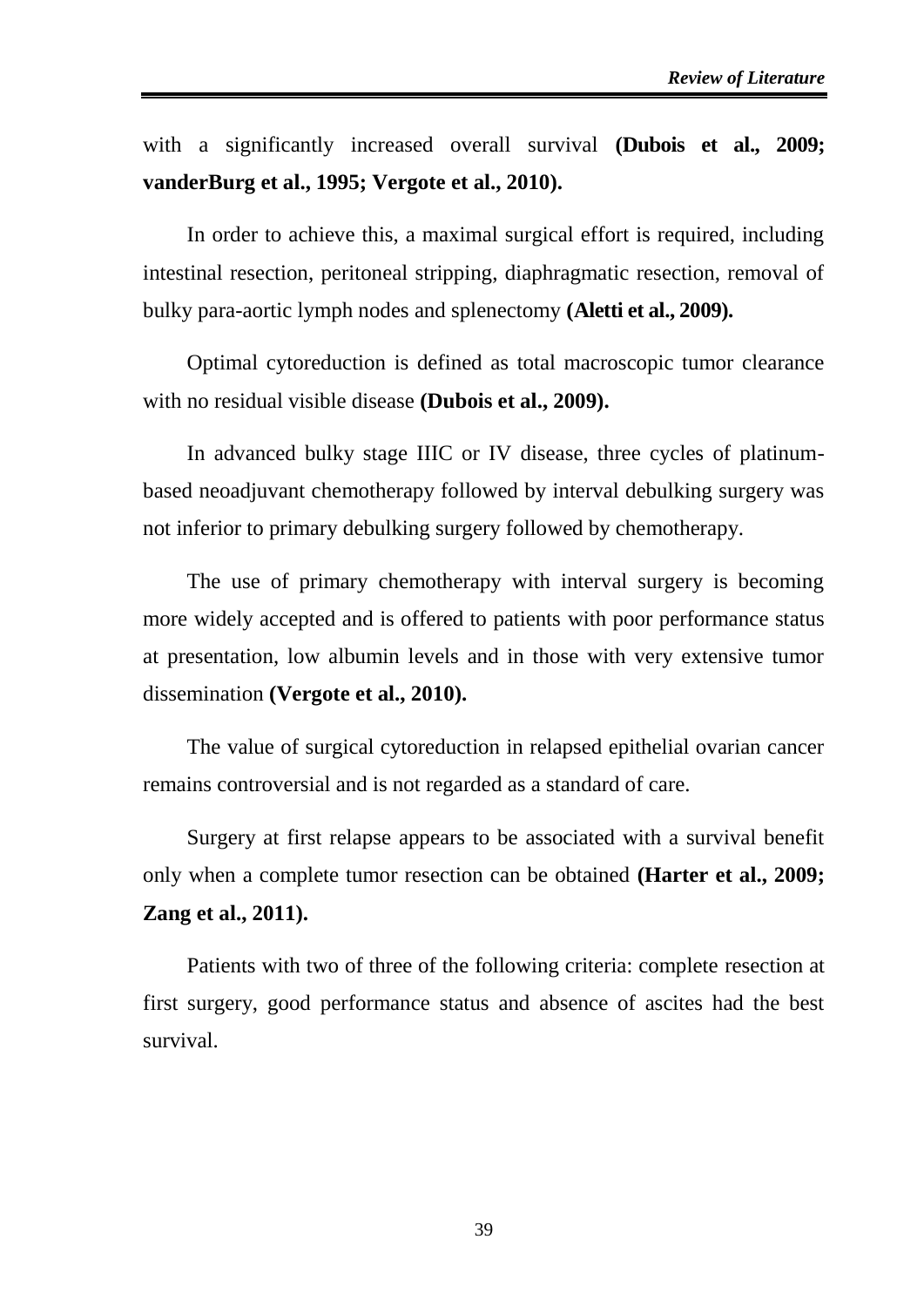with a significantly increased overall survival **(Dubois et al., 2009; vanderBurg et al., 1995; Vergote et al., 2010).**

In order to achieve this, a maximal surgical effort is required, including intestinal resection, peritoneal stripping, diaphragmatic resection, removal of bulky para-aortic lymph nodes and splenectomy **(Aletti et al., 2009).**

Optimal cytoreduction is defined as total macroscopic tumor clearance with no residual visible disease **(Dubois et al., 2009).**

In advanced bulky stage IIIC or IV disease, three cycles of platinum-based neoadjuvant chemotherapy followed by interval debulking surgery was not inferior to primary debulking surgery followed by chemotherapy.

The use of primary chemotherapy with interval surgery is becoming more widely accepted and is offered to patients with poor performance status at presentation, low albumin levels and in those with very extensive tumor dissemination **(Vergote et al., 2010).**

The value of surgical cytoreduction in relapsed epithelial ovarian cancer remains controversial and is not regarded as a standard of care.

Surgery at first relapse appears to be associated with a survival benefit only when a complete tumor resection can be obtained **(Harter et al., 2009; Zang et al., 2011).**

Patients with two of three of the following criteria: complete resection at first surgery, good performance status and absence of ascites had the best survival.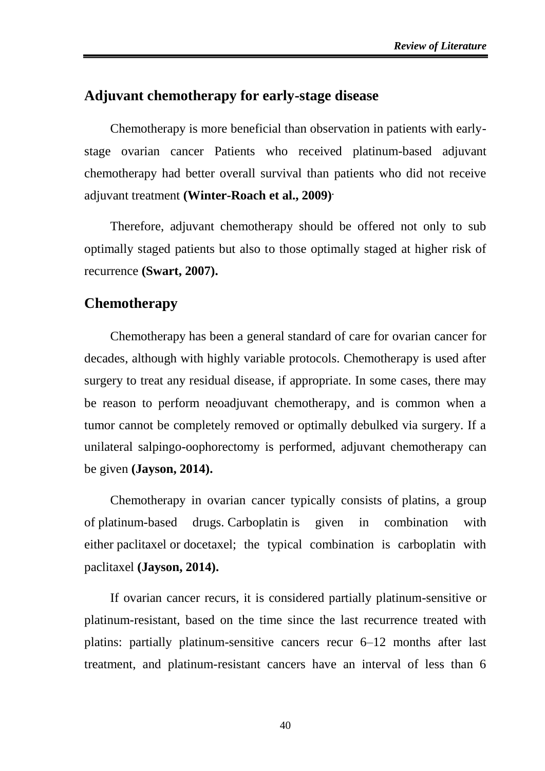## Adjuvant chemotherapy for early-stage disease

Chemotherapy is more beneficial than observation in patients with early-stage ovarian cancer Patients who received platinum-based adjuvant chemotherapy had better overall survival than patients who did not receive adjuvant treatment **(Winter-Roach et al., 2009)**.

Therefore, adjuvant chemotherapy should be offered not only to sub optimally staged patients but also to those optimally staged at higher risk of recurrence **(Swart, 2007).**

## Chemotherapy

Chemotherapy has been a general standard of care for ovarian cancer for decades, although with highly variable protocols. Chemotherapy is used after surgery to treat any residual disease, if appropriate. In some cases, there may be reason to perform neoadjuvant chemotherapy, and is common when a tumor cannot be completely removed or optimally debulked via surgery. If a unilateral salpingo-oophorectomy is performed, adjuvant chemotherapy can be given **(Jayson, 2014).**

Chemotherapy in ovarian cancer typically consists of platins, a group of platinum-based drugs. Carboplatin is given in combination with either paclitaxel or docetaxel; the typical combination is carboplatin with paclitaxel **(Jayson, 2014).**

If ovarian cancer recurs, it is considered partially platinum-sensitive or platinum-resistant, based on the time since the last recurrence treated with platins: partially platinum-sensitive cancers recur 6–12 months after last treatment, and platinum-resistant cancers have an interval of less than 6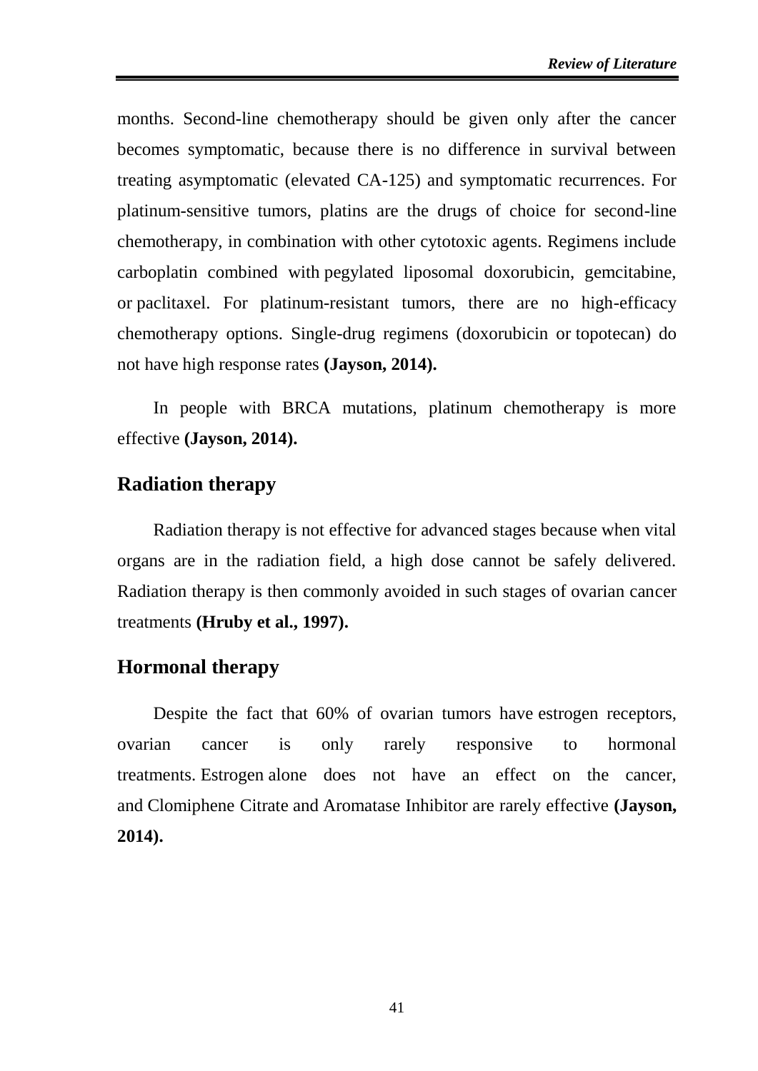months. Second-line chemotherapy should be given only after the cancer becomes symptomatic, because there is no difference in survival between treating asymptomatic (elevated CA-125) and symptomatic recurrences. For platinum-sensitive tumors, platins are the drugs of choice for second-line chemotherapy, in combination with other cytotoxic agents. Regimens include carboplatin combined with pegylated liposomal doxorubicin, gemcitabine, or paclitaxel. For platinum-resistant tumors, there are no high-efficacy chemotherapy options. Single-drug regimens (doxorubicin or topotecan) do not have high response rates **(Jayson, 2014).**

In people with BRCA mutations, platinum chemotherapy is more effective **(Jayson, 2014).**

## Radiation therapy

Radiation therapy is not effective for advanced stages because when vital organs are in the radiation field, a high dose cannot be safely delivered. Radiation therapy is then commonly avoided in such stages of ovarian cancer treatments **(Hruby et al., 1997).**

## Hormonal therapy

Despite the fact that 60% of ovarian tumors have estrogen receptors, ovarian cancer is only rarely responsive to hormonal treatments. Estrogen alone does not have an effect on the cancer, and Clomiphene Citrate and Aromatase Inhibitor are rarely effective **(Jayson, 2014).**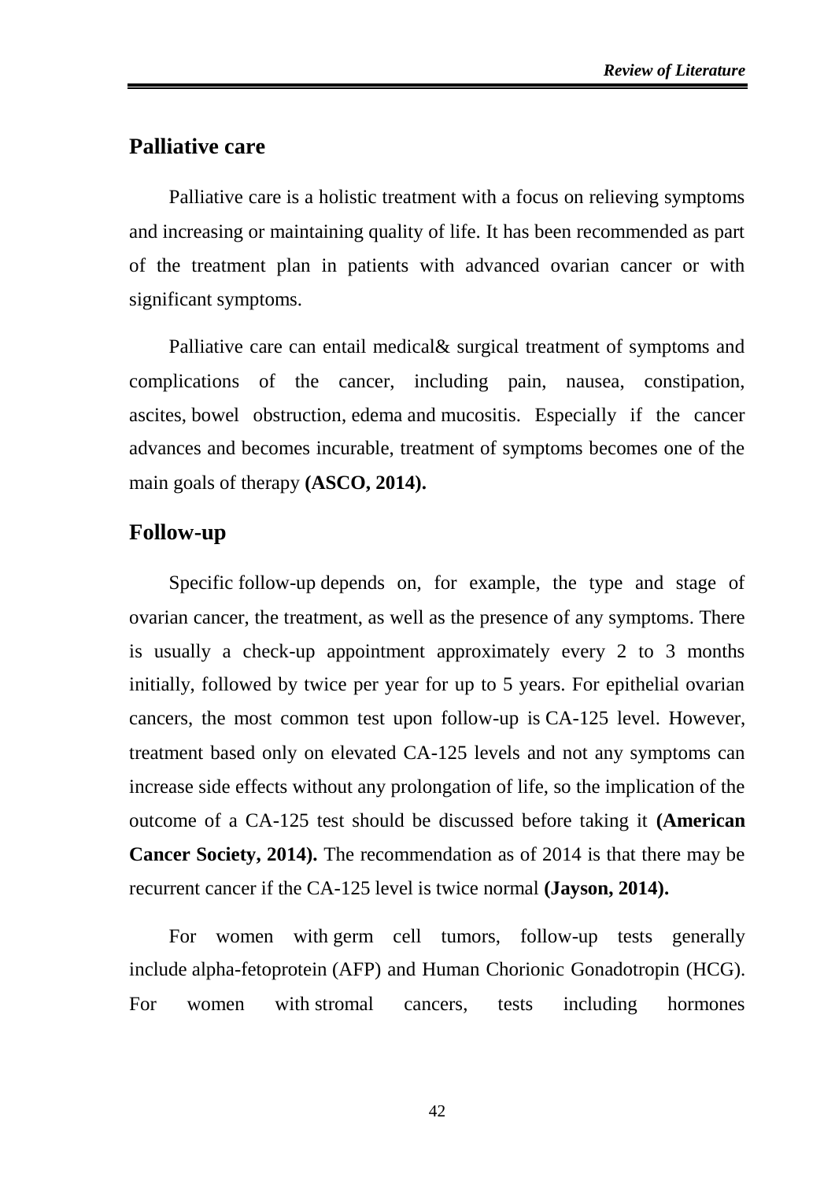## Palliative care

Palliative care is a holistic treatment with a focus on relieving symptoms and increasing or maintaining quality of life. It has been recommended as part of the treatment plan in patients with advanced ovarian cancer or with significant symptoms.

Palliative care can entail medical& surgical treatment of symptoms and complications of the cancer, including pain, nausea, constipation, ascites, bowel obstruction, edema and mucositis. Especially if the cancer advances and becomes incurable, treatment of symptoms becomes one of the main goals of therapy **(ASCO, 2014).**

## Follow-up

Specific follow-up depends on, for example, the type and stage of ovarian cancer, the treatment, as well as the presence of any symptoms. There is usually a check-up appointment approximately every 2 to 3 months initially, followed by twice per year for up to 5 years. For epithelial ovarian cancers, the most common test upon follow-up is CA-125 level. However, treatment based only on elevated CA-125 levels and not any symptoms can increase side effects without any prolongation of life, so the implication of the outcome of a CA-125 test should be discussed before taking it **(American Cancer Society, 2014).** The recommendation as of 2014 is that there may be recurrent cancer if the CA-125 level is twice normal **(Jayson, 2014).**

For women with germ cell tumors, follow-up tests generally include alpha-fetoprotein (AFP) and Human Chorionic Gonadotropin (HCG). For women with stromal cancers, tests including hormones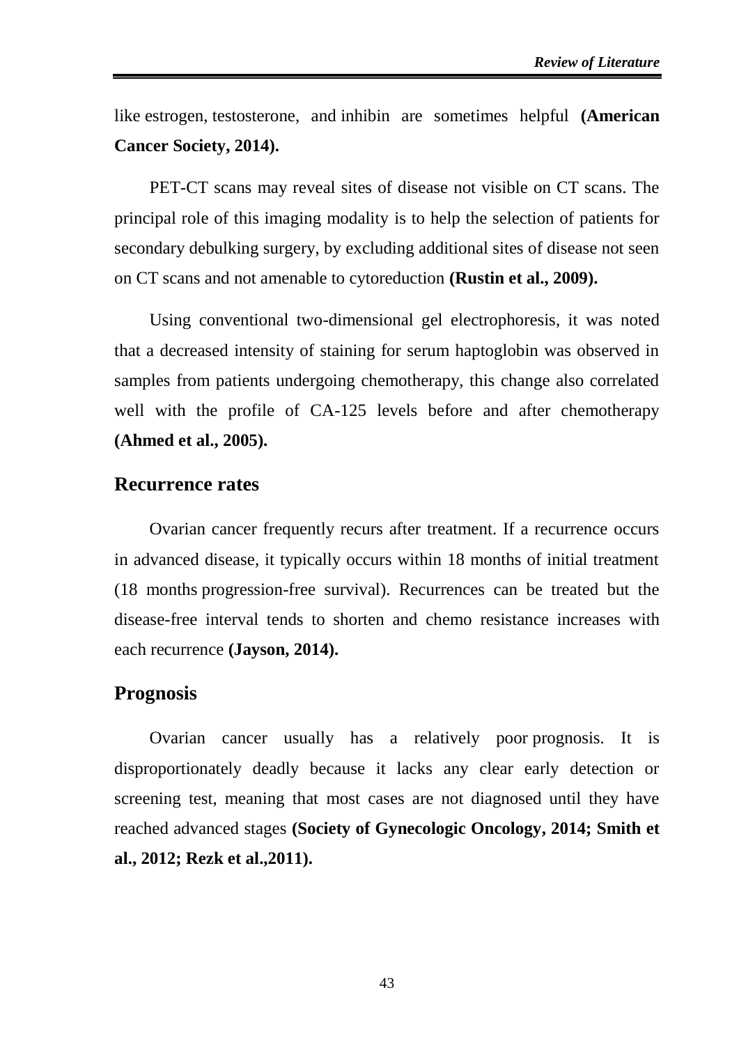like estrogen, testosterone, and inhibin are sometimes helpful **(American Cancer Society, 2014).**

PET-CT scans may reveal sites of disease not visible on CT scans. The principal role of this imaging modality is to help the selection of patients for secondary debulking surgery, by excluding additional sites of disease not seen on CT scans and not amenable to cytoreduction **(Rustin et al., 2009).**

Using conventional two-dimensional gel electrophoresis, it was noted that a decreased intensity of staining for serum haptoglobin was observed in samples from patients undergoing chemotherapy, this change also correlated well with the profile of CA-125 levels before and after chemotherapy **(Ahmed et al., 2005).**

## Recurrence rates

Ovarian cancer frequently recurs after treatment. If a recurrence occurs in advanced disease, it typically occurs within 18 months of initial treatment (18 months progression-free survival). Recurrences can be treated but the disease-free interval tends to shorten and chemo resistance increases with each recurrence **(Jayson, 2014).**

## Prognosis

Ovarian cancer usually has a relatively poor prognosis. It is disproportionately deadly because it lacks any clear early detection or screening test, meaning that most cases are not diagnosed until they have reached advanced stages **(Society of Gynecologic Oncology, 2014; Smith et al., 2012; Rezk et al.,2011).**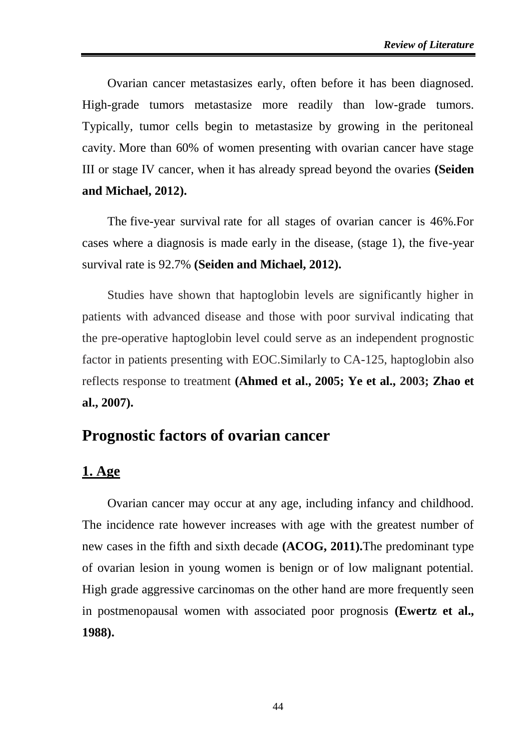Ovarian cancer metastasizes early, often before it has been diagnosed. High-grade tumors metastasize more readily than low-grade tumors. Typically, tumor cells begin to metastasize by growing in the peritoneal cavity. More than 60% of women presenting with ovarian cancer have stage III or stage IV cancer, when it has already spread beyond the ovaries **(Seiden and Michael, 2012).**

The five-year survival rate for all stages of ovarian cancer is 46%.For cases where a diagnosis is made early in the disease, (stage 1), the five-year survival rate is 92.7% **(Seiden and Michael, 2012).**

Studies have shown that haptoglobin levels are significantly higher in patients with advanced disease and those with poor survival indicating that the pre-operative haptoglobin level could serve as an independent prognostic factor in patients presenting with EOC.Similarly to CA-125, haptoglobin also reflects response to treatment **(Ahmed et al., 2005; Ye et al., 2003; Zhao et al., 2007).**

## Prognostic factors of ovarian cancer

### 1. Age

Ovarian cancer may occur at any age, including infancy and childhood. The incidence rate however increases with age with the greatest number of new cases in the fifth and sixth decade **(ACOG, 2011).**The predominant type of ovarian lesion in young women is benign or of low malignant potential. High grade aggressive carcinomas on the other hand are more frequently seen in postmenopausal women with associated poor prognosis **(Ewertz et al., 1988).**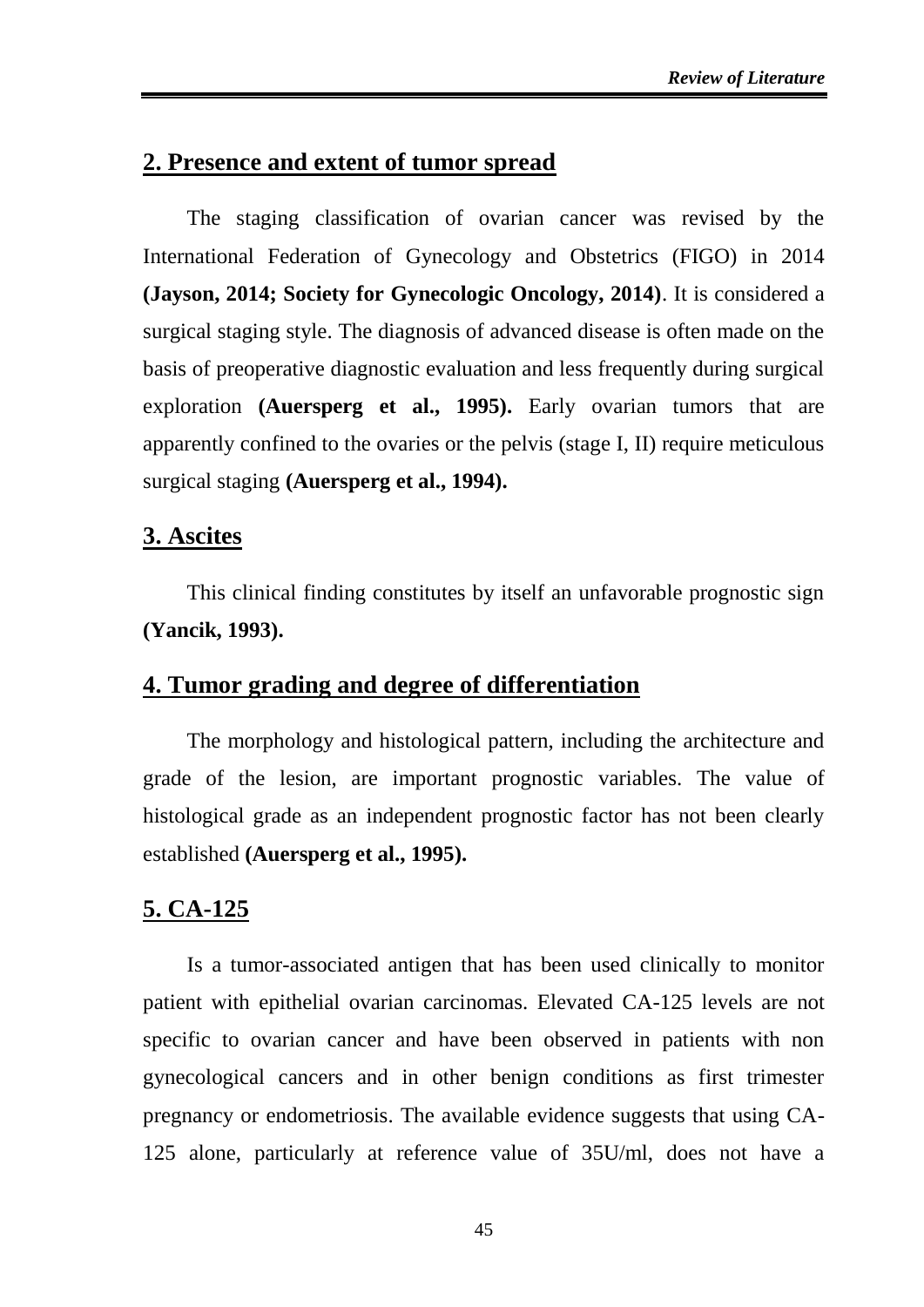## 2. Presence and extent of tumor spread

The staging classification of ovarian cancer was revised by the International Federation of Gynecology and Obstetrics (FIGO) in 2014 **(Jayson, 2014; Society for Gynecologic Oncology, 2014)**. It is considered a surgical staging style. The diagnosis of advanced disease is often made on the basis of preoperative diagnostic evaluation and less frequently during surgical exploration **(Auersperg et al., 1995).** Early ovarian tumors that are apparently confined to the ovaries or the pelvis (stage I, II) require meticulous surgical staging **(Auersperg et al., 1994).**

## 3. Ascites

This clinical finding constitutes by itself an unfavorable prognostic sign **(Yancik, 1993).**

## 4. Tumor grading and degree of differentiation

The morphology and histological pattern, including the architecture and grade of the lesion, are important prognostic variables. The value of histological grade as an independent prognostic factor has not been clearly established **(Auersperg et al., 1995).**

## 5. CA-125

Is a tumor-associated antigen that has been used clinically to monitor patient with epithelial ovarian carcinomas. Elevated CA-125 levels are not specific to ovarian cancer and have been observed in patients with non gynecological cancers and in other benign conditions as first trimester pregnancy or endometriosis. The available evidence suggests that using CA-125 alone, particularly at reference value of 35U/ml, does not have a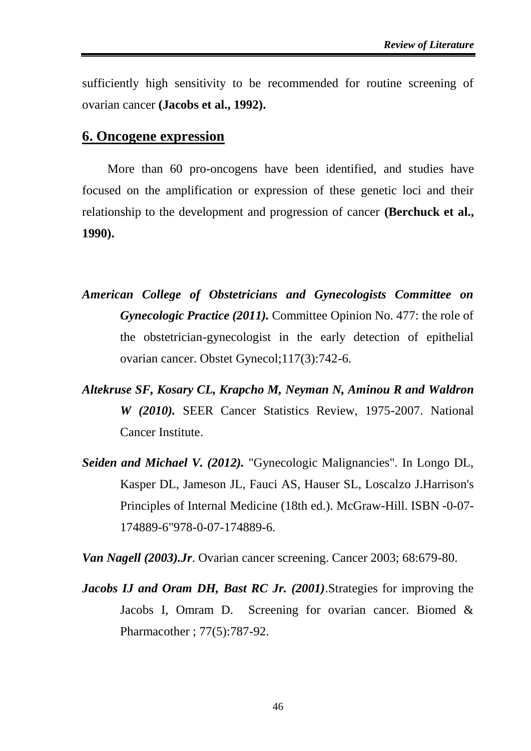sufficiently high sensitivity to be recommended for routine screening of ovarian cancer **(Jacobs et al., 1992).**

## 6. Oncogene expression

More than 60 pro-oncogens have been identified, and studies have focused on the amplification or expression of these genetic loci and their relationship to the development and progression of cancer **(Berchuck et al., 1990).**

***American College of Obstetricians and Gynecologists Committee on Gynecologic Practice (2011).*** Committee Opinion No. 477: the role of the obstetrician-gynecologist in the early detection of epithelial ovarian cancer. Obstet Gynecol;117(3):742-6.

***Altekruse SF, Kosary CL, Krapcho M, Neyman N, Aminou R and Waldron W (2010).*** SEER Cancer Statistics Review, 1975-2007. National Cancer Institute.

***Seiden and Michael V. (2012).*** "Gynecologic Malignancies". In Longo DL, Kasper DL, Jameson JL, Fauci AS, Hauser SL, Loscalzo J.Harrison's Principles of Internal Medicine (18th ed.). McGraw-Hill. ISBN -0-07-174889-6"978-0-07-174889-6.

***Van Nagell (2003).Jr***. Ovarian cancer screening. Cancer 2003; 68:679-80.

***Jacobs IJ and Oram DH, Bast RC Jr. (2001)***.Strategies for improving the Jacobs I, Omram D. Screening for ovarian cancer. Biomed & Pharmacother ; 77(5):787-92.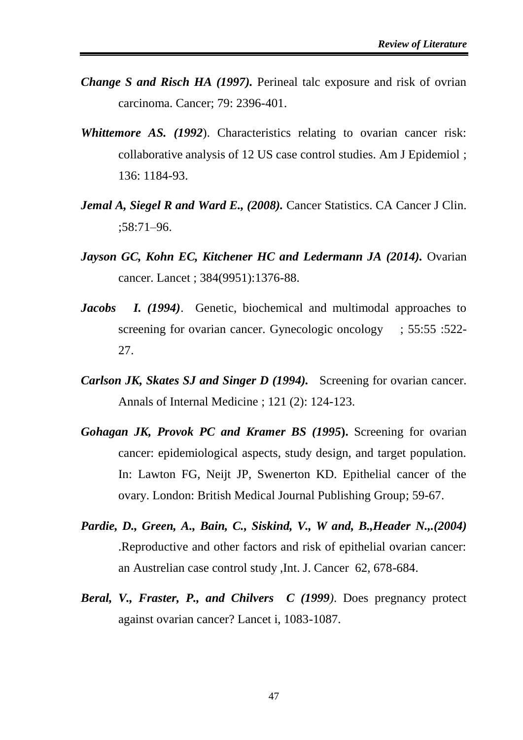***Change S and Risch HA (1997).*** Perineal talc exposure and risk of ovrian carcinoma. Cancer; 79: 2396-401.

***Whittemore AS. (1992***). Characteristics relating to ovarian cancer risk: collaborative analysis of 12 US case control studies. Am J Epidemiol ; 136: 1184-93.

***Jemal A, Siegel R and Ward E., (2008).*** Cancer Statistics. CA Cancer J Clin. ;58:71–96.

***Jayson GC, Kohn EC, Kitchener HC and Ledermann JA (2014).*** Ovarian cancer. Lancet ; 384(9951):1376-88.

***Jacobs I. (1994)***. Genetic, biochemical and multimodal approaches to screening for ovarian cancer. Gynecologic oncology ; 55:55 :522-27.

***Carlson JK, Skates SJ and Singer D (1994).*** Screening for ovarian cancer. Annals of Internal Medicine ; 121 (2): 124-123.

***Gohagan JK, Provok PC and Kramer BS (1995*****).** Screening for ovarian cancer: epidemiological aspects, study design, and target population. In: Lawton FG, Neijt JP, Swenerton KD. Epithelial cancer of the ovary. London: British Medical Journal Publishing Group; 59-67.

***Pardie, D., Green, A., Bain, C., Siskind, V., W and, B.,Header N.,.(2004)*** .Reproductive and other factors and risk of epithelial ovarian cancer: an Austrelian case control study ,Int. J. Cancer 62, 678-684.

***Beral, V., Fraster, P., and Chilvers C (1999)***. Does pregnancy protect against ovarian cancer? Lancet i, 1083-1087.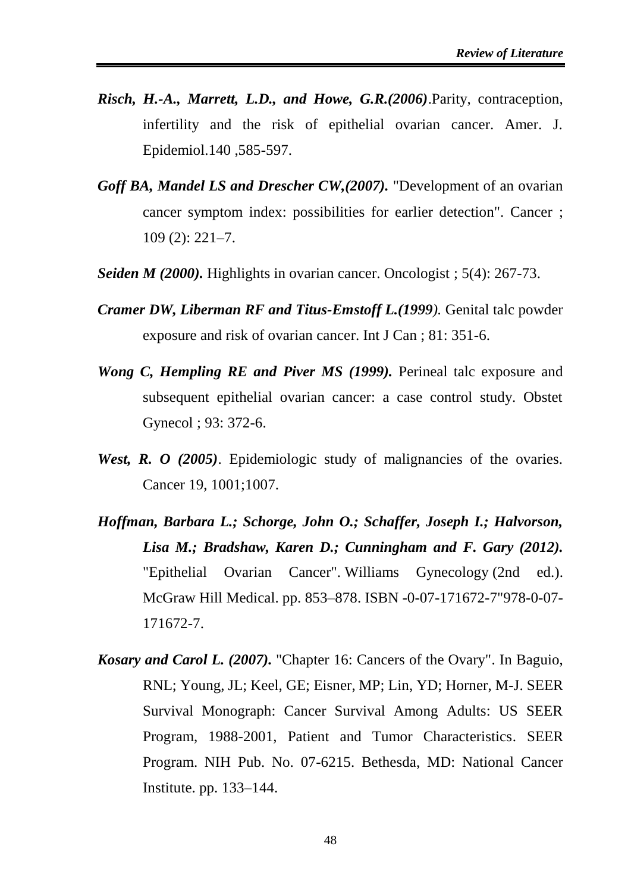***Risch, H.-A., Marrett, L.D., and Howe, G.R.(2006)***.Parity, contraception, infertility and the risk of epithelial ovarian cancer. Amer. J. Epidemiol.140 ,585-597.

***Goff BA, Mandel LS and Drescher CW,(2007).*** "Development of an ovarian cancer symptom index: possibilities for earlier detection". Cancer ; 109 (2): 221–7.

***Seiden M (2000).*** Highlights in ovarian cancer. Oncologist ; 5(4): 267-73.

***Cramer DW, Liberman RF and Titus-Emstoff L.(1999).*** Genital talc powder exposure and risk of ovarian cancer. Int J Can ; 81: 351-6.

***Wong C, Hempling RE and Piver MS (1999).*** Perineal talc exposure and subsequent epithelial ovarian cancer: a case control study. Obstet Gynecol ; 93: 372-6.

***West, R. O (2005)***. Epidemiologic study of malignancies of the ovaries. Cancer 19, 1001;1007.

***Hoffman, Barbara L.; Schorge, John O.; Schaffer, Joseph I.; Halvorson, Lisa M.; Bradshaw, Karen D.; Cunningham and F. Gary (2012).*** "Epithelial Ovarian Cancer". Williams Gynecology (2nd ed.). McGraw Hill Medical. pp. 853–878. ISBN -0-07-171672-7"978-0-07-171672-7.

***Kosary and Carol L. (2007).*** "Chapter 16: Cancers of the Ovary". In Baguio, RNL; Young, JL; Keel, GE; Eisner, MP; Lin, YD; Horner, M-J. SEER Survival Monograph: Cancer Survival Among Adults: US SEER Program, 1988-2001, Patient and Tumor Characteristics. SEER Program. NIH Pub. No. 07-6215. Bethesda, MD: National Cancer Institute. pp. 133–144.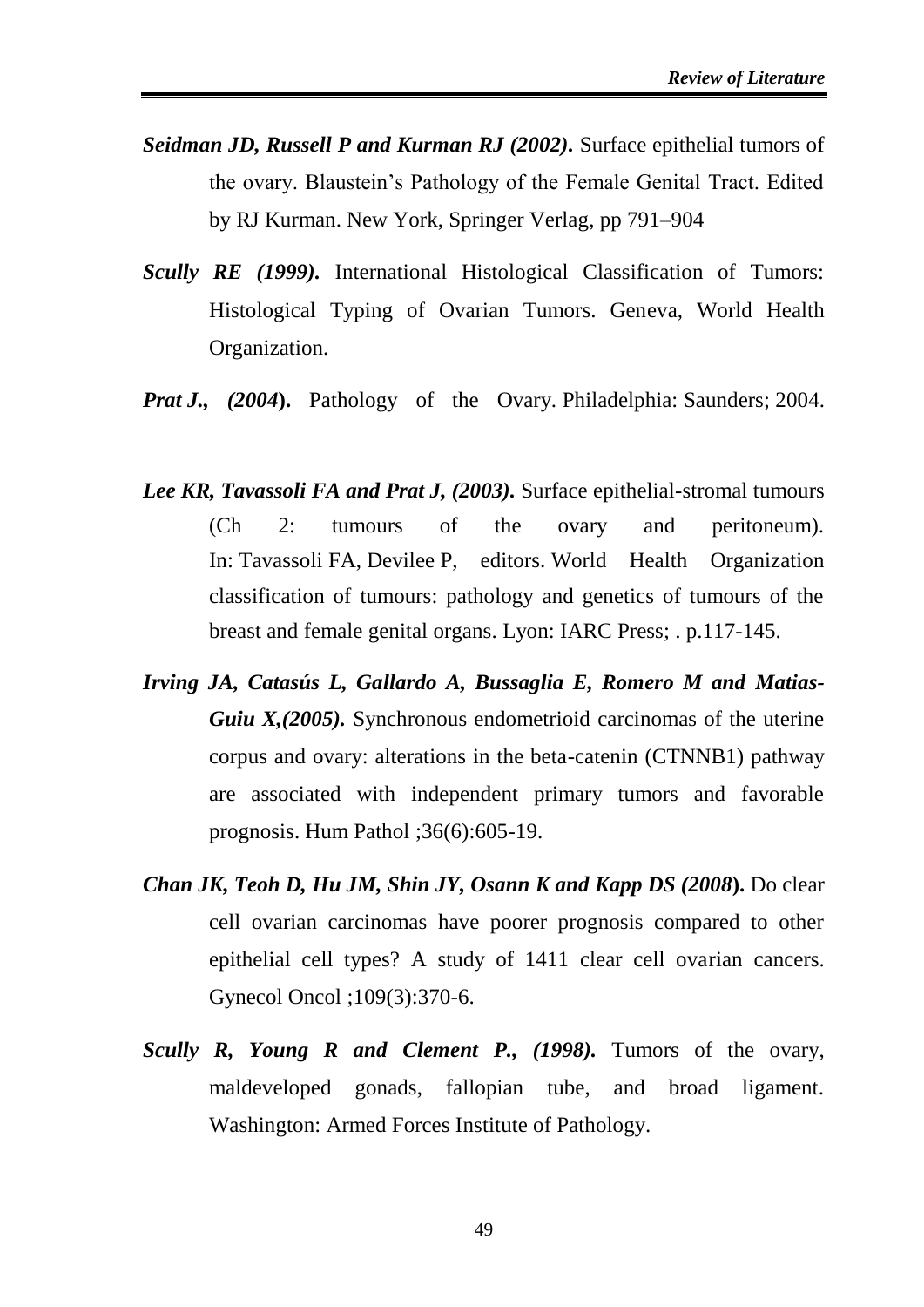***Seidman JD, Russell P and Kurman RJ (2002).*** Surface epithelial tumors of the ovary. Blaustein's Pathology of the Female Genital Tract. Edited by RJ Kurman. New York, Springer Verlag, pp 791–904

***Scully RE (1999).*** International Histological Classification of Tumors: Histological Typing of Ovarian Tumors. Geneva, World Health Organization.

***Prat J., (2004*).** Pathology of the Ovary. Philadelphia: Saunders; 2004.

***Lee KR, Tavassoli FA and Prat J, (2003).*** Surface epithelial-stromal tumours (Ch 2: tumours of the ovary and peritoneum). In: Tavassoli FA, Devilee P, editors. World Health Organization classification of tumours: pathology and genetics of tumours of the breast and female genital organs. Lyon: IARC Press; . p.117-145.

***Irving JA, Catasús L, Gallardo A, Bussaglia E, Romero M and Matias-Guiu X,(2005).*** Synchronous endometrioid carcinomas of the uterine corpus and ovary: alterations in the beta-catenin (CTNNB1) pathway are associated with independent primary tumors and favorable prognosis. Hum Pathol ;36(6):605-19.

***Chan JK, Teoh D, Hu JM, Shin JY, Osann K and Kapp DS (2008*).** Do clear cell ovarian carcinomas have poorer prognosis compared to other epithelial cell types? A study of 1411 clear cell ovarian cancers. Gynecol Oncol ;109(3):370-6.

***Scully R, Young R and Clement P., (1998).*** Tumors of the ovary, maldeveloped gonads, fallopian tube, and broad ligament. Washington: Armed Forces Institute of Pathology.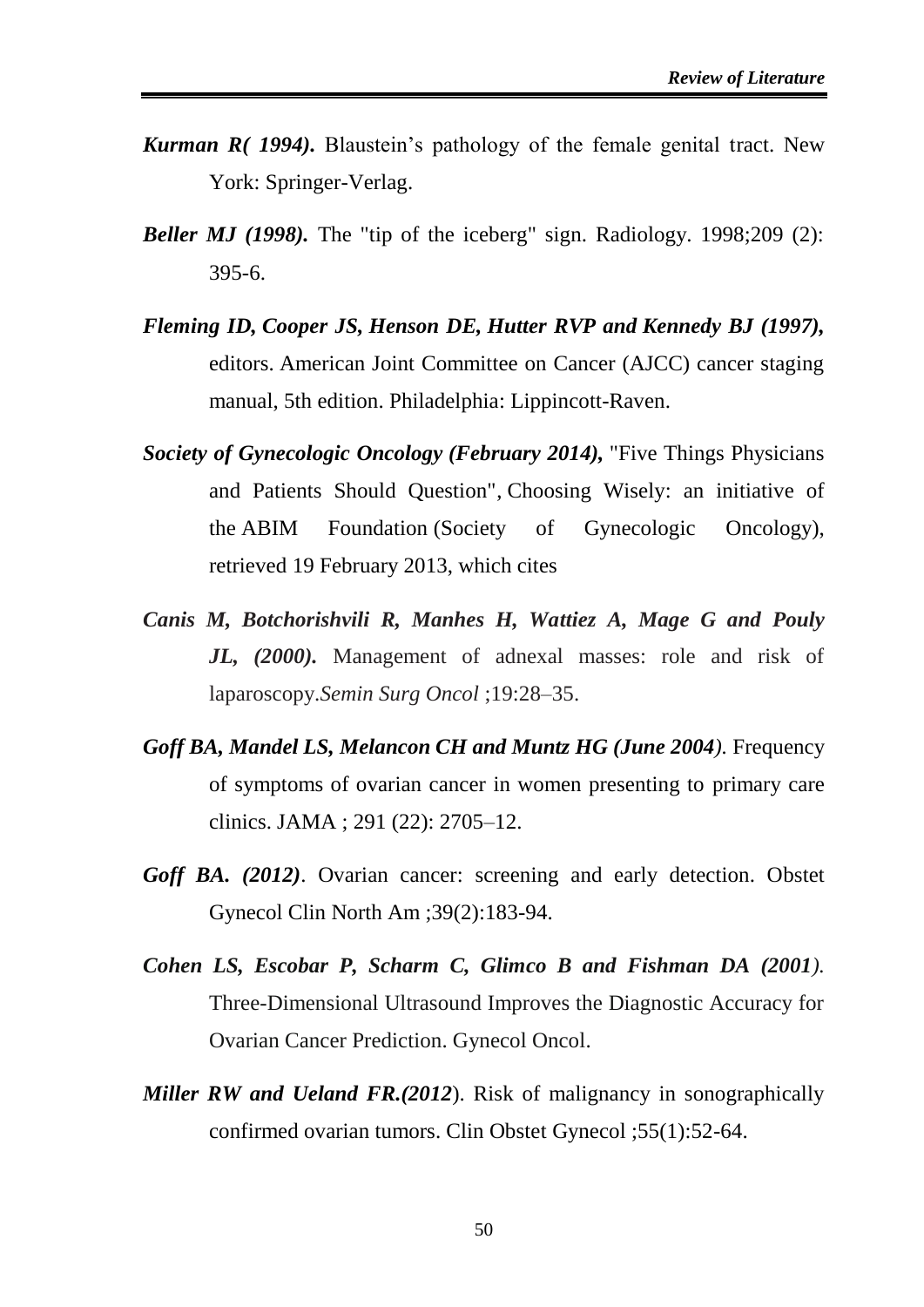***Kurman R( 1994).*** Blaustein's pathology of the female genital tract. New York: Springer-Verlag.

***Beller MJ (1998).*** The "tip of the iceberg" sign. Radiology. 1998;209 (2): 395-6.

***Fleming ID, Cooper JS, Henson DE, Hutter RVP and Kennedy BJ (1997),*** editors. American Joint Committee on Cancer (AJCC) cancer staging manual, 5th edition. Philadelphia: Lippincott-Raven.

***Society of Gynecologic Oncology (February 2014),*** "Five Things Physicians and Patients Should Question", Choosing Wisely: an initiative of the ABIM Foundation (Society of Gynecologic Oncology), retrieved 19 February 2013, which cites

***Canis M, Botchorishvili R, Manhes H, Wattiez A, Mage G and Pouly JL, (2000).*** Management of adnexal masses: role and risk of laparoscopy.*Semin Surg Oncol* ;19:28–35.

***Goff BA, Mandel LS, Melancon CH and Muntz HG (June 2004)***. Frequency of symptoms of ovarian cancer in women presenting to primary care clinics. JAMA ; 291 (22): 2705–12.

***Goff BA. (2012)***. Ovarian cancer: screening and early detection. Obstet Gynecol Clin North Am ;39(2):183-94.

***Cohen LS, Escobar P, Scharm C, Glimco B and Fishman DA (2001).*** Three-Dimensional Ultrasound Improves the Diagnostic Accuracy for Ovarian Cancer Prediction. Gynecol Oncol.

***Miller RW and Ueland FR.(2012***). Risk of malignancy in sonographically confirmed ovarian tumors. Clin Obstet Gynecol ;55(1):52-64.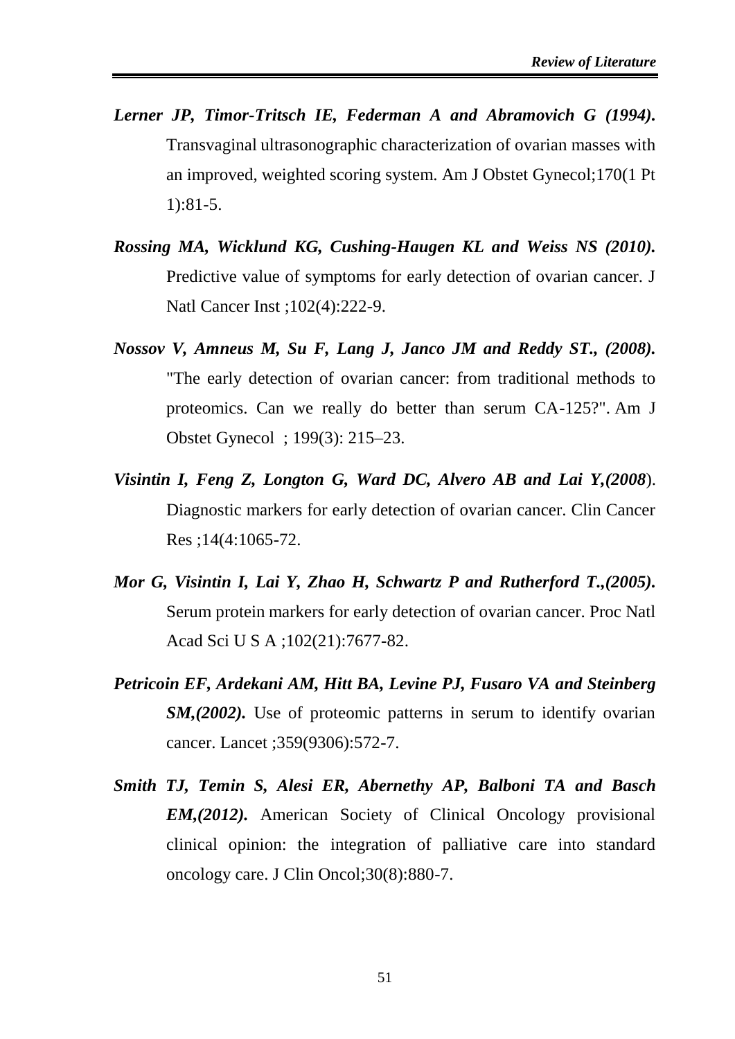***Lerner JP, Timor-Tritsch IE, Federman A and Abramovich G (1994).*** Transvaginal ultrasonographic characterization of ovarian masses with an improved, weighted scoring system. Am J Obstet Gynecol;170(1 Pt 1):81-5.

***Rossing MA, Wicklund KG, Cushing-Haugen KL and Weiss NS (2010).*** Predictive value of symptoms for early detection of ovarian cancer. J Natl Cancer Inst ;102(4):222-9.

***Nossov V, Amneus M, Su F, Lang J, Janco JM and Reddy ST., (2008).*** "The early detection of ovarian cancer: from traditional methods to proteomics. Can we really do better than serum CA-125?". Am J Obstet Gynecol ; 199(3): 215–23.

***Visintin I, Feng Z, Longton G, Ward DC, Alvero AB and Lai Y,(2008***). Diagnostic markers for early detection of ovarian cancer. Clin Cancer Res ;14(4:1065-72.

***Mor G, Visintin I, Lai Y, Zhao H, Schwartz P and Rutherford T.,(2005).*** Serum protein markers for early detection of ovarian cancer. Proc Natl Acad Sci U S A ;102(21):7677-82.

***Petricoin EF, Ardekani AM, Hitt BA, Levine PJ, Fusaro VA and Steinberg SM,(2002).*** Use of proteomic patterns in serum to identify ovarian cancer. Lancet ;359(9306):572-7.

***Smith TJ, Temin S, Alesi ER, Abernethy AP, Balboni TA and Basch EM,(2012).*** American Society of Clinical Oncology provisional clinical opinion: the integration of palliative care into standard oncology care. J Clin Oncol;30(8):880-7.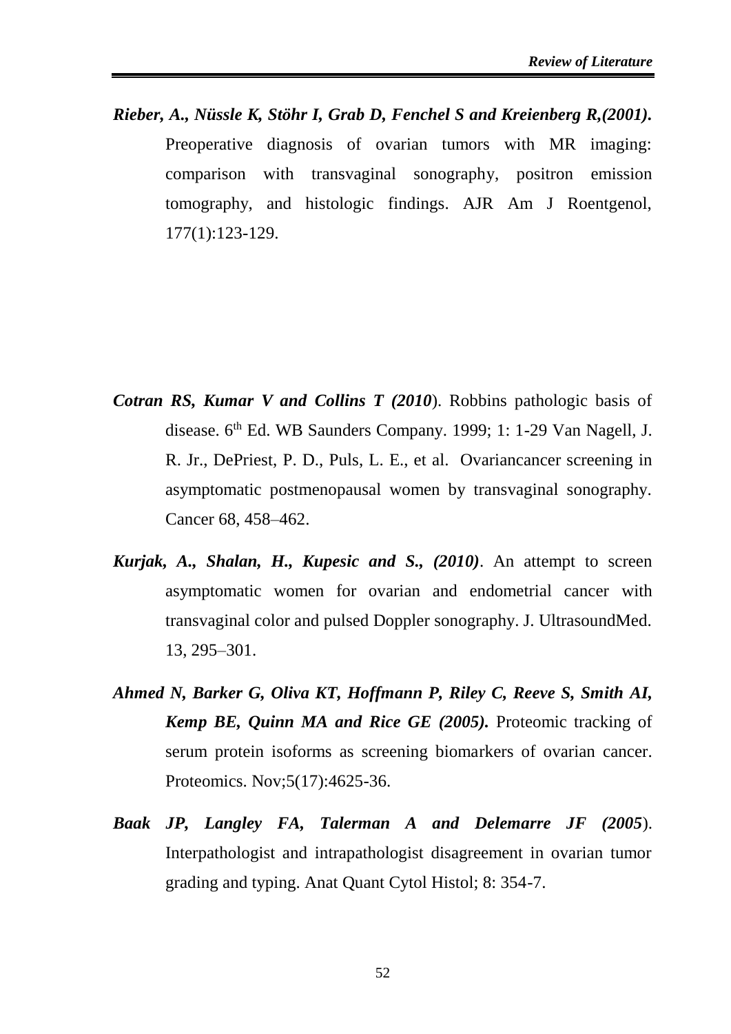***Rieber, A., Nüssle K, Stöhr I, Grab D, Fenchel S and Kreienberg R,(2001).*** Preoperative diagnosis of ovarian tumors with MR imaging: comparison with transvaginal sonography, positron emission tomography, and histologic findings. AJR Am J Roentgenol, 177(1):123-129.

***Cotran RS, Kumar V and Collins T (2010***). Robbins pathologic basis of disease. 6th Ed. WB Saunders Company. 1999; 1: 1-29 Van Nagell, J. R. Jr., DePriest, P. D., Puls, L. E., et al. Ovariancancer screening in asymptomatic postmenopausal women by transvaginal sonography. Cancer 68, 458–462.

***Kurjak, A., Shalan, H., Kupesic and S., (2010)***. An attempt to screen asymptomatic women for ovarian and endometrial cancer with transvaginal color and pulsed Doppler sonography. J. UltrasoundMed. 13, 295–301.

***Ahmed N, Barker G, Oliva KT, Hoffmann P, Riley C, Reeve S, Smith AI, Kemp BE, Quinn MA and Rice GE (2005).*** Proteomic tracking of serum protein isoforms as screening biomarkers of ovarian cancer. Proteomics. Nov;5(17):4625-36.

***Baak JP, Langley FA, Talerman A and Delemarre JF (2005***). Interpathologist and intrapathologist disagreement in ovarian tumor grading and typing. Anat Quant Cytol Histol; 8: 354-7.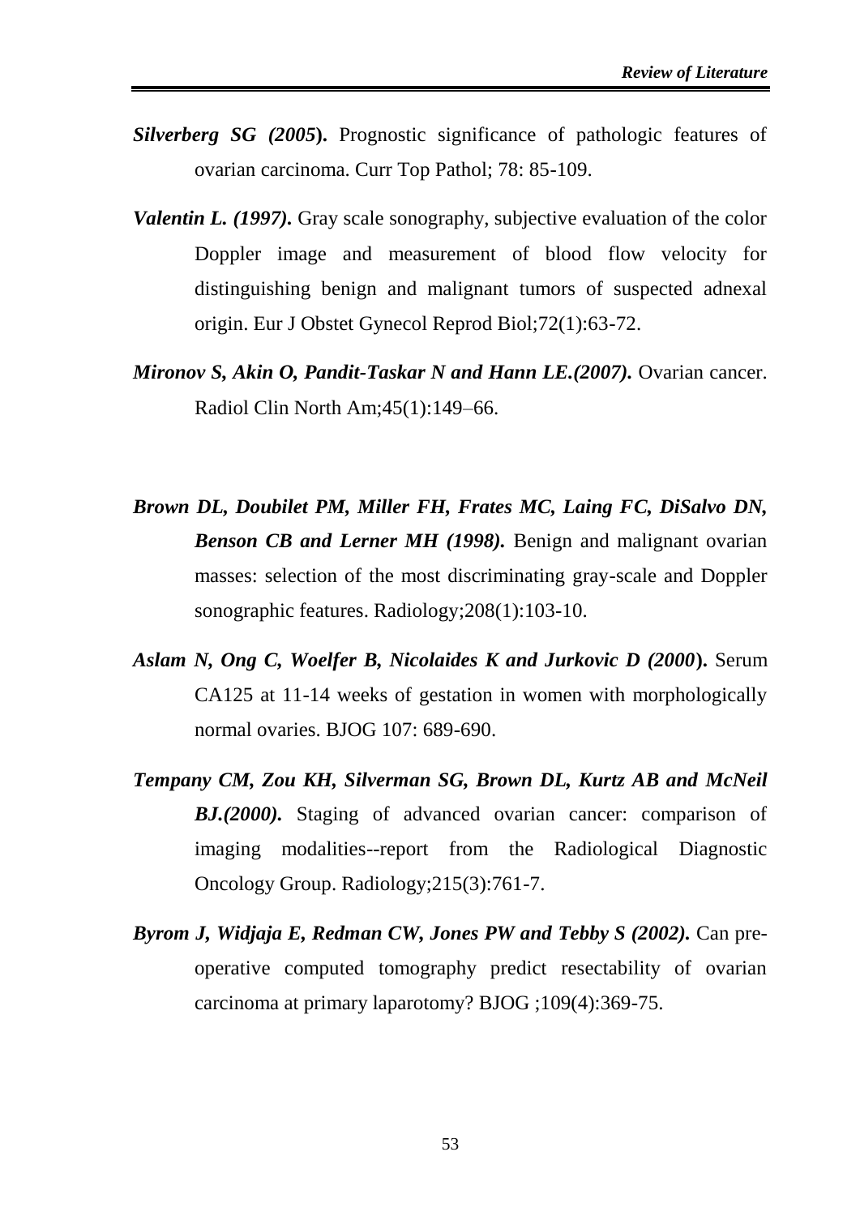***Silverberg SG (2005*).** Prognostic significance of pathologic features of ovarian carcinoma. Curr Top Pathol; 78: 85-109.

***Valentin L. (1997).*** Gray scale sonography, subjective evaluation of the color Doppler image and measurement of blood flow velocity for distinguishing benign and malignant tumors of suspected adnexal origin. Eur J Obstet Gynecol Reprod Biol;72(1):63-72.

***Mironov S, Akin O, Pandit-Taskar N and Hann LE.(2007).*** Ovarian cancer. Radiol Clin North Am;45(1):149–66.

***Brown DL, Doubilet PM, Miller FH, Frates MC, Laing FC, DiSalvo DN, Benson CB and Lerner MH (1998).*** Benign and malignant ovarian masses: selection of the most discriminating gray-scale and Doppler sonographic features. Radiology;208(1):103-10.

***Aslam N, Ong C, Woelfer B, Nicolaides K and Jurkovic D (2000*).** Serum CA125 at 11-14 weeks of gestation in women with morphologically normal ovaries. BJOG 107: 689-690.

***Tempany CM, Zou KH, Silverman SG, Brown DL, Kurtz AB and McNeil BJ.(2000).*** Staging of advanced ovarian cancer: comparison of imaging modalities--report from the Radiological Diagnostic Oncology Group. Radiology;215(3):761-7.

***Byrom J, Widjaja E, Redman CW, Jones PW and Tebby S (2002).*** Can pre-operative computed tomography predict resectability of ovarian carcinoma at primary laparotomy? BJOG ;109(4):369-75.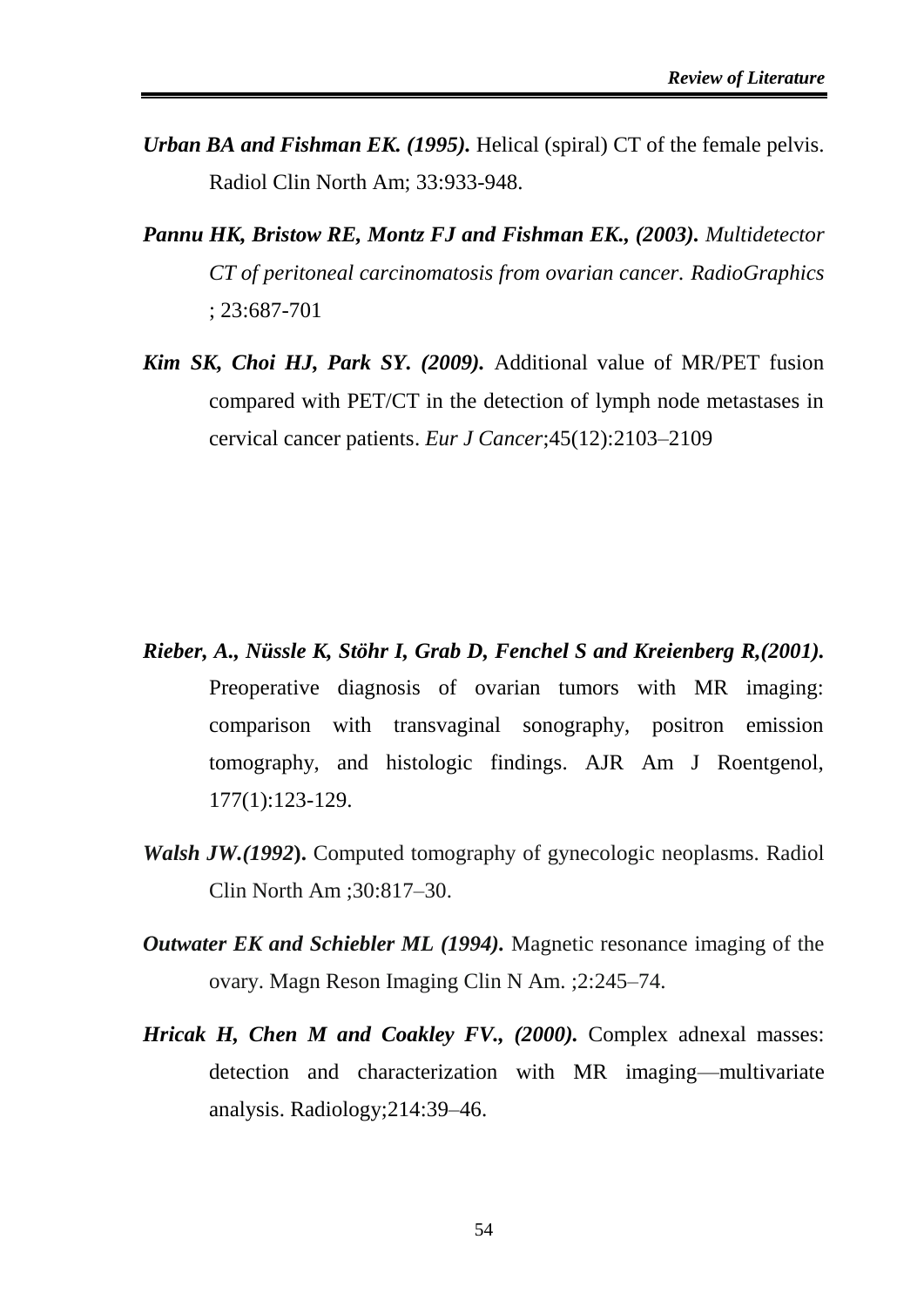***Urban BA and Fishman EK. (1995).*** Helical (spiral) CT of the female pelvis. Radiol Clin North Am; 33:933-948.

***Pannu HK, Bristow RE, Montz FJ and Fishman EK., (2003).*** *Multidetector CT of peritoneal carcinomatosis from ovarian cancer. RadioGraphics* ; 23:687-701

***Kim SK, Choi HJ, Park SY. (2009).*** Additional value of MR/PET fusion compared with PET/CT in the detection of lymph node metastases in cervical cancer patients. *Eur J Cancer*;45(12):2103–2109

***Rieber, A., Nüssle K, Stöhr I, Grab D, Fenchel S and Kreienberg R,(2001).*** Preoperative diagnosis of ovarian tumors with MR imaging: comparison with transvaginal sonography, positron emission tomography, and histologic findings. AJR Am J Roentgenol, 177(1):123-129.

***Walsh JW.(1992*).** Computed tomography of gynecologic neoplasms. Radiol Clin North Am ;30:817–30.

***Outwater EK and Schiebler ML (1994).*** Magnetic resonance imaging of the ovary. Magn Reson Imaging Clin N Am. ;2:245–74.

***Hricak H, Chen M and Coakley FV., (2000).*** Complex adnexal masses: detection and characterization with MR imaging—multivariate analysis. Radiology;214:39–46.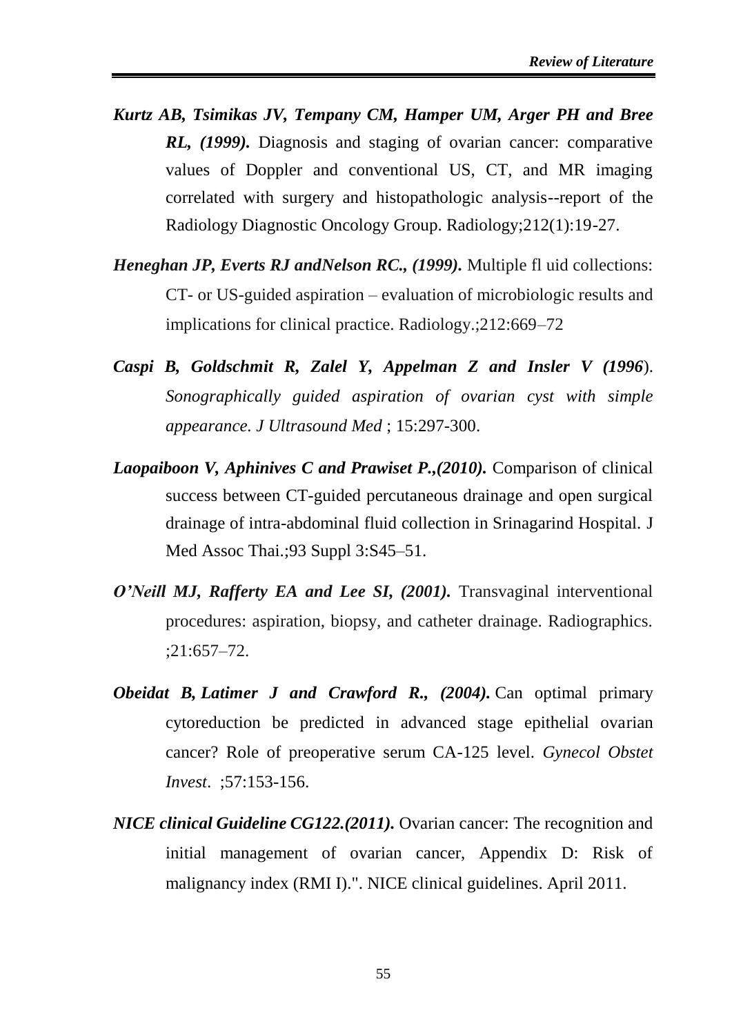***Kurtz AB, Tsimikas JV, Tempany CM, Hamper UM, Arger PH and Bree RL, (1999).*** Diagnosis and staging of ovarian cancer: comparative values of Doppler and conventional US, CT, and MR imaging correlated with surgery and histopathologic analysis--report of the Radiology Diagnostic Oncology Group. Radiology;212(1):19-27.

***Heneghan JP, Everts RJ andNelson RC., (1999).*** Multiple fl uid collections: CT- or US-guided aspiration – evaluation of microbiologic results and implications for clinical practice. Radiology.;212:669–72

***Caspi B, Goldschmit R, Zalel Y, Appelman Z and Insler V (1996***). *Sonographically guided aspiration of ovarian cyst with simple appearance. J Ultrasound Med* ; 15:297-300.

***Laopaiboon V, Aphinives C and Prawiset P.,(2010).*** Comparison of clinical success between CT-guided percutaneous drainage and open surgical drainage of intra-abdominal fluid collection in Srinagarind Hospital. J Med Assoc Thai.;93 Suppl 3:S45–51.

***O'Neill MJ, Rafferty EA and Lee SI, (2001).*** Transvaginal interventional procedures: aspiration, biopsy, and catheter drainage. Radiographics. ;21:657–72.

***Obeidat B, Latimer J and Crawford R., (2004).*** Can optimal primary cytoreduction be predicted in advanced stage epithelial ovarian cancer? Role of preoperative serum CA-125 level. *Gynecol Obstet Invest*. ;57:153-156.

***NICE clinical Guideline CG122.(2011).*** Ovarian cancer: The recognition and initial management of ovarian cancer, Appendix D: Risk of malignancy index (RMI I).". NICE clinical guidelines. April 2011.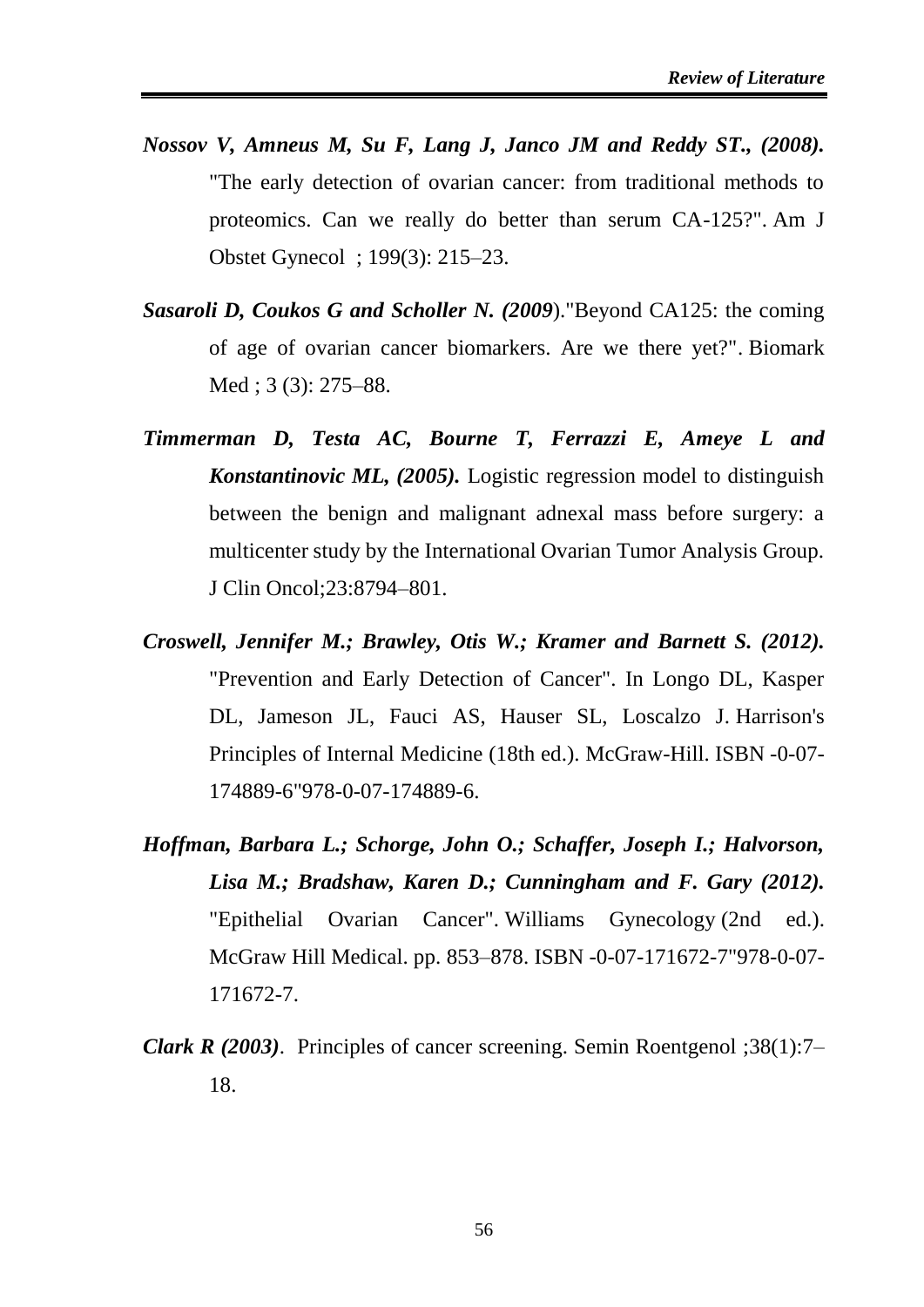***Nossov V, Amneus M, Su F, Lang J, Janco JM and Reddy ST., (2008).*** "The early detection of ovarian cancer: from traditional methods to proteomics. Can we really do better than serum CA-125?". Am J Obstet Gynecol ; 199(3): 215–23.

***Sasaroli D, Coukos G and Scholler N. (2009***)."Beyond CA125: the coming of age of ovarian cancer biomarkers. Are we there yet?". Biomark Med ; 3 (3): 275–88.

***Timmerman D, Testa AC, Bourne T, Ferrazzi E, Ameye L and Konstantinovic ML, (2005).*** Logistic regression model to distinguish between the benign and malignant adnexal mass before surgery: a multicenter study by the International Ovarian Tumor Analysis Group. J Clin Oncol;23:8794–801.

***Croswell, Jennifer M.; Brawley, Otis W.; Kramer and Barnett S. (2012).*** "Prevention and Early Detection of Cancer". In Longo DL, Kasper DL, Jameson JL, Fauci AS, Hauser SL, Loscalzo J. Harrison's Principles of Internal Medicine (18th ed.). McGraw-Hill. ISBN -0-07-174889-6"978-0-07-174889-6.

***Hoffman, Barbara L.; Schorge, John O.; Schaffer, Joseph I.; Halvorson, Lisa M.; Bradshaw, Karen D.; Cunningham and F. Gary (2012).*** "Epithelial Ovarian Cancer". Williams Gynecology (2nd ed.). McGraw Hill Medical. pp. 853–878. ISBN -0-07-171672-7"978-0-07-171672-7.

***Clark R (2003)***. Principles of cancer screening. Semin Roentgenol ;38(1):7–18.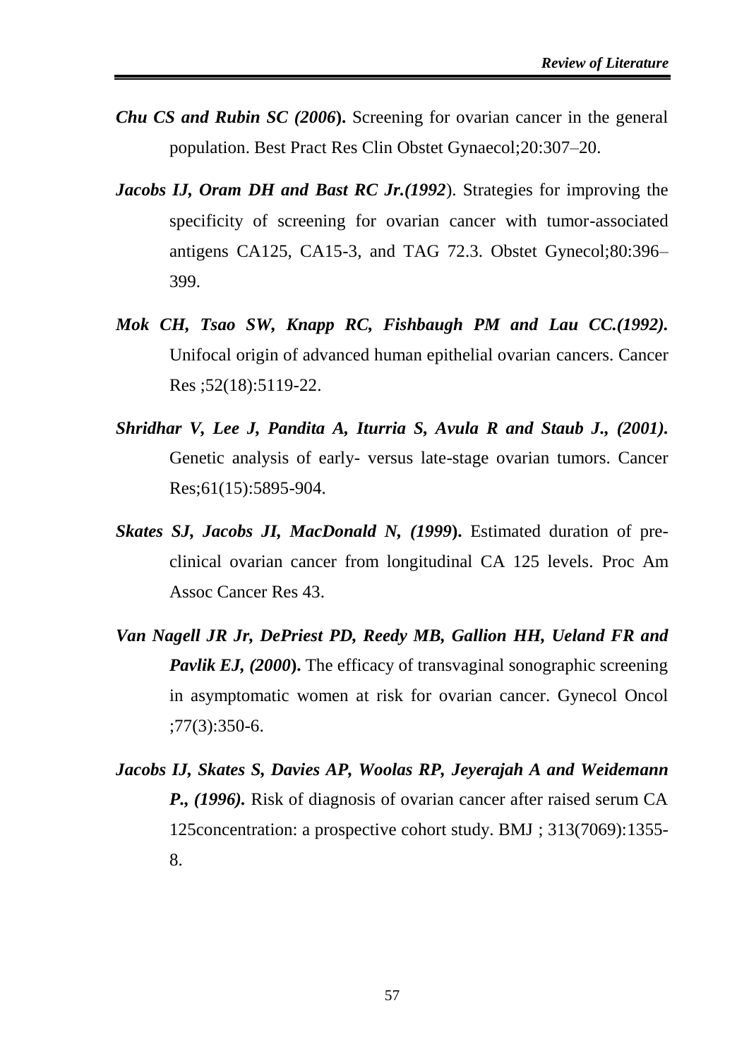***Chu CS and Rubin SC (2006*).** Screening for ovarian cancer in the general population. Best Pract Res Clin Obstet Gynaecol;20:307–20.

***Jacobs IJ, Oram DH and Bast RC Jr.(1992***). Strategies for improving the specificity of screening for ovarian cancer with tumor-associated antigens CA125, CA15-3, and TAG 72.3. Obstet Gynecol;80:396–399.

***Mok CH, Tsao SW, Knapp RC, Fishbaugh PM and Lau CC.(1992).*** Unifocal origin of advanced human epithelial ovarian cancers. Cancer Res ;52(18):5119-22.

***Shridhar V, Lee J, Pandita A, Iturria S, Avula R and Staub J., (2001).*** Genetic analysis of early- versus late-stage ovarian tumors. Cancer Res;61(15):5895-904.

***Skates SJ, Jacobs JI, MacDonald N, (1999*).** Estimated duration of pre-clinical ovarian cancer from longitudinal CA 125 levels. Proc Am Assoc Cancer Res 43.

***Van Nagell JR Jr, DePriest PD, Reedy MB, Gallion HH, Ueland FR and Pavlik EJ, (2000*).** The efficacy of transvaginal sonographic screening in asymptomatic women at risk for ovarian cancer. Gynecol Oncol ;77(3):350-6.

***Jacobs IJ, Skates S, Davies AP, Woolas RP, Jeyerajah A and Weidemann P., (1996).*** Risk of diagnosis of ovarian cancer after raised serum CA 125concentration: a prospective cohort study. BMJ ; 313(7069):1355-8.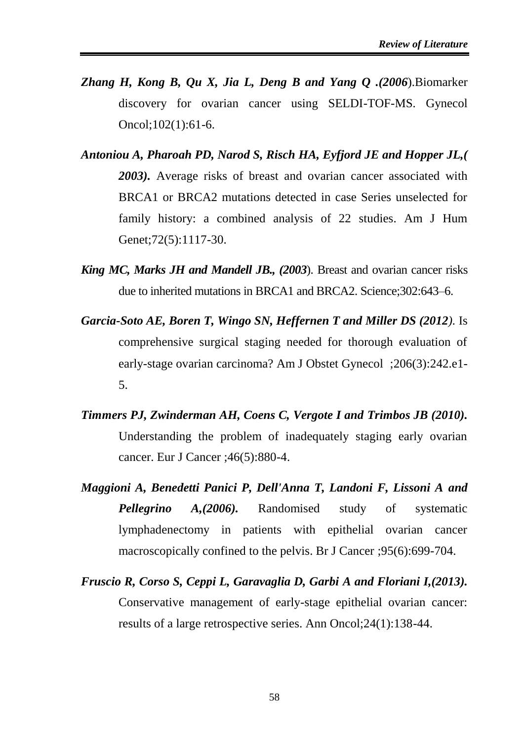***Zhang H, Kong B, Qu X, Jia L, Deng B and Yang Q .(2006***).Biomarker discovery for ovarian cancer using SELDI-TOF-MS. Gynecol Oncol;102(1):61-6.

***Antoniou A, Pharoah PD, Narod S, Risch HA, Eyfjord JE and Hopper JL,( 2003).*** Average risks of breast and ovarian cancer associated with BRCA1 or BRCA2 mutations detected in case Series unselected for family history: a combined analysis of 22 studies. Am J Hum Genet;72(5):1117-30.

***King MC, Marks JH and Mandell JB., (2003***). Breast and ovarian cancer risks due to inherited mutations in BRCA1 and BRCA2. Science;302:643–6.

***Garcia-Soto AE, Boren T, Wingo SN, Heffernen T and Miller DS (2012)***. Is comprehensive surgical staging needed for thorough evaluation of early-stage ovarian carcinoma? Am J Obstet Gynecol ;206(3):242.e1-5.

***Timmers PJ, Zwinderman AH, Coens C, Vergote I and Trimbos JB (2010).*** Understanding the problem of inadequately staging early ovarian cancer. Eur J Cancer ;46(5):880-4.

***Maggioni A, Benedetti Panici P, Dell'Anna T, Landoni F, Lissoni A and Pellegrino A,(2006).*** Randomised study of systematic lymphadenectomy in patients with epithelial ovarian cancer macroscopically confined to the pelvis. Br J Cancer ;95(6):699-704.

***Fruscio R, Corso S, Ceppi L, Garavaglia D, Garbi A and Floriani I,(2013).*** Conservative management of early-stage epithelial ovarian cancer: results of a large retrospective series. Ann Oncol;24(1):138-44.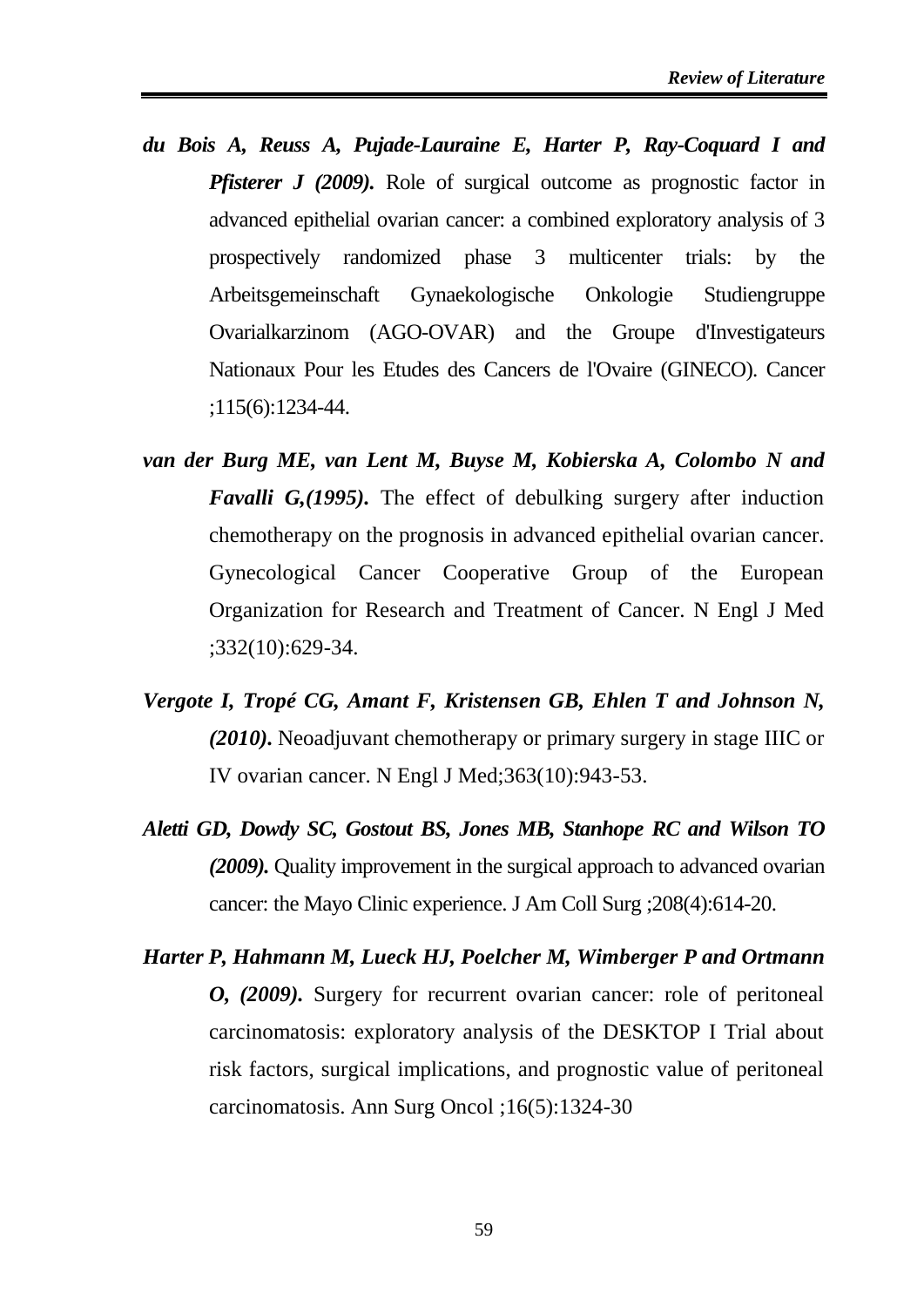***du Bois A, Reuss A, Pujade-Lauraine E, Harter P, Ray-Coquard I and Pfisterer J (2009).*** Role of surgical outcome as prognostic factor in advanced epithelial ovarian cancer: a combined exploratory analysis of 3 prospectively randomized phase 3 multicenter trials: by the Arbeitsgemeinschaft Gynaekologische Onkologie Studiengruppe Ovarialkarzinom (AGO-OVAR) and the Groupe d'Investigateurs Nationaux Pour les Etudes des Cancers de l'Ovaire (GINECO). Cancer ;115(6):1234-44.

***van der Burg ME, van Lent M, Buyse M, Kobierska A, Colombo N and Favalli G,(1995).*** The effect of debulking surgery after induction chemotherapy on the prognosis in advanced epithelial ovarian cancer. Gynecological Cancer Cooperative Group of the European Organization for Research and Treatment of Cancer. N Engl J Med ;332(10):629-34.

***Vergote I, Tropé CG, Amant F, Kristensen GB, Ehlen T and Johnson N, (2010).*** Neoadjuvant chemotherapy or primary surgery in stage IIIC or IV ovarian cancer. N Engl J Med;363(10):943-53.

***Aletti GD, Dowdy SC, Gostout BS, Jones MB, Stanhope RC and Wilson TO (2009).*** Quality improvement in the surgical approach to advanced ovarian cancer: the Mayo Clinic experience. J Am Coll Surg ;208(4):614-20.

***Harter P, Hahmann M, Lueck HJ, Poelcher M, Wimberger P and Ortmann O, (2009).*** Surgery for recurrent ovarian cancer: role of peritoneal carcinomatosis: exploratory analysis of the DESKTOP I Trial about risk factors, surgical implications, and prognostic value of peritoneal carcinomatosis. Ann Surg Oncol ;16(5):1324-30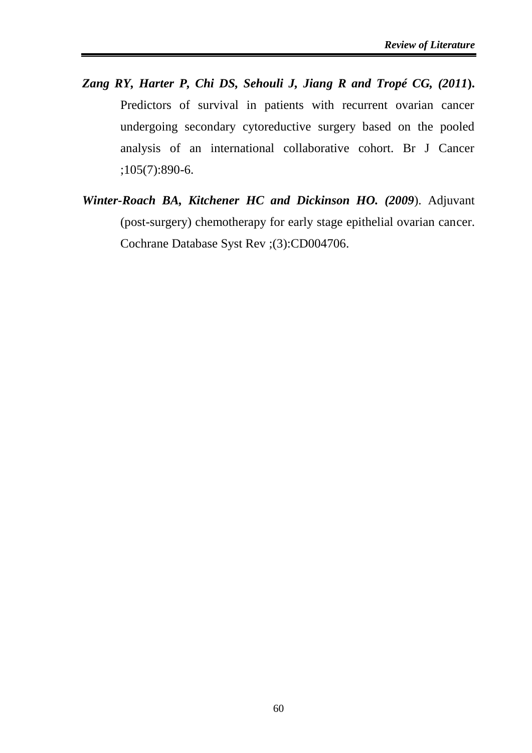***Zang RY, Harter P, Chi DS, Sehouli J, Jiang R and Tropé CG, (2011*).** Predictors of survival in patients with recurrent ovarian cancer undergoing secondary cytoreductive surgery based on the pooled analysis of an international collaborative cohort. Br J Cancer ;105(7):890-6.

***Winter-Roach BA, Kitchener HC and Dickinson HO. (2009*).** Adjuvant (post-surgery) chemotherapy for early stage epithelial ovarian cancer. Cochrane Database Syst Rev ;(3):CD004706.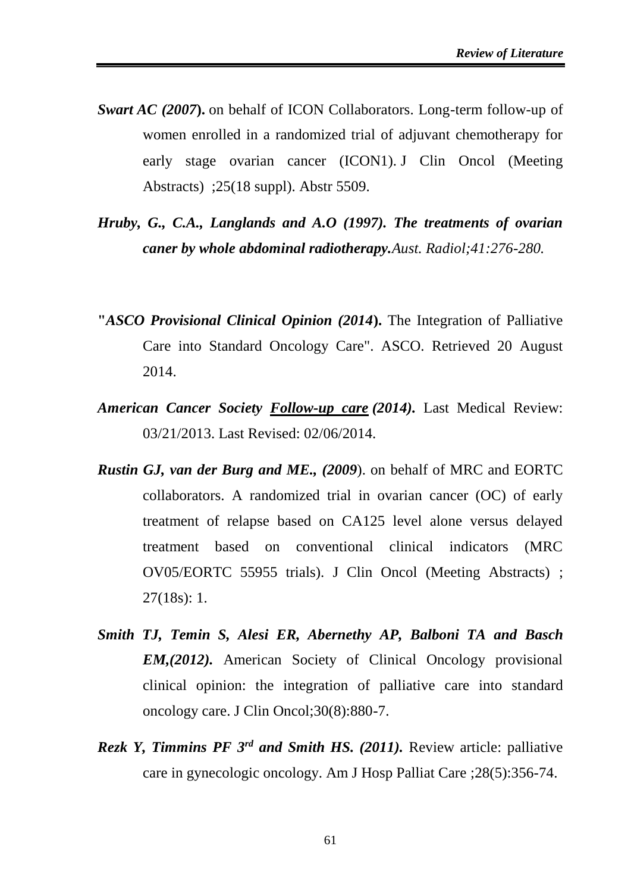***Swart AC (2007*).** on behalf of ICON Collaborators. Long-term follow-up of women enrolled in a randomized trial of adjuvant chemotherapy for early stage ovarian cancer (ICON1). J Clin Oncol (Meeting Abstracts) ;25(18 suppl). Abstr 5509.

***Hruby, G., C.A., Langlands and A.O (1997). The treatments of ovarian caner by whole abdominal radiotherapy.****Aust. Radiol;41:276-280.*

**"*ASCO Provisional Clinical Opinion (2014*).** The Integration of Palliative Care into Standard Oncology Care". ASCO. Retrieved 20 August 2014.

***American Cancer Society <u>Follow-up care</u> (2014).*** Last Medical Review: 03/21/2013. Last Revised: 02/06/2014.

***Rustin GJ, van der Burg and ME., (2009***). on behalf of MRC and EORTC collaborators. A randomized trial in ovarian cancer (OC) of early treatment of relapse based on CA125 level alone versus delayed treatment based on conventional clinical indicators (MRC OV05/EORTC 55955 trials). J Clin Oncol (Meeting Abstracts) ; 27(18s): 1.

***Smith TJ, Temin S, Alesi ER, Abernethy AP, Balboni TA and Basch EM,(2012).*** American Society of Clinical Oncology provisional clinical opinion: the integration of palliative care into standard oncology care. J Clin Oncol;30(8):880-7.

***Rezk Y, Timmins PF 3rd and Smith HS. (2011).*** Review article: palliative care in gynecologic oncology. Am J Hosp Palliat Care ;28(5):356-74.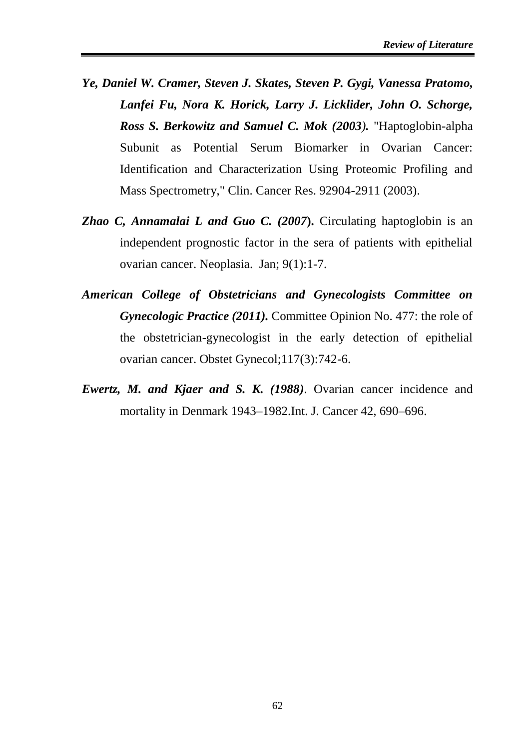***Ye, Daniel W. Cramer, Steven J. Skates, Steven P. Gygi, Vanessa Pratomo, Lanfei Fu, Nora K. Horick, Larry J. Licklider, John O. Schorge, Ross S. Berkowitz and Samuel C. Mok (2003).*** "Haptoglobin-alpha Subunit as Potential Serum Biomarker in Ovarian Cancer: Identification and Characterization Using Proteomic Profiling and Mass Spectrometry," Clin. Cancer Res. 92904-2911 (2003).

***Zhao C, Annamalai L and Guo C. (2007*****).** Circulating haptoglobin is an independent prognostic factor in the sera of patients with epithelial ovarian cancer. Neoplasia. Jan; 9(1):1-7.

***American College of Obstetricians and Gynecologists Committee on Gynecologic Practice (2011)*****.** Committee Opinion No. 477: the role of the obstetrician-gynecologist in the early detection of epithelial ovarian cancer. Obstet Gynecol;117(3):742-6.

***Ewertz, M. and Kjaer and S. K. (1988)***. Ovarian cancer incidence and mortality in Denmark 1943–1982.Int. J. Cancer 42, 690–696.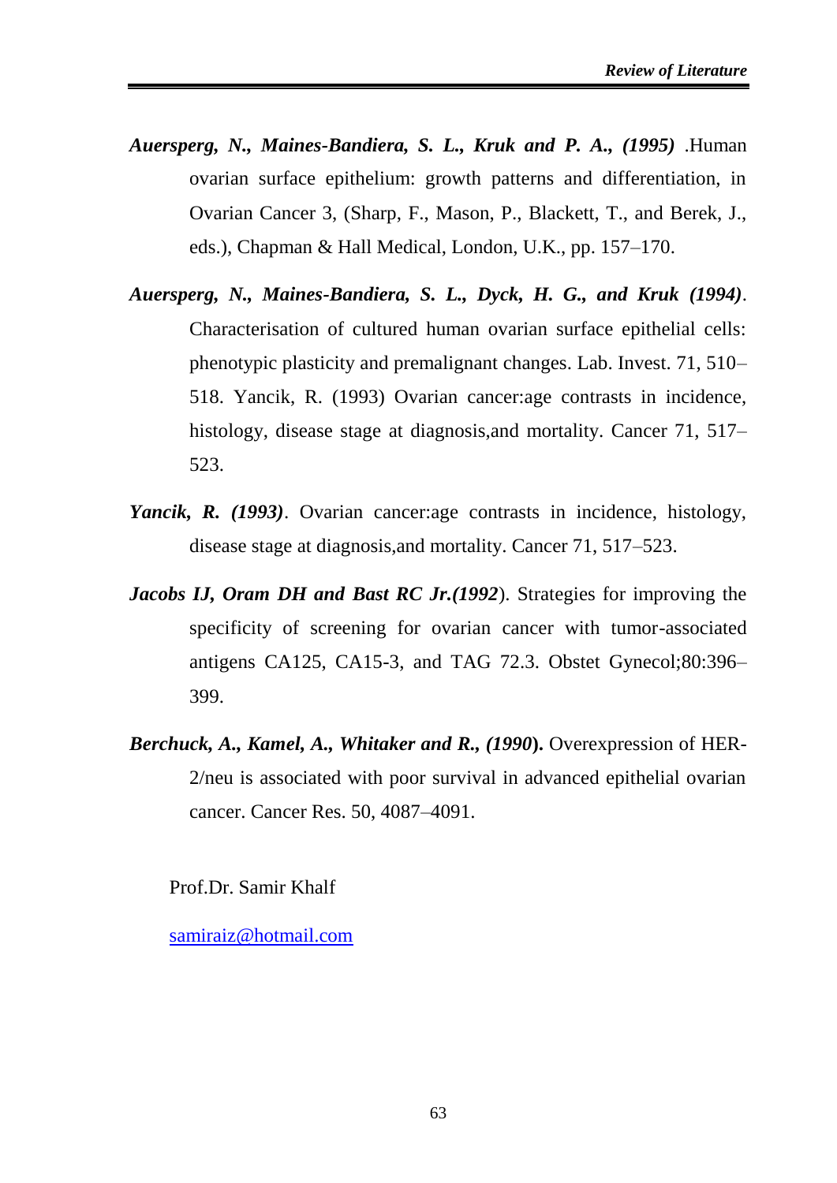***Auersperg, N., Maines-Bandiera, S. L., Kruk and P. A., (1995)*** .Human ovarian surface epithelium: growth patterns and differentiation, in Ovarian Cancer 3, (Sharp, F., Mason, P., Blackett, T., and Berek, J., eds.), Chapman & Hall Medical, London, U.K., pp. 157–170.

***Auersperg, N., Maines-Bandiera, S. L., Dyck, H. G., and Kruk (1994)***. Characterisation of cultured human ovarian surface epithelial cells: phenotypic plasticity and premalignant changes. Lab. Invest. 71, 510–518. Yancik, R. (1993) Ovarian cancer:age contrasts in incidence, histology, disease stage at diagnosis,and mortality. Cancer 71, 517–523.

***Yancik, R. (1993)***. Ovarian cancer:age contrasts in incidence, histology, disease stage at diagnosis,and mortality. Cancer 71, 517–523.

***Jacobs IJ, Oram DH and Bast RC Jr.(1992***). Strategies for improving the specificity of screening for ovarian cancer with tumor-associated antigens CA125, CA15-3, and TAG 72.3. Obstet Gynecol;80:396–399.

***Berchuck, A., Kamel, A., Whitaker and R., (1990*)**. Overexpression of HER-2/neu is associated with poor survival in advanced epithelial ovarian cancer. Cancer Res. 50, 4087–4091.

Prof.Dr. Samir Khalf

samiraiz@hotmail.com